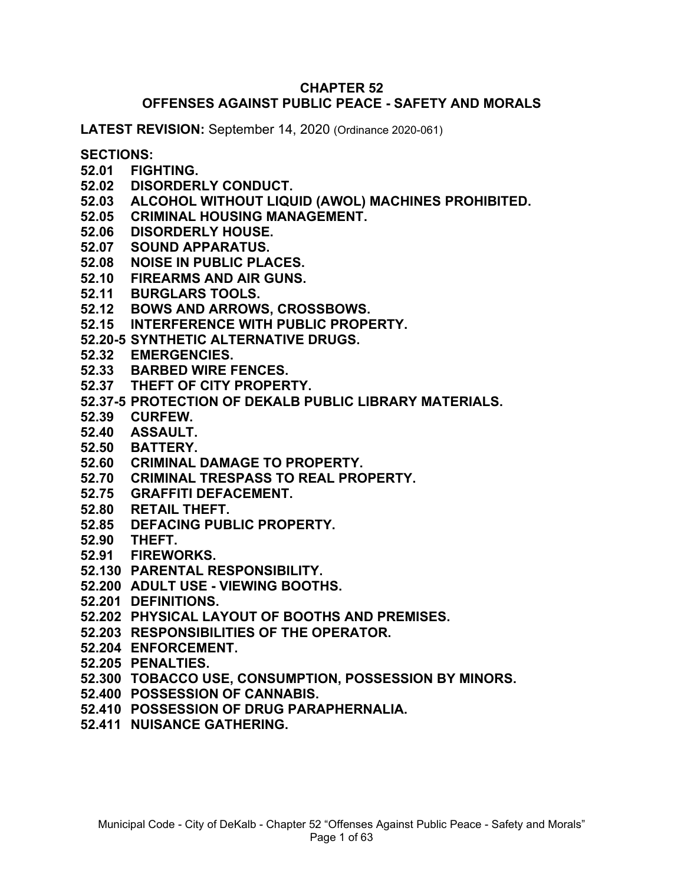# CHAPTER 52
# OFFENSES AGAINST PUBLIC PEACE - SAFETY AND MORALS

**LATEST REVISION:** September 14, 2020 (Ordinance 2020-061)

**SECTIONS:**

**52.01 FIGHTING.**
**52.02 DISORDERLY CONDUCT.**
**52.03 ALCOHOL WITHOUT LIQUID (AWOL) MACHINES PROHIBITED.**
**52.05 CRIMINAL HOUSING MANAGEMENT.**
**52.06 DISORDERLY HOUSE.**
**52.07 SOUND APPARATUS.**
**52.08 NOISE IN PUBLIC PLACES.**
**52.10 FIREARMS AND AIR GUNS.**
**52.11 BURGLARS TOOLS.**
**52.12 BOWS AND ARROWS, CROSSBOWS.**
**52.15 INTERFERENCE WITH PUBLIC PROPERTY.**
**52.20-5 SYNTHETIC ALTERNATIVE DRUGS.**
**52.32 EMERGENCIES.**
**52.33 BARBED WIRE FENCES.**
**52.37 THEFT OF CITY PROPERTY.**
**52.37-5 PROTECTION OF DEKALB PUBLIC LIBRARY MATERIALS.**
**52.39 CURFEW.**
**52.40 ASSAULT.**
**52.50 BATTERY.**
**52.60 CRIMINAL DAMAGE TO PROPERTY.**
**52.70 CRIMINAL TRESPASS TO REAL PROPERTY.**
**52.75 GRAFFITI DEFACEMENT.**
**52.80 RETAIL THEFT.**
**52.85 DEFACING PUBLIC PROPERTY.**
**52.90 THEFT.**
**52.91 FIREWORKS.**
**52.130 PARENTAL RESPONSIBILITY.**
**52.200 ADULT USE - VIEWING BOOTHS.**
**52.201 DEFINITIONS.**
**52.202 PHYSICAL LAYOUT OF BOOTHS AND PREMISES.**
**52.203 RESPONSIBILITIES OF THE OPERATOR.**
**52.204 ENFORCEMENT.**
**52.205 PENALTIES.**
**52.300 TOBACCO USE, CONSUMPTION, POSSESSION BY MINORS.**
**52.400 POSSESSION OF CANNABIS.**
**52.410 POSSESSION OF DRUG PARAPHERNALIA.**
**52.411 NUISANCE GATHERING.**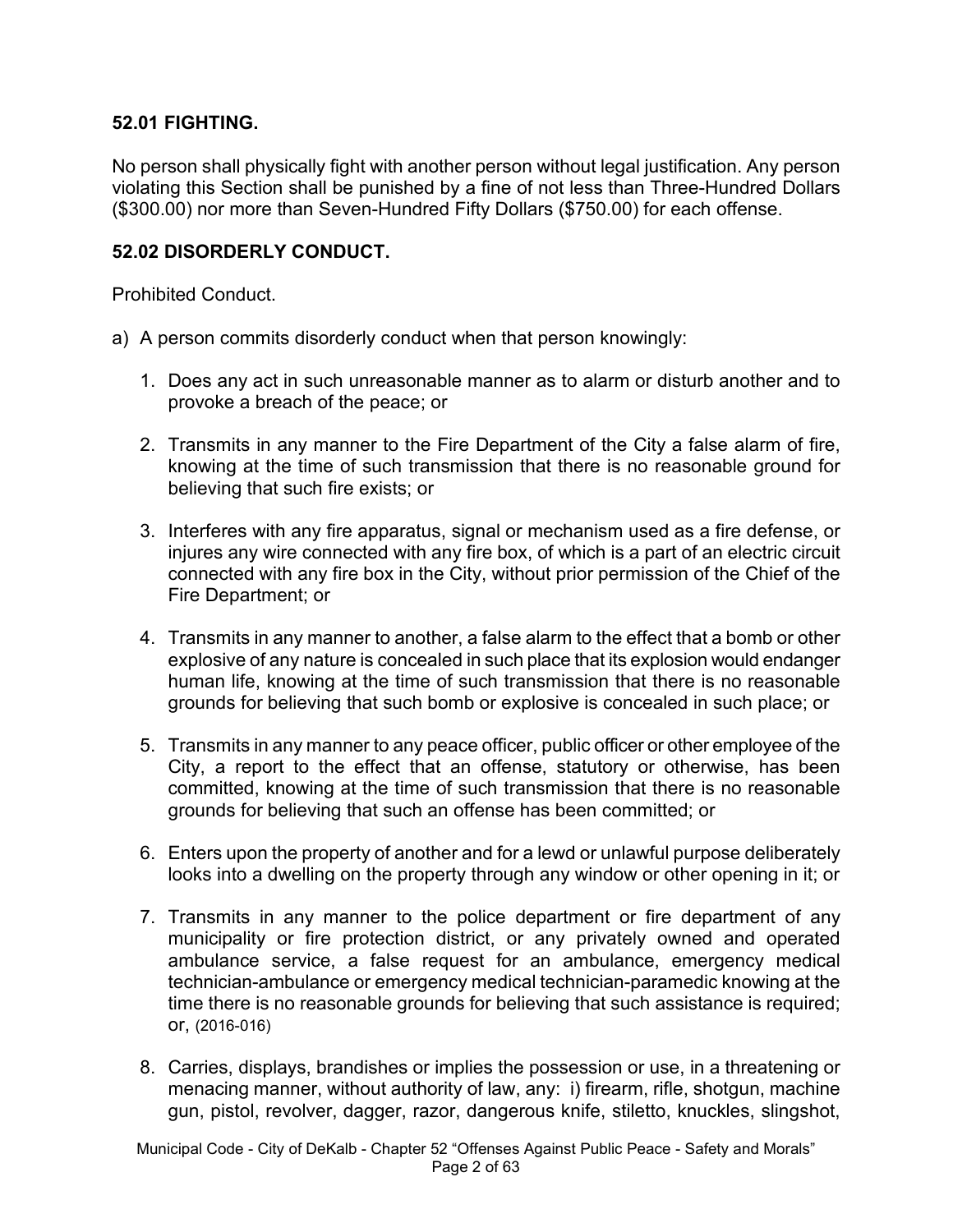### 52.01 FIGHTING.

No person shall physically fight with another person without legal justification. Any person violating this Section shall be punished by a fine of not less than Three-Hundred Dollars ($300.00) nor more than Seven-Hundred Fifty Dollars ($750.00) for each offense.

### 52.02 DISORDERLY CONDUCT.

Prohibited Conduct.

a) A person commits disorderly conduct when that person knowingly:

1. Does any act in such unreasonable manner as to alarm or disturb another and to provoke a breach of the peace; or

2. Transmits in any manner to the Fire Department of the City a false alarm of fire, knowing at the time of such transmission that there is no reasonable ground for believing that such fire exists; or

3. Interferes with any fire apparatus, signal or mechanism used as a fire defense, or injures any wire connected with any fire box, of which is a part of an electric circuit connected with any fire box in the City, without prior permission of the Chief of the Fire Department; or

4. Transmits in any manner to another, a false alarm to the effect that a bomb or other explosive of any nature is concealed in such place that its explosion would endanger human life, knowing at the time of such transmission that there is no reasonable grounds for believing that such bomb or explosive is concealed in such place; or

5. Transmits in any manner to any peace officer, public officer or other employee of the City, a report to the effect that an offense, statutory or otherwise, has been committed, knowing at the time of such transmission that there is no reasonable grounds for believing that such an offense has been committed; or

6. Enters upon the property of another and for a lewd or unlawful purpose deliberately looks into a dwelling on the property through any window or other opening in it; or

7. Transmits in any manner to the police department or fire department of any municipality or fire protection district, or any privately owned and operated ambulance service, a false request for an ambulance, emergency medical technician-ambulance or emergency medical technician-paramedic knowing at the time there is no reasonable grounds for believing that such assistance is required; or, (2016-016)

8. Carries, displays, brandishes or implies the possession or use, in a threatening or menacing manner, without authority of law, any: i) firearm, rifle, shotgun, machine gun, pistol, revolver, dagger, razor, dangerous knife, stiletto, knuckles, slingshot,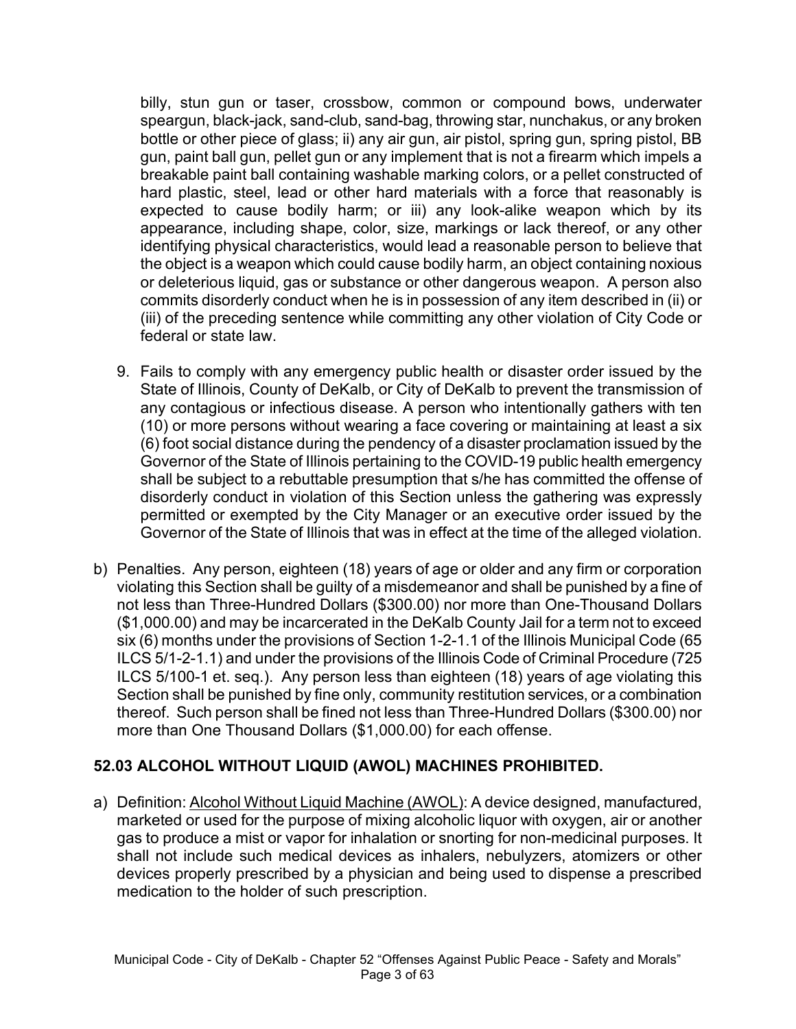billy, stun gun or taser, crossbow, common or compound bows, underwater speargun, black-jack, sand-club, sand-bag, throwing star, nunchakus, or any broken bottle or other piece of glass; ii) any air gun, air pistol, spring gun, spring pistol, BB gun, paint ball gun, pellet gun or any implement that is not a firearm which impels a breakable paint ball containing washable marking colors, or a pellet constructed of hard plastic, steel, lead or other hard materials with a force that reasonably is expected to cause bodily harm; or iii) any look-alike weapon which by its appearance, including shape, color, size, markings or lack thereof, or any other identifying physical characteristics, would lead a reasonable person to believe that the object is a weapon which could cause bodily harm, an object containing noxious or deleterious liquid, gas or substance or other dangerous weapon. A person also commits disorderly conduct when he is in possession of any item described in (ii) or (iii) of the preceding sentence while committing any other violation of City Code or federal or state law.

9. Fails to comply with any emergency public health or disaster order issued by the State of Illinois, County of DeKalb, or City of DeKalb to prevent the transmission of any contagious or infectious disease. A person who intentionally gathers with ten (10) or more persons without wearing a face covering or maintaining at least a six (6) foot social distance during the pendency of a disaster proclamation issued by the Governor of the State of Illinois pertaining to the COVID-19 public health emergency shall be subject to a rebuttable presumption that s/he has committed the offense of disorderly conduct in violation of this Section unless the gathering was expressly permitted or exempted by the City Manager or an executive order issued by the Governor of the State of Illinois that was in effect at the time of the alleged violation.

b) Penalties. Any person, eighteen (18) years of age or older and any firm or corporation violating this Section shall be guilty of a misdemeanor and shall be punished by a fine of not less than Three-Hundred Dollars ($300.00) nor more than One-Thousand Dollars ($1,000.00) and may be incarcerated in the DeKalb County Jail for a term not to exceed six (6) months under the provisions of Section 1-2-1.1 of the Illinois Municipal Code (65 ILCS 5/1-2-1.1) and under the provisions of the Illinois Code of Criminal Procedure (725 ILCS 5/100-1 et. seq.). Any person less than eighteen (18) years of age violating this Section shall be punished by fine only, community restitution services, or a combination thereof. Such person shall be fined not less than Three-Hundred Dollars ($300.00) nor more than One Thousand Dollars ($1,000.00) for each offense.

## 52.03 ALCOHOL WITHOUT LIQUID (AWOL) MACHINES PROHIBITED.

a) Definition: Alcohol Without Liquid Machine (AWOL): A device designed, manufactured, marketed or used for the purpose of mixing alcoholic liquor with oxygen, air or another gas to produce a mist or vapor for inhalation or snorting for non-medicinal purposes. It shall not include such medical devices as inhalers, nebulyzers, atomizers or other devices properly prescribed by a physician and being used to dispense a prescribed medication to the holder of such prescription.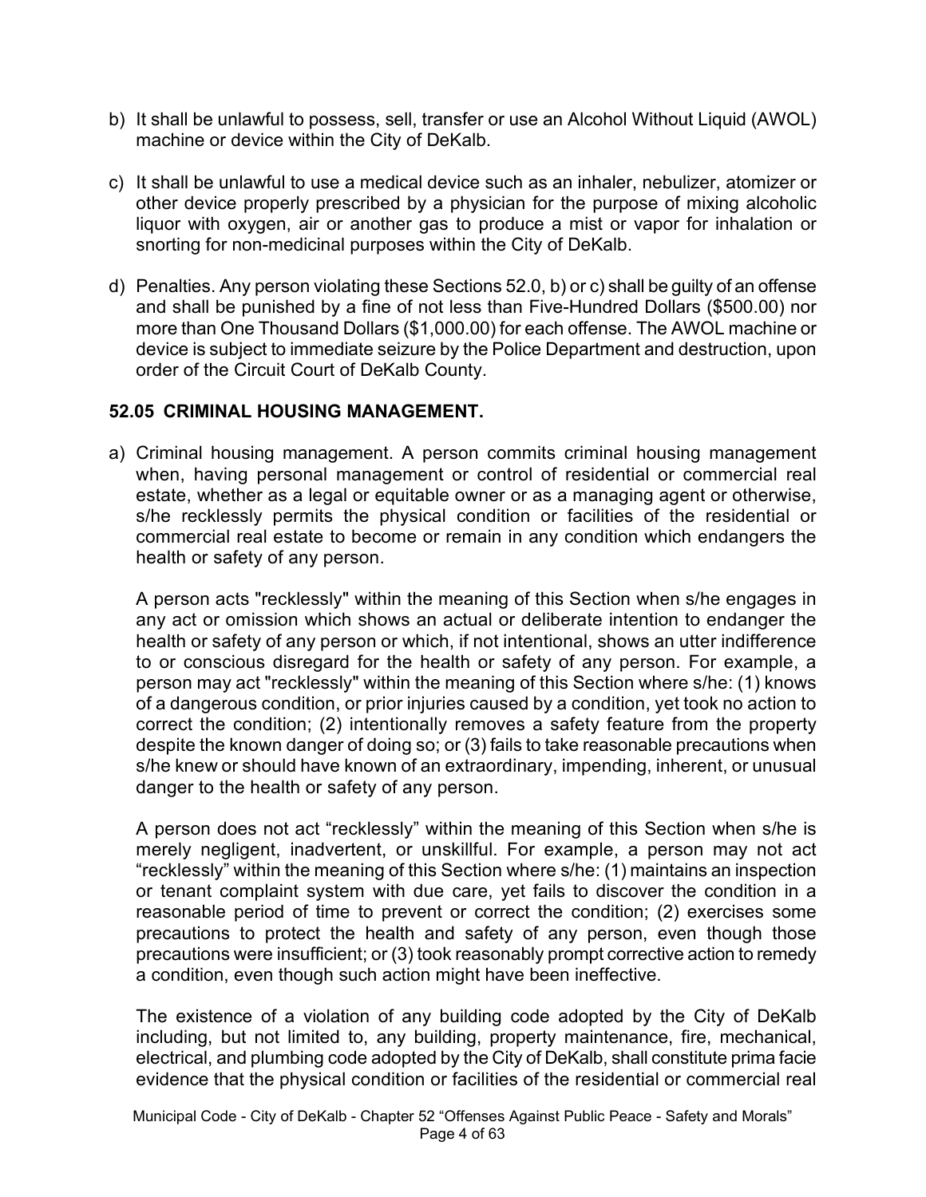b) It shall be unlawful to possess, sell, transfer or use an Alcohol Without Liquid (AWOL) machine or device within the City of DeKalb.

c) It shall be unlawful to use a medical device such as an inhaler, nebulizer, atomizer or other device properly prescribed by a physician for the purpose of mixing alcoholic liquor with oxygen, air or another gas to produce a mist or vapor for inhalation or snorting for non-medicinal purposes within the City of DeKalb.

d) Penalties. Any person violating these Sections 52.0, b) or c) shall be guilty of an offense and shall be punished by a fine of not less than Five-Hundred Dollars ($500.00) nor more than One Thousand Dollars ($1,000.00) for each offense. The AWOL machine or device is subject to immediate seizure by the Police Department and destruction, upon order of the Circuit Court of DeKalb County.

## 52.05 CRIMINAL HOUSING MANAGEMENT.

a) Criminal housing management. A person commits criminal housing management when, having personal management or control of residential or commercial real estate, whether as a legal or equitable owner or as a managing agent or otherwise, s/he recklessly permits the physical condition or facilities of the residential or commercial real estate to become or remain in any condition which endangers the health or safety of any person.

   A person acts "recklessly" within the meaning of this Section when s/he engages in any act or omission which shows an actual or deliberate intention to endanger the health or safety of any person or which, if not intentional, shows an utter indifference to or conscious disregard for the health or safety of any person. For example, a person may act "recklessly" within the meaning of this Section where s/he: (1) knows of a dangerous condition, or prior injuries caused by a condition, yet took no action to correct the condition; (2) intentionally removes a safety feature from the property despite the known danger of doing so; or (3) fails to take reasonable precautions when s/he knew or should have known of an extraordinary, impending, inherent, or unusual danger to the health or safety of any person.

   A person does not act "recklessly" within the meaning of this Section when s/he is merely negligent, inadvertent, or unskillful. For example, a person may not act "recklessly" within the meaning of this Section where s/he: (1) maintains an inspection or tenant complaint system with due care, yet fails to discover the condition in a reasonable period of time to prevent or correct the condition; (2) exercises some precautions to protect the health and safety of any person, even though those precautions were insufficient; or (3) took reasonably prompt corrective action to remedy a condition, even though such action might have been ineffective.

   The existence of a violation of any building code adopted by the City of DeKalb including, but not limited to, any building, property maintenance, fire, mechanical, electrical, and plumbing code adopted by the City of DeKalb, shall constitute prima facie evidence that the physical condition or facilities of the residential or commercial real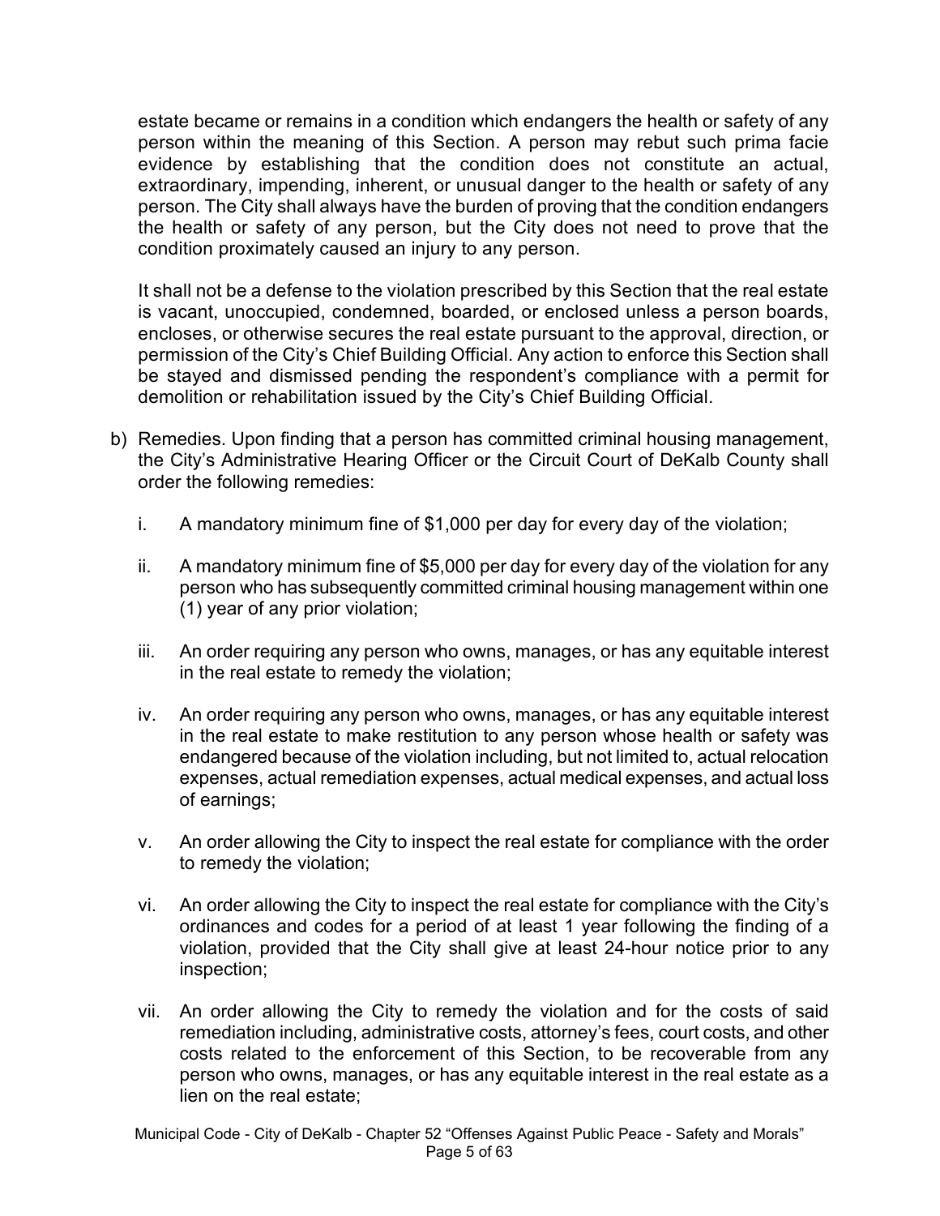estate became or remains in a condition which endangers the health or safety of any person within the meaning of this Section. A person may rebut such prima facie evidence by establishing that the condition does not constitute an actual, extraordinary, impending, inherent, or unusual danger to the health or safety of any person. The City shall always have the burden of proving that the condition endangers the health or safety of any person, but the City does not need to prove that the condition proximately caused an injury to any person.

It shall not be a defense to the violation prescribed by this Section that the real estate is vacant, unoccupied, condemned, boarded, or enclosed unless a person boards, encloses, or otherwise secures the real estate pursuant to the approval, direction, or permission of the City's Chief Building Official. Any action to enforce this Section shall be stayed and dismissed pending the respondent's compliance with a permit for demolition or rehabilitation issued by the City's Chief Building Official.

b) Remedies. Upon finding that a person has committed criminal housing management, the City's Administrative Hearing Officer or the Circuit Court of DeKalb County shall order the following remedies:

   i. A mandatory minimum fine of $1,000 per day for every day of the violation;

   ii. A mandatory minimum fine of $5,000 per day for every day of the violation for any person who has subsequently committed criminal housing management within one (1) year of any prior violation;

   iii. An order requiring any person who owns, manages, or has any equitable interest in the real estate to remedy the violation;

   iv. An order requiring any person who owns, manages, or has any equitable interest in the real estate to make restitution to any person whose health or safety was endangered because of the violation including, but not limited to, actual relocation expenses, actual remediation expenses, actual medical expenses, and actual loss of earnings;

   v. An order allowing the City to inspect the real estate for compliance with the order to remedy the violation;

   vi. An order allowing the City to inspect the real estate for compliance with the City's ordinances and codes for a period of at least 1 year following the finding of a violation, provided that the City shall give at least 24-hour notice prior to any inspection;

   vii. An order allowing the City to remedy the violation and for the costs of said remediation including, administrative costs, attorney's fees, court costs, and other costs related to the enforcement of this Section, to be recoverable from any person who owns, manages, or has any equitable interest in the real estate as a lien on the real estate;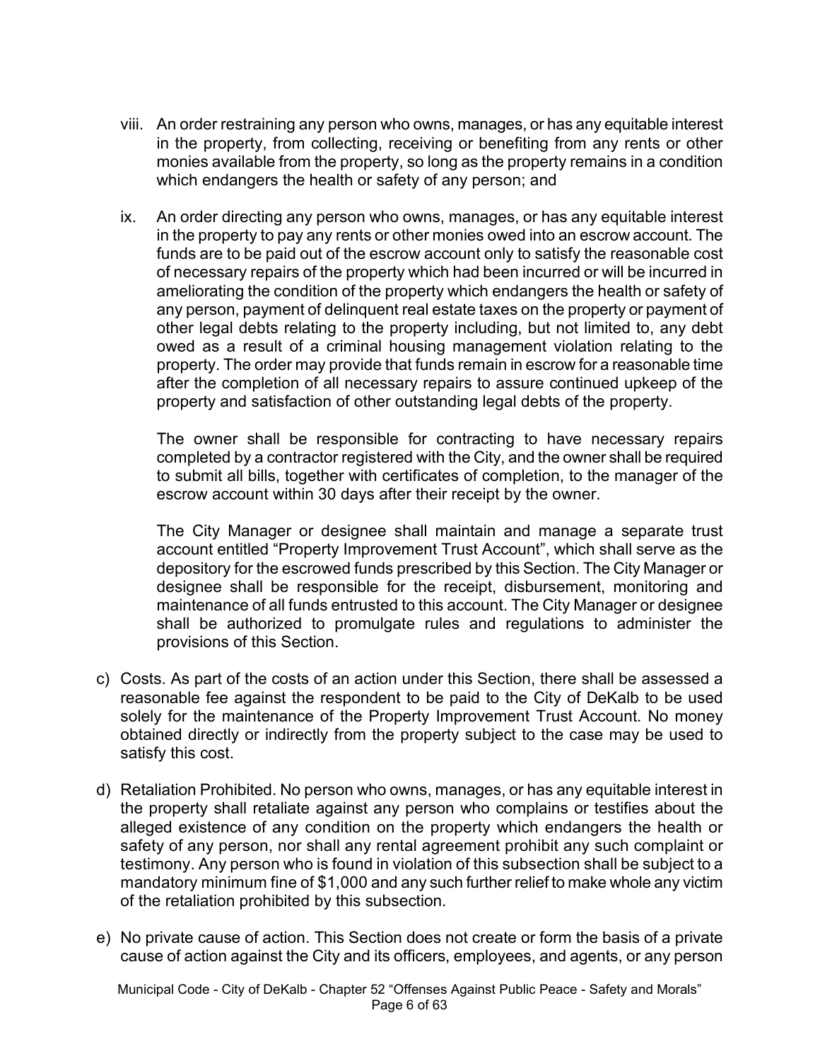viii. An order restraining any person who owns, manages, or has any equitable interest in the property, from collecting, receiving or benefiting from any rents or other monies available from the property, so long as the property remains in a condition which endangers the health or safety of any person; and

ix. An order directing any person who owns, manages, or has any equitable interest in the property to pay any rents or other monies owed into an escrow account. The funds are to be paid out of the escrow account only to satisfy the reasonable cost of necessary repairs of the property which had been incurred or will be incurred in ameliorating the condition of the property which endangers the health or safety of any person, payment of delinquent real estate taxes on the property or payment of other legal debts relating to the property including, but not limited to, any debt owed as a result of a criminal housing management violation relating to the property. The order may provide that funds remain in escrow for a reasonable time after the completion of all necessary repairs to assure continued upkeep of the property and satisfaction of other outstanding legal debts of the property.

   The owner shall be responsible for contracting to have necessary repairs completed by a contractor registered with the City, and the owner shall be required to submit all bills, together with certificates of completion, to the manager of the escrow account within 30 days after their receipt by the owner.

   The City Manager or designee shall maintain and manage a separate trust account entitled "Property Improvement Trust Account", which shall serve as the depository for the escrowed funds prescribed by this Section. The City Manager or designee shall be responsible for the receipt, disbursement, monitoring and maintenance of all funds entrusted to this account. The City Manager or designee shall be authorized to promulgate rules and regulations to administer the provisions of this Section.

c) Costs. As part of the costs of an action under this Section, there shall be assessed a reasonable fee against the respondent to be paid to the City of DeKalb to be used solely for the maintenance of the Property Improvement Trust Account. No money obtained directly or indirectly from the property subject to the case may be used to satisfy this cost.

d) Retaliation Prohibited. No person who owns, manages, or has any equitable interest in the property shall retaliate against any person who complains or testifies about the alleged existence of any condition on the property which endangers the health or safety of any person, nor shall any rental agreement prohibit any such complaint or testimony. Any person who is found in violation of this subsection shall be subject to a mandatory minimum fine of $1,000 and any such further relief to make whole any victim of the retaliation prohibited by this subsection.

e) No private cause of action. This Section does not create or form the basis of a private cause of action against the City and its officers, employees, and agents, or any person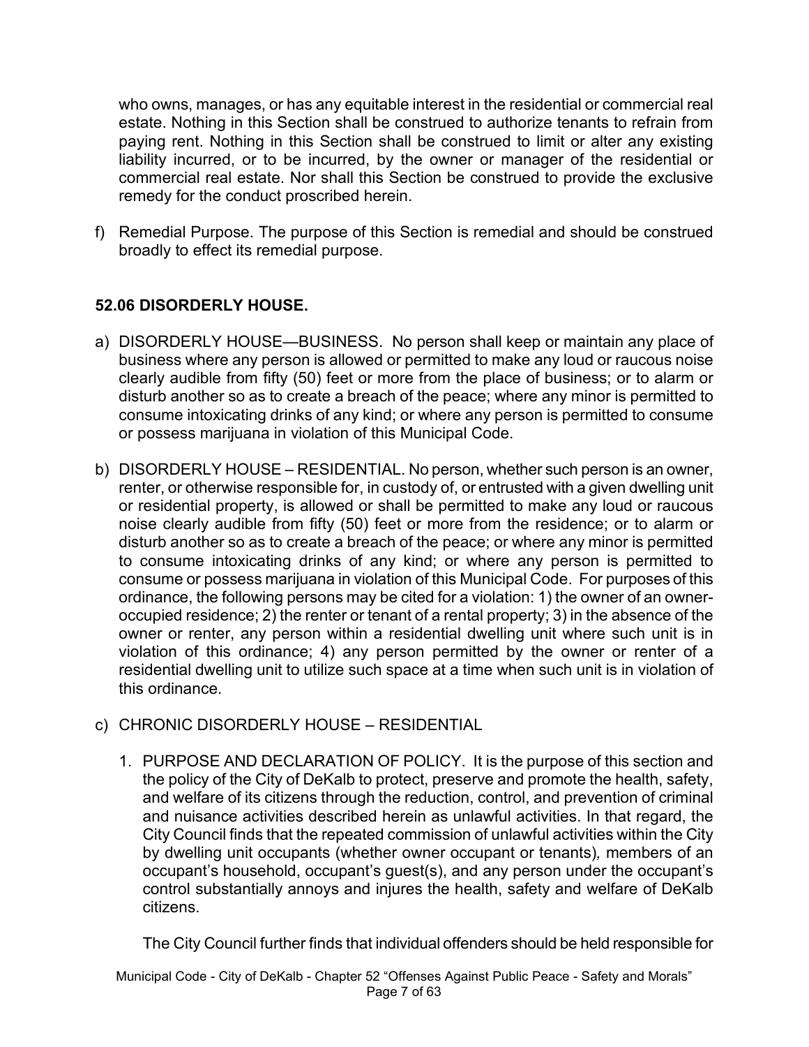who owns, manages, or has any equitable interest in the residential or commercial real estate. Nothing in this Section shall be construed to authorize tenants to refrain from paying rent. Nothing in this Section shall be construed to limit or alter any existing liability incurred, or to be incurred, by the owner or manager of the residential or commercial real estate. Nor shall this Section be construed to provide the exclusive remedy for the conduct proscribed herein.

f) Remedial Purpose. The purpose of this Section is remedial and should be construed broadly to effect its remedial purpose.

## 52.06 DISORDERLY HOUSE.

a) DISORDERLY HOUSE—BUSINESS. No person shall keep or maintain any place of business where any person is allowed or permitted to make any loud or raucous noise clearly audible from fifty (50) feet or more from the place of business; or to alarm or disturb another so as to create a breach of the peace; where any minor is permitted to consume intoxicating drinks of any kind; or where any person is permitted to consume or possess marijuana in violation of this Municipal Code.

b) DISORDERLY HOUSE – RESIDENTIAL. No person, whether such person is an owner, renter, or otherwise responsible for, in custody of, or entrusted with a given dwelling unit or residential property, is allowed or shall be permitted to make any loud or raucous noise clearly audible from fifty (50) feet or more from the residence; or to alarm or disturb another so as to create a breach of the peace; or where any minor is permitted to consume intoxicating drinks of any kind; or where any person is permitted to consume or possess marijuana in violation of this Municipal Code. For purposes of this ordinance, the following persons may be cited for a violation: 1) the owner of an owner-occupied residence; 2) the renter or tenant of a rental property; 3) in the absence of the owner or renter, any person within a residential dwelling unit where such unit is in violation of this ordinance; 4) any person permitted by the owner or renter of a residential dwelling unit to utilize such space at a time when such unit is in violation of this ordinance.

c) CHRONIC DISORDERLY HOUSE – RESIDENTIAL

1. PURPOSE AND DECLARATION OF POLICY. It is the purpose of this section and the policy of the City of DeKalb to protect, preserve and promote the health, safety, and welfare of its citizens through the reduction, control, and prevention of criminal and nuisance activities described herein as unlawful activities. In that regard, the City Council finds that the repeated commission of unlawful activities within the City by dwelling unit occupants (whether owner occupant or tenants)*,* members of an occupant's household, occupant's guest(s), and any person under the occupant's control substantially annoys and injures the health, safety and welfare of DeKalb citizens.

   The City Council further finds that individual offenders should be held responsible for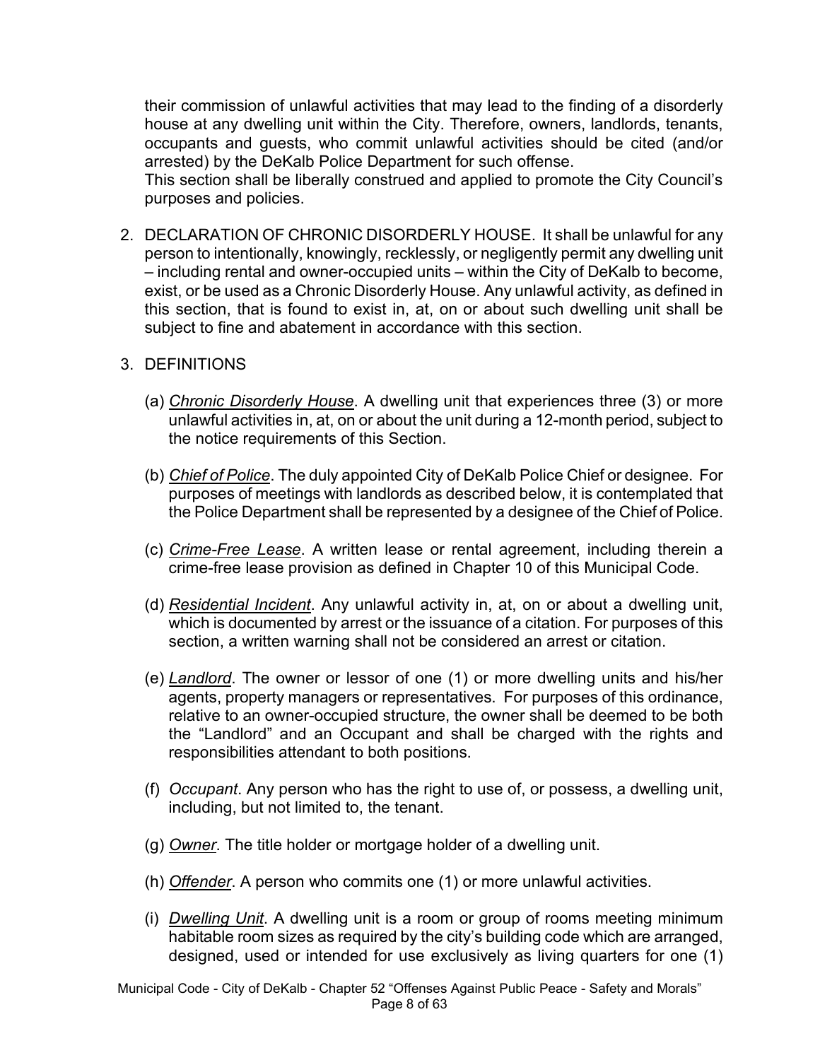their commission of unlawful activities that may lead to the finding of a disorderly house at any dwelling unit within the City. Therefore, owners, landlords, tenants, occupants and guests, who commit unlawful activities should be cited (and/or arrested) by the DeKalb Police Department for such offense.
This section shall be liberally construed and applied to promote the City Council's purposes and policies.

2. DECLARATION OF CHRONIC DISORDERLY HOUSE. It shall be unlawful for any person to intentionally, knowingly, recklessly, or negligently permit any dwelling unit – including rental and owner-occupied units – within the City of DeKalb to become, exist, or be used as a Chronic Disorderly House. Any unlawful activity, as defined in this section, that is found to exist in, at, on or about such dwelling unit shall be subject to fine and abatement in accordance with this section.

3. DEFINITIONS

   (a) *Chronic Disorderly House*. A dwelling unit that experiences three (3) or more unlawful activities in, at, on or about the unit during a 12-month period, subject to the notice requirements of this Section.

   (b) *Chief of Police*. The duly appointed City of DeKalb Police Chief or designee. For purposes of meetings with landlords as described below, it is contemplated that the Police Department shall be represented by a designee of the Chief of Police.

   (c) *Crime-Free Lease*. A written lease or rental agreement, including therein a crime-free lease provision as defined in Chapter 10 of this Municipal Code.

   (d) *Residential Incident*. Any unlawful activity in, at, on or about a dwelling unit, which is documented by arrest or the issuance of a citation. For purposes of this section, a written warning shall not be considered an arrest or citation.

   (e) *Landlord*. The owner or lessor of one (1) or more dwelling units and his/her agents, property managers or representatives. For purposes of this ordinance, relative to an owner-occupied structure, the owner shall be deemed to be both the "Landlord" and an Occupant and shall be charged with the rights and responsibilities attendant to both positions.

   (f) *Occupant*. Any person who has the right to use of, or possess, a dwelling unit, including, but not limited to, the tenant.

   (g) *Owner*. The title holder or mortgage holder of a dwelling unit.

   (h) *Offender*. A person who commits one (1) or more unlawful activities.

   (i) *Dwelling Unit*. A dwelling unit is a room or group of rooms meeting minimum habitable room sizes as required by the city's building code which are arranged, designed, used or intended for use exclusively as living quarters for one (1)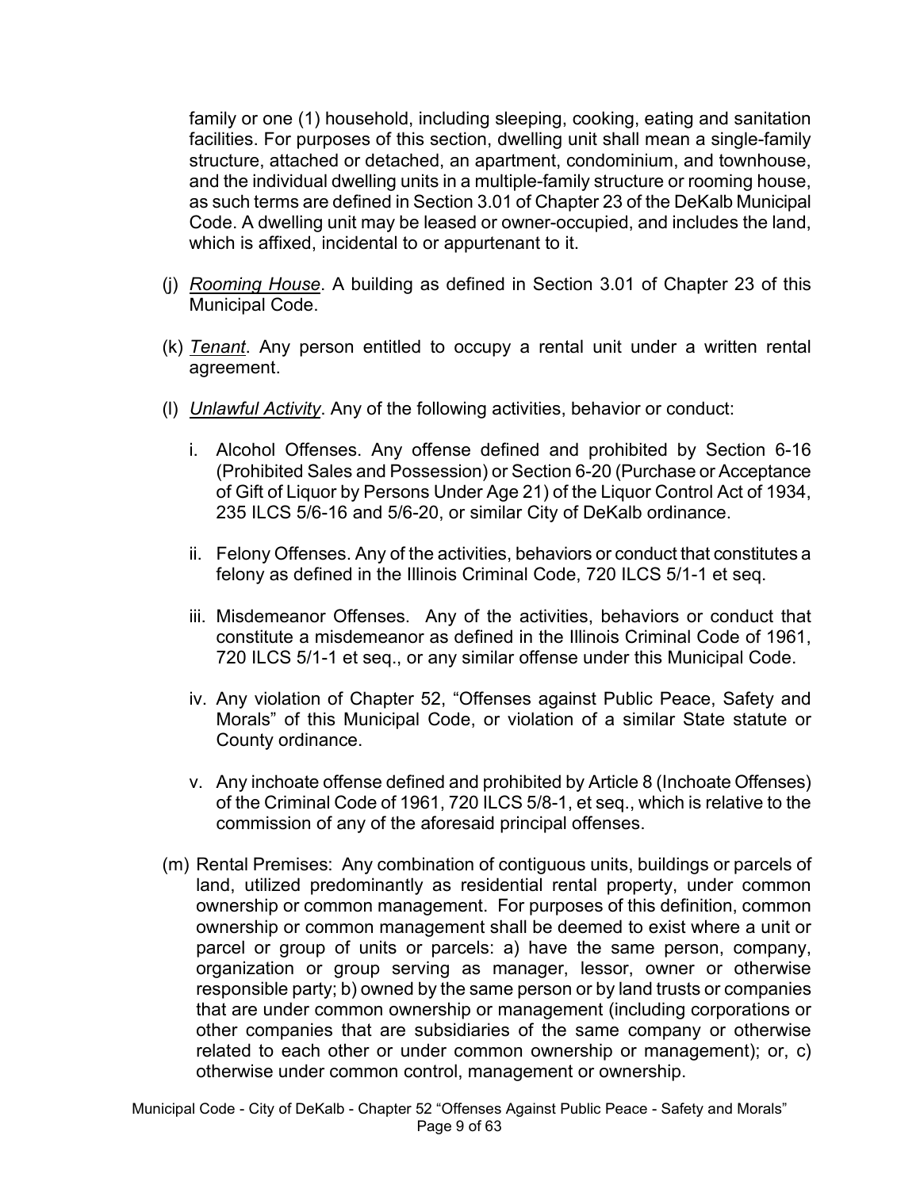family or one (1) household, including sleeping, cooking, eating and sanitation facilities. For purposes of this section, dwelling unit shall mean a single-family structure, attached or detached, an apartment, condominium, and townhouse, and the individual dwelling units in a multiple-family structure or rooming house, as such terms are defined in Section 3.01 of Chapter 23 of the DeKalb Municipal Code. A dwelling unit may be leased or owner-occupied, and includes the land, which is affixed, incidental to or appurtenant to it.

(j) *Rooming House*. A building as defined in Section 3.01 of Chapter 23 of this Municipal Code.

(k) *Tenant*. Any person entitled to occupy a rental unit under a written rental agreement.

(l) *Unlawful Activity*. Any of the following activities, behavior or conduct:

i. Alcohol Offenses. Any offense defined and prohibited by Section 6-16 (Prohibited Sales and Possession) or Section 6-20 (Purchase or Acceptance of Gift of Liquor by Persons Under Age 21) of the Liquor Control Act of 1934, 235 ILCS 5/6-16 and 5/6-20, or similar City of DeKalb ordinance.

ii. Felony Offenses. Any of the activities, behaviors or conduct that constitutes a felony as defined in the Illinois Criminal Code, 720 ILCS 5/1-1 et seq.

iii. Misdemeanor Offenses. Any of the activities, behaviors or conduct that constitute a misdemeanor as defined in the Illinois Criminal Code of 1961, 720 ILCS 5/1-1 et seq., or any similar offense under this Municipal Code.

iv. Any violation of Chapter 52, "Offenses against Public Peace, Safety and Morals" of this Municipal Code, or violation of a similar State statute or County ordinance.

v. Any inchoate offense defined and prohibited by Article 8 (Inchoate Offenses) of the Criminal Code of 1961, 720 ILCS 5/8-1, et seq., which is relative to the commission of any of the aforesaid principal offenses.

(m) Rental Premises: Any combination of contiguous units, buildings or parcels of land, utilized predominantly as residential rental property, under common ownership or common management. For purposes of this definition, common ownership or common management shall be deemed to exist where a unit or parcel or group of units or parcels: a) have the same person, company, organization or group serving as manager, lessor, owner or otherwise responsible party; b) owned by the same person or by land trusts or companies that are under common ownership or management (including corporations or other companies that are subsidiaries of the same company or otherwise related to each other or under common ownership or management); or, c) otherwise under common control, management or ownership.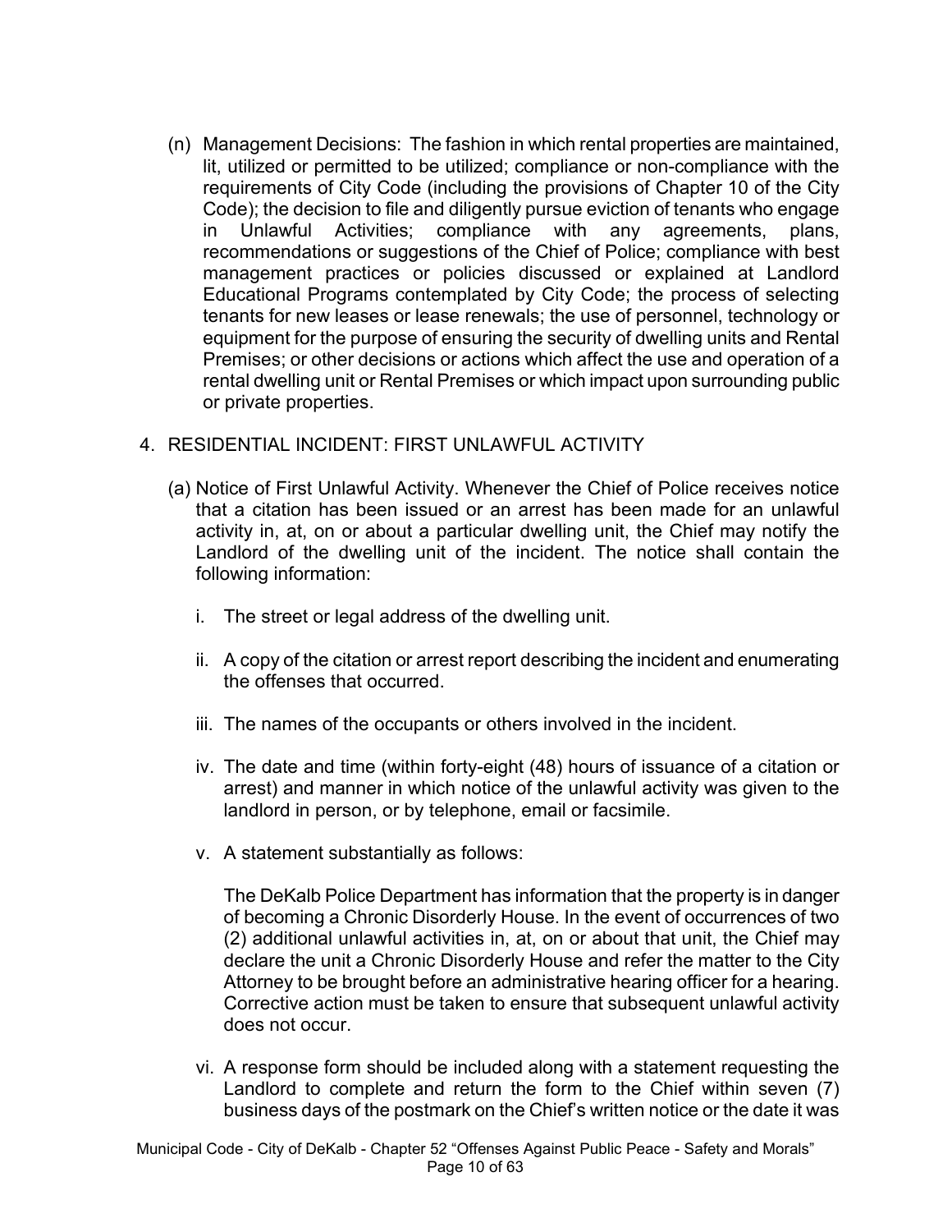(n) Management Decisions: The fashion in which rental properties are maintained, lit, utilized or permitted to be utilized; compliance or non-compliance with the requirements of City Code (including the provisions of Chapter 10 of the City Code); the decision to file and diligently pursue eviction of tenants who engage in Unlawful Activities; compliance with any agreements, plans, recommendations or suggestions of the Chief of Police; compliance with best management practices or policies discussed or explained at Landlord Educational Programs contemplated by City Code; the process of selecting tenants for new leases or lease renewals; the use of personnel, technology or equipment for the purpose of ensuring the security of dwelling units and Rental Premises; or other decisions or actions which affect the use and operation of a rental dwelling unit or Rental Premises or which impact upon surrounding public or private properties.

4. RESIDENTIAL INCIDENT: FIRST UNLAWFUL ACTIVITY

(a) Notice of First Unlawful Activity. Whenever the Chief of Police receives notice that a citation has been issued or an arrest has been made for an unlawful activity in, at, on or about a particular dwelling unit, the Chief may notify the Landlord of the dwelling unit of the incident. The notice shall contain the following information:

i. The street or legal address of the dwelling unit.

ii. A copy of the citation or arrest report describing the incident and enumerating the offenses that occurred.

iii. The names of the occupants or others involved in the incident.

iv. The date and time (within forty-eight (48) hours of issuance of a citation or arrest) and manner in which notice of the unlawful activity was given to the landlord in person, or by telephone, email or facsimile.

v. A statement substantially as follows:

The DeKalb Police Department has information that the property is in danger of becoming a Chronic Disorderly House. In the event of occurrences of two (2) additional unlawful activities in, at, on or about that unit, the Chief may declare the unit a Chronic Disorderly House and refer the matter to the City Attorney to be brought before an administrative hearing officer for a hearing. Corrective action must be taken to ensure that subsequent unlawful activity does not occur.

vi. A response form should be included along with a statement requesting the Landlord to complete and return the form to the Chief within seven (7) business days of the postmark on the Chief's written notice or the date it was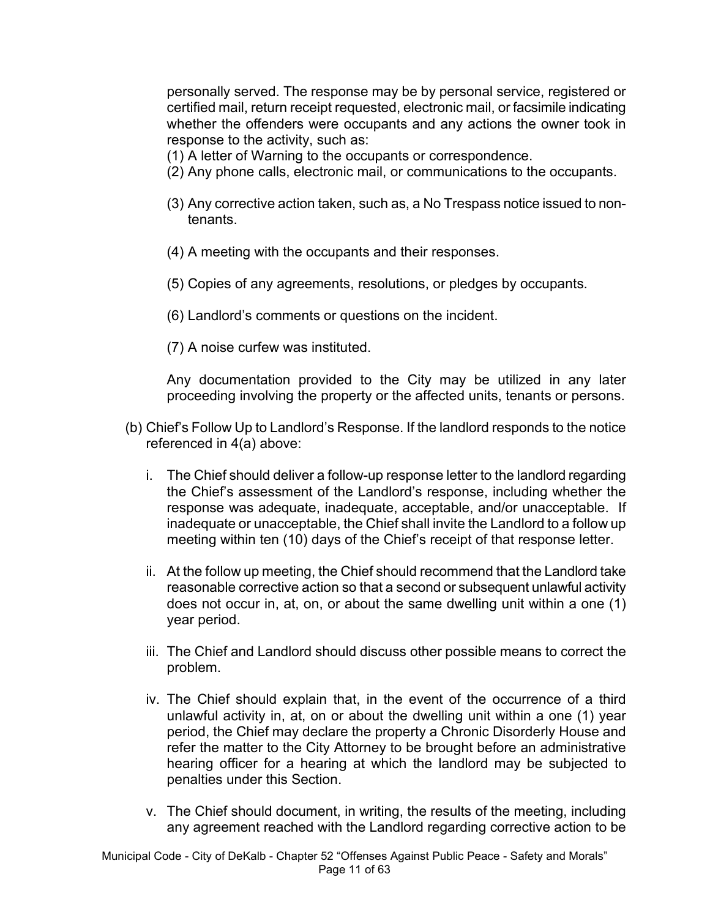personally served. The response may be by personal service, registered or certified mail, return receipt requested, electronic mail, or facsimile indicating whether the offenders were occupants and any actions the owner took in response to the activity, such as:

(1) A letter of Warning to the occupants or correspondence.

(2) Any phone calls, electronic mail, or communications to the occupants.

(3) Any corrective action taken, such as, a No Trespass notice issued to non-tenants.

(4) A meeting with the occupants and their responses.

(5) Copies of any agreements, resolutions, or pledges by occupants.

(6) Landlord's comments or questions on the incident.

(7) A noise curfew was instituted.

Any documentation provided to the City may be utilized in any later proceeding involving the property or the affected units, tenants or persons.

(b) Chief's Follow Up to Landlord's Response. If the landlord responds to the notice referenced in 4(a) above:

i. The Chief should deliver a follow-up response letter to the landlord regarding the Chief's assessment of the Landlord's response, including whether the response was adequate, inadequate, acceptable, and/or unacceptable. If inadequate or unacceptable, the Chief shall invite the Landlord to a follow up meeting within ten (10) days of the Chief's receipt of that response letter.

ii. At the follow up meeting, the Chief should recommend that the Landlord take reasonable corrective action so that a second or subsequent unlawful activity does not occur in, at, on, or about the same dwelling unit within a one (1) year period.

iii. The Chief and Landlord should discuss other possible means to correct the problem.

iv. The Chief should explain that, in the event of the occurrence of a third unlawful activity in, at, on or about the dwelling unit within a one (1) year period, the Chief may declare the property a Chronic Disorderly House and refer the matter to the City Attorney to be brought before an administrative hearing officer for a hearing at which the landlord may be subjected to penalties under this Section.

v. The Chief should document, in writing, the results of the meeting, including any agreement reached with the Landlord regarding corrective action to be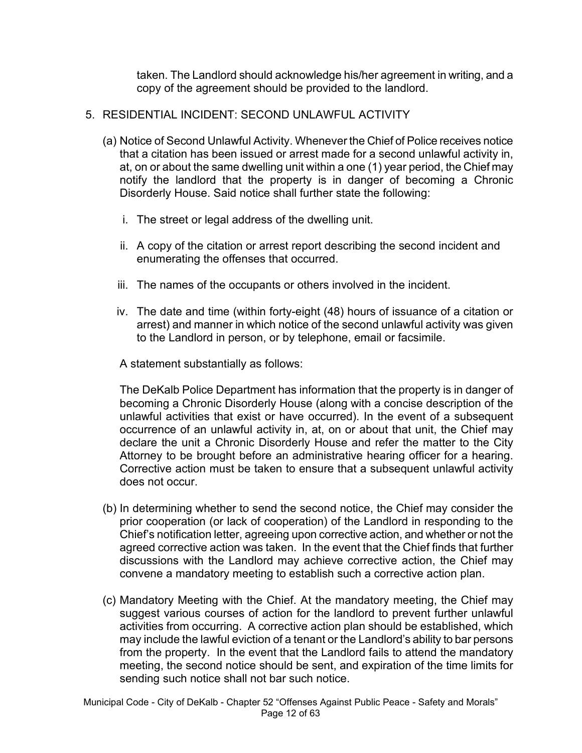taken. The Landlord should acknowledge his/her agreement in writing, and a copy of the agreement should be provided to the landlord.

5. RESIDENTIAL INCIDENT: SECOND UNLAWFUL ACTIVITY

   (a) Notice of Second Unlawful Activity. Whenever the Chief of Police receives notice that a citation has been issued or arrest made for a second unlawful activity in, at, on or about the same dwelling unit within a one (1) year period, the Chief may notify the landlord that the property is in danger of becoming a Chronic Disorderly House. Said notice shall further state the following:

      i. The street or legal address of the dwelling unit.

      ii. A copy of the citation or arrest report describing the second incident and enumerating the offenses that occurred.

      iii. The names of the occupants or others involved in the incident.

      iv. The date and time (within forty-eight (48) hours of issuance of a citation or arrest) and manner in which notice of the second unlawful activity was given to the Landlord in person, or by telephone, email or facsimile.

   A statement substantially as follows:

   The DeKalb Police Department has information that the property is in danger of becoming a Chronic Disorderly House (along with a concise description of the unlawful activities that exist or have occurred). In the event of a subsequent occurrence of an unlawful activity in, at, on or about that unit, the Chief may declare the unit a Chronic Disorderly House and refer the matter to the City Attorney to be brought before an administrative hearing officer for a hearing. Corrective action must be taken to ensure that a subsequent unlawful activity does not occur.

   (b) In determining whether to send the second notice, the Chief may consider the prior cooperation (or lack of cooperation) of the Landlord in responding to the Chief's notification letter, agreeing upon corrective action, and whether or not the agreed corrective action was taken. In the event that the Chief finds that further discussions with the Landlord may achieve corrective action, the Chief may convene a mandatory meeting to establish such a corrective action plan.

   (c) Mandatory Meeting with the Chief. At the mandatory meeting, the Chief may suggest various courses of action for the landlord to prevent further unlawful activities from occurring. A corrective action plan should be established, which may include the lawful eviction of a tenant or the Landlord's ability to bar persons from the property. In the event that the Landlord fails to attend the mandatory meeting, the second notice should be sent, and expiration of the time limits for sending such notice shall not bar such notice.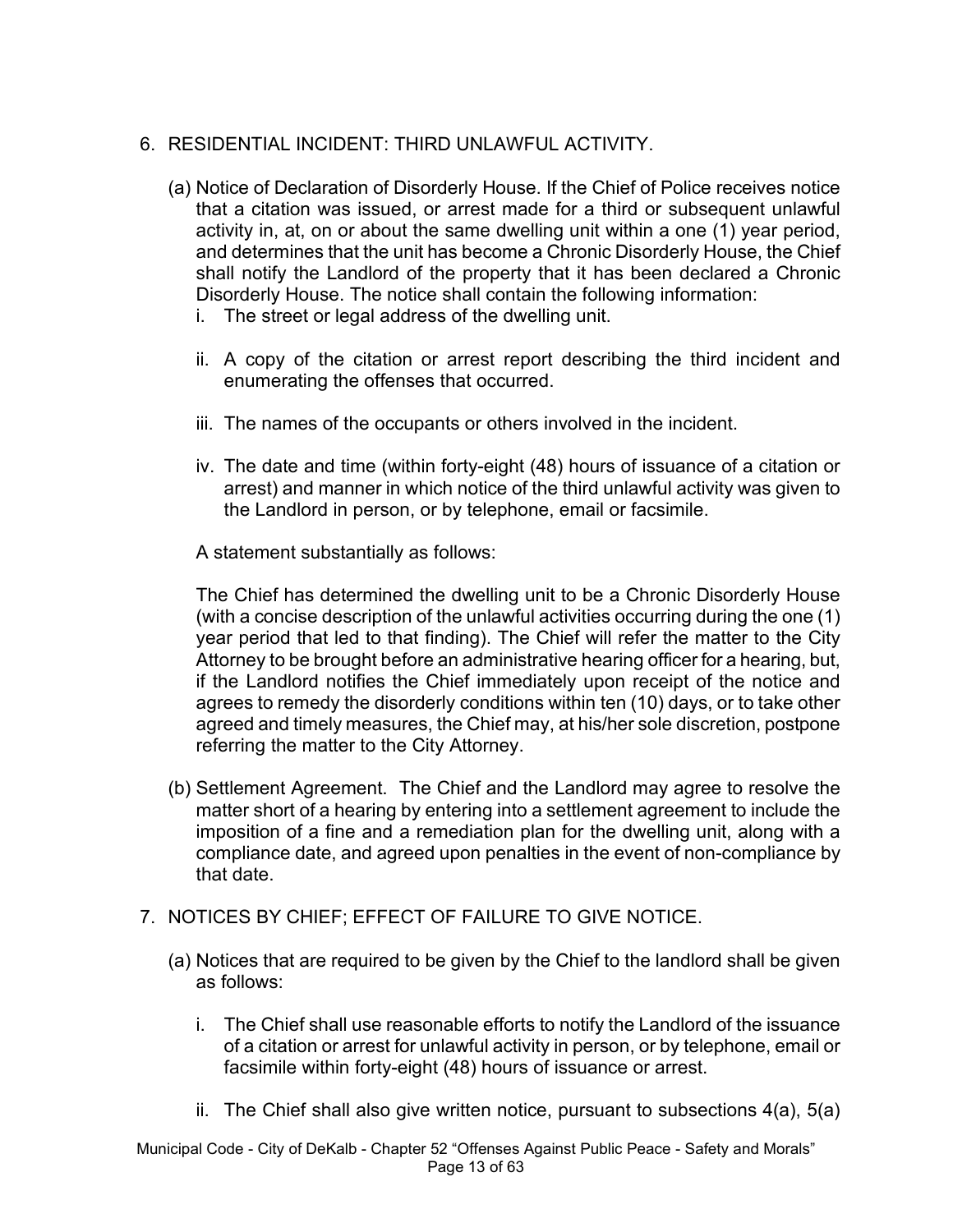6. RESIDENTIAL INCIDENT: THIRD UNLAWFUL ACTIVITY.

   (a) Notice of Declaration of Disorderly House. If the Chief of Police receives notice that a citation was issued, or arrest made for a third or subsequent unlawful activity in, at, on or about the same dwelling unit within a one (1) year period, and determines that the unit has become a Chronic Disorderly House, the Chief shall notify the Landlord of the property that it has been declared a Chronic Disorderly House. The notice shall contain the following information:

      i. The street or legal address of the dwelling unit.

      ii. A copy of the citation or arrest report describing the third incident and enumerating the offenses that occurred.

      iii. The names of the occupants or others involved in the incident.

      iv. The date and time (within forty-eight (48) hours of issuance of a citation or arrest) and manner in which notice of the third unlawful activity was given to the Landlord in person, or by telephone, email or facsimile.

      A statement substantially as follows:

      The Chief has determined the dwelling unit to be a Chronic Disorderly House (with a concise description of the unlawful activities occurring during the one (1) year period that led to that finding). The Chief will refer the matter to the City Attorney to be brought before an administrative hearing officer for a hearing, but, if the Landlord notifies the Chief immediately upon receipt of the notice and agrees to remedy the disorderly conditions within ten (10) days, or to take other agreed and timely measures, the Chief may, at his/her sole discretion, postpone referring the matter to the City Attorney.

   (b) Settlement Agreement. The Chief and the Landlord may agree to resolve the matter short of a hearing by entering into a settlement agreement to include the imposition of a fine and a remediation plan for the dwelling unit, along with a compliance date, and agreed upon penalties in the event of non-compliance by that date.

7. NOTICES BY CHIEF; EFFECT OF FAILURE TO GIVE NOTICE.

   (a) Notices that are required to be given by the Chief to the landlord shall be given as follows:

      i. The Chief shall use reasonable efforts to notify the Landlord of the issuance of a citation or arrest for unlawful activity in person, or by telephone, email or facsimile within forty-eight (48) hours of issuance or arrest.

      ii. The Chief shall also give written notice, pursuant to subsections 4(a), 5(a)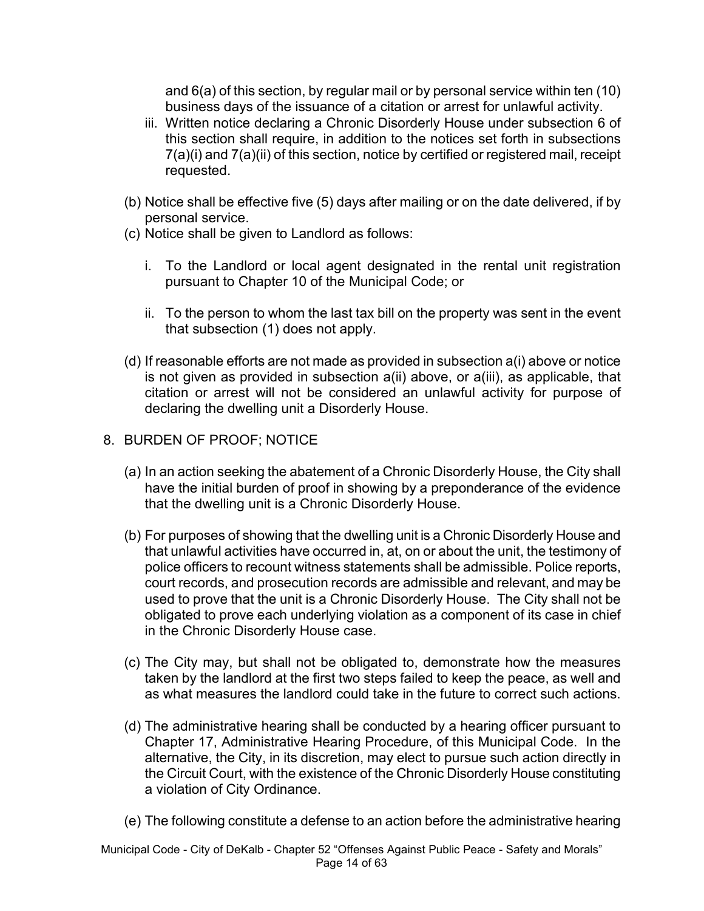and 6(a) of this section, by regular mail or by personal service within ten (10) business days of the issuance of a citation or arrest for unlawful activity.

iii. Written notice declaring a Chronic Disorderly House under subsection 6 of this section shall require, in addition to the notices set forth in subsections 7(a)(i) and 7(a)(ii) of this section, notice by certified or registered mail, receipt requested.

(b) Notice shall be effective five (5) days after mailing or on the date delivered, if by personal service.

(c) Notice shall be given to Landlord as follows:

i. To the Landlord or local agent designated in the rental unit registration pursuant to Chapter 10 of the Municipal Code; or

ii. To the person to whom the last tax bill on the property was sent in the event that subsection (1) does not apply.

(d) If reasonable efforts are not made as provided in subsection a(i) above or notice is not given as provided in subsection a(ii) above, or a(iii), as applicable, that citation or arrest will not be considered an unlawful activity for purpose of declaring the dwelling unit a Disorderly House.

8. BURDEN OF PROOF; NOTICE

(a) In an action seeking the abatement of a Chronic Disorderly House, the City shall have the initial burden of proof in showing by a preponderance of the evidence that the dwelling unit is a Chronic Disorderly House.

(b) For purposes of showing that the dwelling unit is a Chronic Disorderly House and that unlawful activities have occurred in, at, on or about the unit, the testimony of police officers to recount witness statements shall be admissible. Police reports, court records, and prosecution records are admissible and relevant, and may be used to prove that the unit is a Chronic Disorderly House. The City shall not be obligated to prove each underlying violation as a component of its case in chief in the Chronic Disorderly House case.

(c) The City may, but shall not be obligated to, demonstrate how the measures taken by the landlord at the first two steps failed to keep the peace, as well and as what measures the landlord could take in the future to correct such actions.

(d) The administrative hearing shall be conducted by a hearing officer pursuant to Chapter 17, Administrative Hearing Procedure, of this Municipal Code. In the alternative, the City, in its discretion, may elect to pursue such action directly in the Circuit Court, with the existence of the Chronic Disorderly House constituting a violation of City Ordinance.

(e) The following constitute a defense to an action before the administrative hearing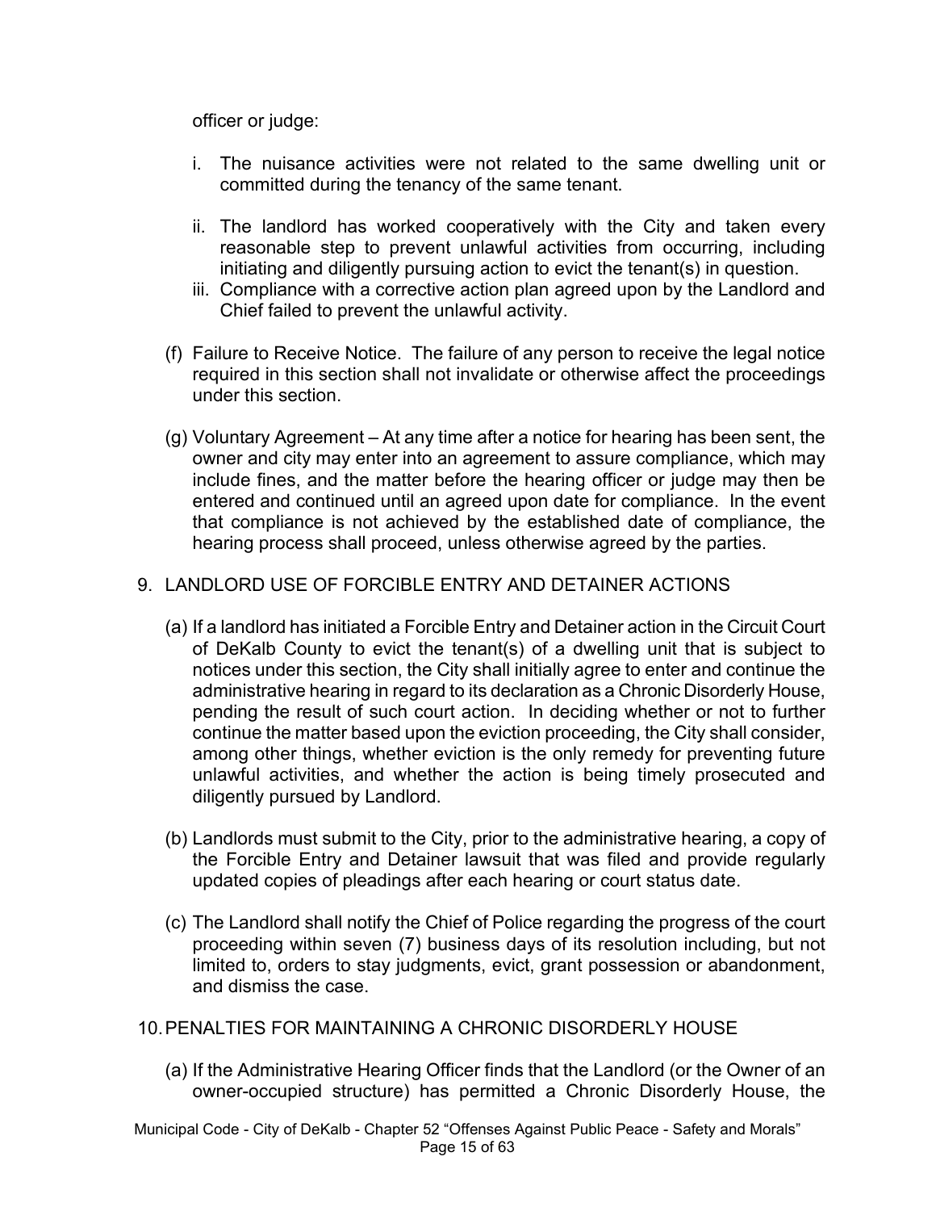officer or judge:

i. The nuisance activities were not related to the same dwelling unit or committed during the tenancy of the same tenant.

ii. The landlord has worked cooperatively with the City and taken every reasonable step to prevent unlawful activities from occurring, including initiating and diligently pursuing action to evict the tenant(s) in question.

iii. Compliance with a corrective action plan agreed upon by the Landlord and Chief failed to prevent the unlawful activity.

(f) Failure to Receive Notice. The failure of any person to receive the legal notice required in this section shall not invalidate or otherwise affect the proceedings under this section.

(g) Voluntary Agreement – At any time after a notice for hearing has been sent, the owner and city may enter into an agreement to assure compliance, which may include fines, and the matter before the hearing officer or judge may then be entered and continued until an agreed upon date for compliance. In the event that compliance is not achieved by the established date of compliance, the hearing process shall proceed, unless otherwise agreed by the parties.

9. LANDLORD USE OF FORCIBLE ENTRY AND DETAINER ACTIONS

(a) If a landlord has initiated a Forcible Entry and Detainer action in the Circuit Court of DeKalb County to evict the tenant(s) of a dwelling unit that is subject to notices under this section, the City shall initially agree to enter and continue the administrative hearing in regard to its declaration as a Chronic Disorderly House, pending the result of such court action. In deciding whether or not to further continue the matter based upon the eviction proceeding, the City shall consider, among other things, whether eviction is the only remedy for preventing future unlawful activities, and whether the action is being timely prosecuted and diligently pursued by Landlord.

(b) Landlords must submit to the City, prior to the administrative hearing, a copy of the Forcible Entry and Detainer lawsuit that was filed and provide regularly updated copies of pleadings after each hearing or court status date.

(c) The Landlord shall notify the Chief of Police regarding the progress of the court proceeding within seven (7) business days of its resolution including, but not limited to, orders to stay judgments, evict, grant possession or abandonment, and dismiss the case.

10. PENALTIES FOR MAINTAINING A CHRONIC DISORDERLY HOUSE

(a) If the Administrative Hearing Officer finds that the Landlord (or the Owner of an owner-occupied structure) has permitted a Chronic Disorderly House, the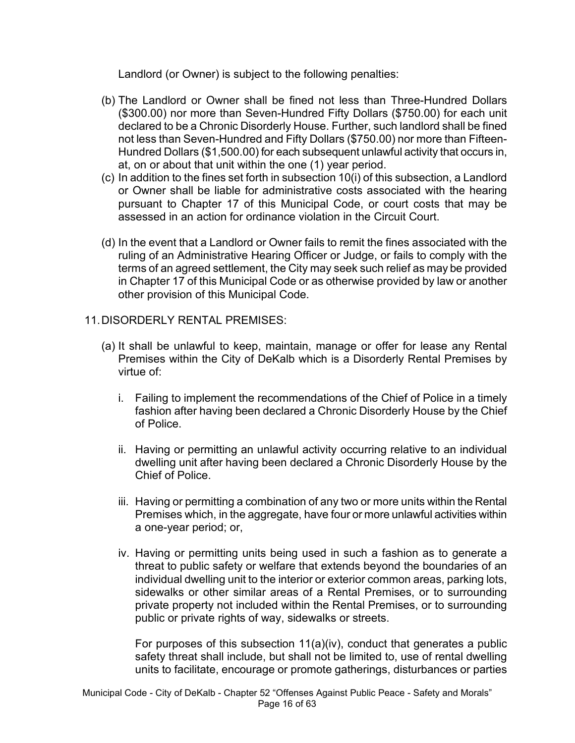Landlord (or Owner) is subject to the following penalties:

(b) The Landlord or Owner shall be fined not less than Three-Hundred Dollars ($300.00) nor more than Seven-Hundred Fifty Dollars ($750.00) for each unit declared to be a Chronic Disorderly House. Further, such landlord shall be fined not less than Seven-Hundred and Fifty Dollars ($750.00) nor more than Fifteen-Hundred Dollars ($1,500.00) for each subsequent unlawful activity that occurs in, at, on or about that unit within the one (1) year period.

(c) In addition to the fines set forth in subsection 10(i) of this subsection, a Landlord or Owner shall be liable for administrative costs associated with the hearing pursuant to Chapter 17 of this Municipal Code, or court costs that may be assessed in an action for ordinance violation in the Circuit Court.

(d) In the event that a Landlord or Owner fails to remit the fines associated with the ruling of an Administrative Hearing Officer or Judge, or fails to comply with the terms of an agreed settlement, the City may seek such relief as may be provided in Chapter 17 of this Municipal Code or as otherwise provided by law or another other provision of this Municipal Code.

11. DISORDERLY RENTAL PREMISES:

(a) It shall be unlawful to keep, maintain, manage or offer for lease any Rental Premises within the City of DeKalb which is a Disorderly Rental Premises by virtue of:

i. Failing to implement the recommendations of the Chief of Police in a timely fashion after having been declared a Chronic Disorderly House by the Chief of Police.

ii. Having or permitting an unlawful activity occurring relative to an individual dwelling unit after having been declared a Chronic Disorderly House by the Chief of Police.

iii. Having or permitting a combination of any two or more units within the Rental Premises which, in the aggregate, have four or more unlawful activities within a one-year period; or,

iv. Having or permitting units being used in such a fashion as to generate a threat to public safety or welfare that extends beyond the boundaries of an individual dwelling unit to the interior or exterior common areas, parking lots, sidewalks or other similar areas of a Rental Premises, or to surrounding private property not included within the Rental Premises, or to surrounding public or private rights of way, sidewalks or streets.

For purposes of this subsection 11(a)(iv), conduct that generates a public safety threat shall include, but shall not be limited to, use of rental dwelling units to facilitate, encourage or promote gatherings, disturbances or parties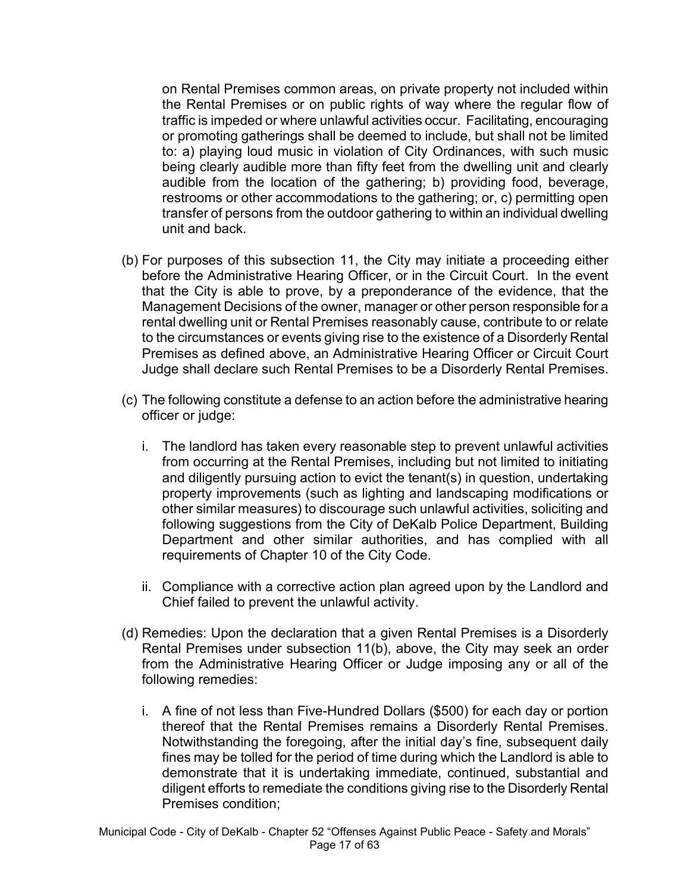on Rental Premises common areas, on private property not included within the Rental Premises or on public rights of way where the regular flow of traffic is impeded or where unlawful activities occur. Facilitating, encouraging or promoting gatherings shall be deemed to include, but shall not be limited to: a) playing loud music in violation of City Ordinances, with such music being clearly audible more than fifty feet from the dwelling unit and clearly audible from the location of the gathering; b) providing food, beverage, restrooms or other accommodations to the gathering; or, c) permitting open transfer of persons from the outdoor gathering to within an individual dwelling unit and back.

(b) For purposes of this subsection 11, the City may initiate a proceeding either before the Administrative Hearing Officer, or in the Circuit Court. In the event that the City is able to prove, by a preponderance of the evidence, that the Management Decisions of the owner, manager or other person responsible for a rental dwelling unit or Rental Premises reasonably cause, contribute to or relate to the circumstances or events giving rise to the existence of a Disorderly Rental Premises as defined above, an Administrative Hearing Officer or Circuit Court Judge shall declare such Rental Premises to be a Disorderly Rental Premises.

(c) The following constitute a defense to an action before the administrative hearing officer or judge:

   i. The landlord has taken every reasonable step to prevent unlawful activities from occurring at the Rental Premises, including but not limited to initiating and diligently pursuing action to evict the tenant(s) in question, undertaking property improvements (such as lighting and landscaping modifications or other similar measures) to discourage such unlawful activities, soliciting and following suggestions from the City of DeKalb Police Department, Building Department and other similar authorities, and has complied with all requirements of Chapter 10 of the City Code.

   ii. Compliance with a corrective action plan agreed upon by the Landlord and Chief failed to prevent the unlawful activity.

(d) Remedies: Upon the declaration that a given Rental Premises is a Disorderly Rental Premises under subsection 11(b), above, the City may seek an order from the Administrative Hearing Officer or Judge imposing any or all of the following remedies:

   i. A fine of not less than Five-Hundred Dollars ($500) for each day or portion thereof that the Rental Premises remains a Disorderly Rental Premises. Notwithstanding the foregoing, after the initial day's fine, subsequent daily fines may be tolled for the period of time during which the Landlord is able to demonstrate that it is undertaking immediate, continued, substantial and diligent efforts to remediate the conditions giving rise to the Disorderly Rental Premises condition;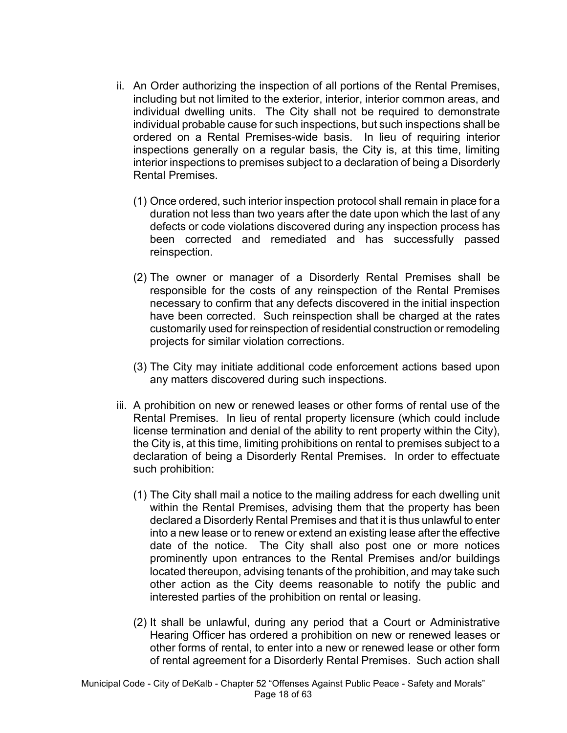ii. An Order authorizing the inspection of all portions of the Rental Premises, including but not limited to the exterior, interior, interior common areas, and individual dwelling units. The City shall not be required to demonstrate individual probable cause for such inspections, but such inspections shall be ordered on a Rental Premises-wide basis. In lieu of requiring interior inspections generally on a regular basis, the City is, at this time, limiting interior inspections to premises subject to a declaration of being a Disorderly Rental Premises.

   (1) Once ordered, such interior inspection protocol shall remain in place for a duration not less than two years after the date upon which the last of any defects or code violations discovered during any inspection process has been corrected and remediated and has successfully passed reinspection.

   (2) The owner or manager of a Disorderly Rental Premises shall be responsible for the costs of any reinspection of the Rental Premises necessary to confirm that any defects discovered in the initial inspection have been corrected. Such reinspection shall be charged at the rates customarily used for reinspection of residential construction or remodeling projects for similar violation corrections.

   (3) The City may initiate additional code enforcement actions based upon any matters discovered during such inspections.

iii. A prohibition on new or renewed leases or other forms of rental use of the Rental Premises. In lieu of rental property licensure (which could include license termination and denial of the ability to rent property within the City), the City is, at this time, limiting prohibitions on rental to premises subject to a declaration of being a Disorderly Rental Premises. In order to effectuate such prohibition:

   (1) The City shall mail a notice to the mailing address for each dwelling unit within the Rental Premises, advising them that the property has been declared a Disorderly Rental Premises and that it is thus unlawful to enter into a new lease or to renew or extend an existing lease after the effective date of the notice. The City shall also post one or more notices prominently upon entrances to the Rental Premises and/or buildings located thereupon, advising tenants of the prohibition, and may take such other action as the City deems reasonable to notify the public and interested parties of the prohibition on rental or leasing.

   (2) It shall be unlawful, during any period that a Court or Administrative Hearing Officer has ordered a prohibition on new or renewed leases or other forms of rental, to enter into a new or renewed lease or other form of rental agreement for a Disorderly Rental Premises. Such action shall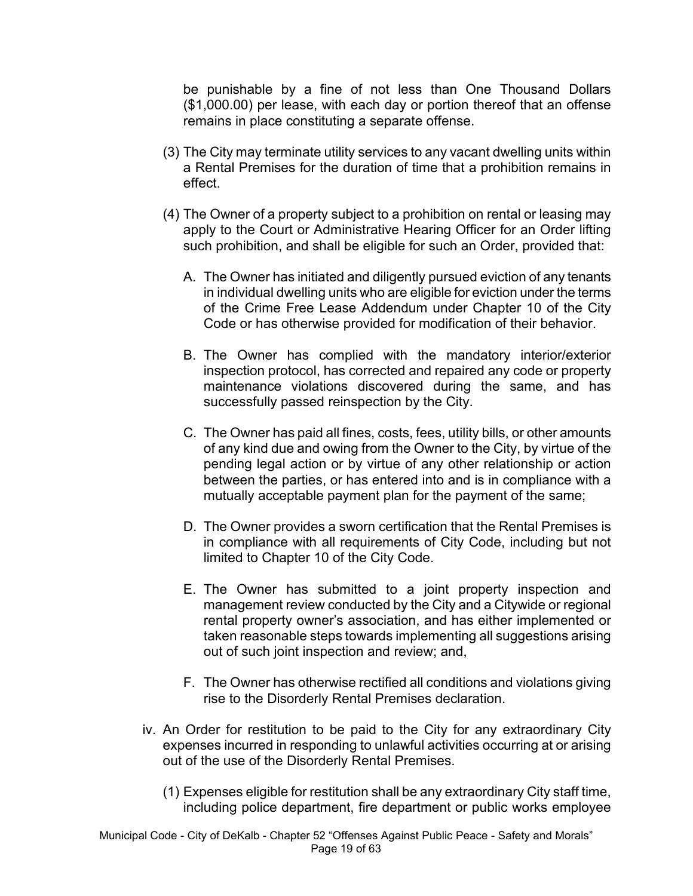be punishable by a fine of not less than One Thousand Dollars ($1,000.00) per lease, with each day or portion thereof that an offense remains in place constituting a separate offense.

(3) The City may terminate utility services to any vacant dwelling units within a Rental Premises for the duration of time that a prohibition remains in effect.

(4) The Owner of a property subject to a prohibition on rental or leasing may apply to the Court or Administrative Hearing Officer for an Order lifting such prohibition, and shall be eligible for such an Order, provided that:

A. The Owner has initiated and diligently pursued eviction of any tenants in individual dwelling units who are eligible for eviction under the terms of the Crime Free Lease Addendum under Chapter 10 of the City Code or has otherwise provided for modification of their behavior.

B. The Owner has complied with the mandatory interior/exterior inspection protocol, has corrected and repaired any code or property maintenance violations discovered during the same, and has successfully passed reinspection by the City.

C. The Owner has paid all fines, costs, fees, utility bills, or other amounts of any kind due and owing from the Owner to the City, by virtue of the pending legal action or by virtue of any other relationship or action between the parties, or has entered into and is in compliance with a mutually acceptable payment plan for the payment of the same;

D. The Owner provides a sworn certification that the Rental Premises is in compliance with all requirements of City Code, including but not limited to Chapter 10 of the City Code.

E. The Owner has submitted to a joint property inspection and management review conducted by the City and a Citywide or regional rental property owner's association, and has either implemented or taken reasonable steps towards implementing all suggestions arising out of such joint inspection and review; and,

F. The Owner has otherwise rectified all conditions and violations giving rise to the Disorderly Rental Premises declaration.

iv. An Order for restitution to be paid to the City for any extraordinary City expenses incurred in responding to unlawful activities occurring at or arising out of the use of the Disorderly Rental Premises.

(1) Expenses eligible for restitution shall be any extraordinary City staff time, including police department, fire department or public works employee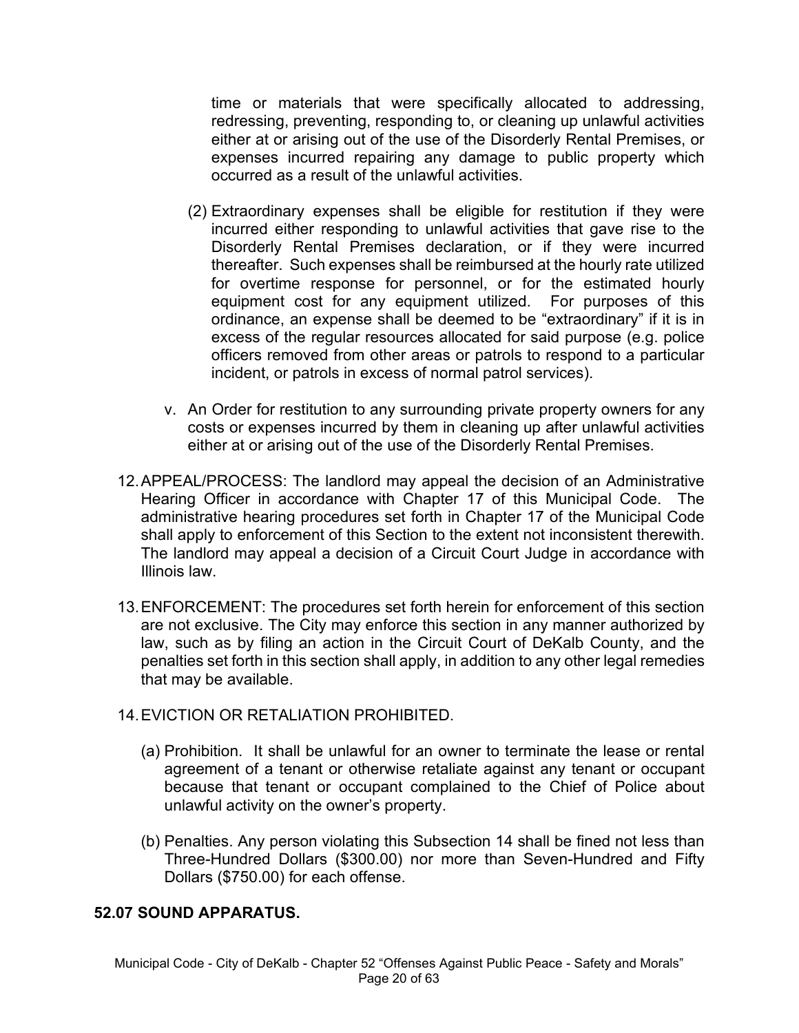time or materials that were specifically allocated to addressing, redressing, preventing, responding to, or cleaning up unlawful activities either at or arising out of the use of the Disorderly Rental Premises, or expenses incurred repairing any damage to public property which occurred as a result of the unlawful activities.

(2) Extraordinary expenses shall be eligible for restitution if they were incurred either responding to unlawful activities that gave rise to the Disorderly Rental Premises declaration, or if they were incurred thereafter. Such expenses shall be reimbursed at the hourly rate utilized for overtime response for personnel, or for the estimated hourly equipment cost for any equipment utilized. For purposes of this ordinance, an expense shall be deemed to be "extraordinary" if it is in excess of the regular resources allocated for said purpose (e.g. police officers removed from other areas or patrols to respond to a particular incident, or patrols in excess of normal patrol services).

v. An Order for restitution to any surrounding private property owners for any costs or expenses incurred by them in cleaning up after unlawful activities either at or arising out of the use of the Disorderly Rental Premises.

12. APPEAL/PROCESS: The landlord may appeal the decision of an Administrative Hearing Officer in accordance with Chapter 17 of this Municipal Code. The administrative hearing procedures set forth in Chapter 17 of the Municipal Code shall apply to enforcement of this Section to the extent not inconsistent therewith. The landlord may appeal a decision of a Circuit Court Judge in accordance with Illinois law.

13. ENFORCEMENT: The procedures set forth herein for enforcement of this section are not exclusive. The City may enforce this section in any manner authorized by law, such as by filing an action in the Circuit Court of DeKalb County, and the penalties set forth in this section shall apply, in addition to any other legal remedies that may be available.

14. EVICTION OR RETALIATION PROHIBITED.

(a) Prohibition. It shall be unlawful for an owner to terminate the lease or rental agreement of a tenant or otherwise retaliate against any tenant or occupant because that tenant or occupant complained to the Chief of Police about unlawful activity on the owner's property.

(b) Penalties. Any person violating this Subsection 14 shall be fined not less than Three-Hundred Dollars ($300.00) nor more than Seven-Hundred and Fifty Dollars ($750.00) for each offense.

## 52.07 SOUND APPARATUS.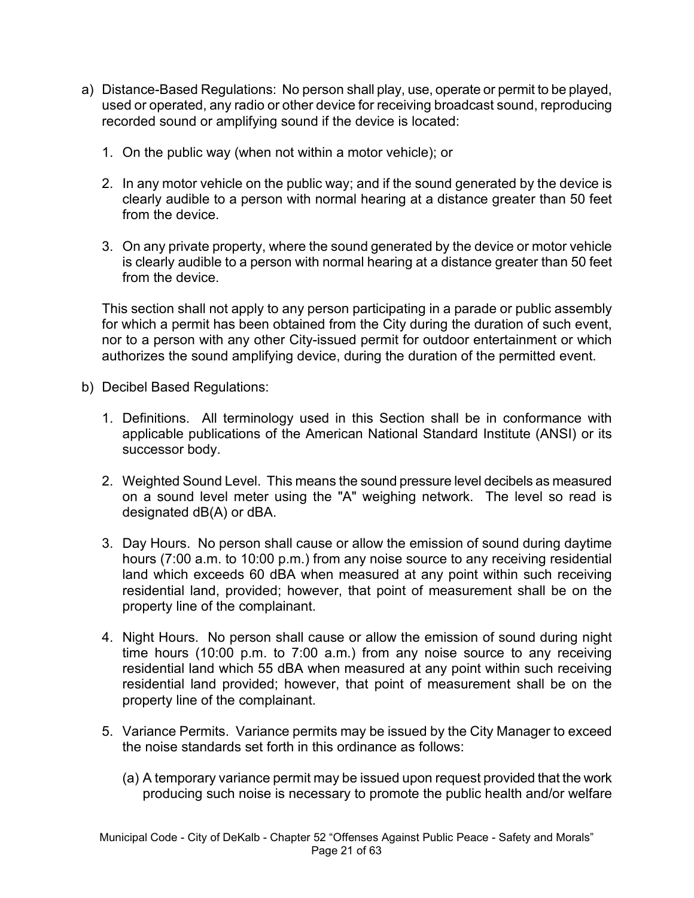a) Distance-Based Regulations: No person shall play, use, operate or permit to be played, used or operated, any radio or other device for receiving broadcast sound, reproducing recorded sound or amplifying sound if the device is located:

   1. On the public way (when not within a motor vehicle); or

   2. In any motor vehicle on the public way; and if the sound generated by the device is clearly audible to a person with normal hearing at a distance greater than 50 feet from the device.

   3. On any private property, where the sound generated by the device or motor vehicle is clearly audible to a person with normal hearing at a distance greater than 50 feet from the device.

   This section shall not apply to any person participating in a parade or public assembly for which a permit has been obtained from the City during the duration of such event, nor to a person with any other City-issued permit for outdoor entertainment or which authorizes the sound amplifying device, during the duration of the permitted event.

b) Decibel Based Regulations:

   1. Definitions. All terminology used in this Section shall be in conformance with applicable publications of the American National Standard Institute (ANSI) or its successor body.

   2. Weighted Sound Level. This means the sound pressure level decibels as measured on a sound level meter using the "A" weighing network. The level so read is designated dB(A) or dBA.

   3. Day Hours. No person shall cause or allow the emission of sound during daytime hours (7:00 a.m. to 10:00 p.m.) from any noise source to any receiving residential land which exceeds 60 dBA when measured at any point within such receiving residential land, provided; however, that point of measurement shall be on the property line of the complainant.

   4. Night Hours. No person shall cause or allow the emission of sound during night time hours (10:00 p.m. to 7:00 a.m.) from any noise source to any receiving residential land which 55 dBA when measured at any point within such receiving residential land provided; however, that point of measurement shall be on the property line of the complainant.

   5. Variance Permits. Variance permits may be issued by the City Manager to exceed the noise standards set forth in this ordinance as follows:

      (a) A temporary variance permit may be issued upon request provided that the work producing such noise is necessary to promote the public health and/or welfare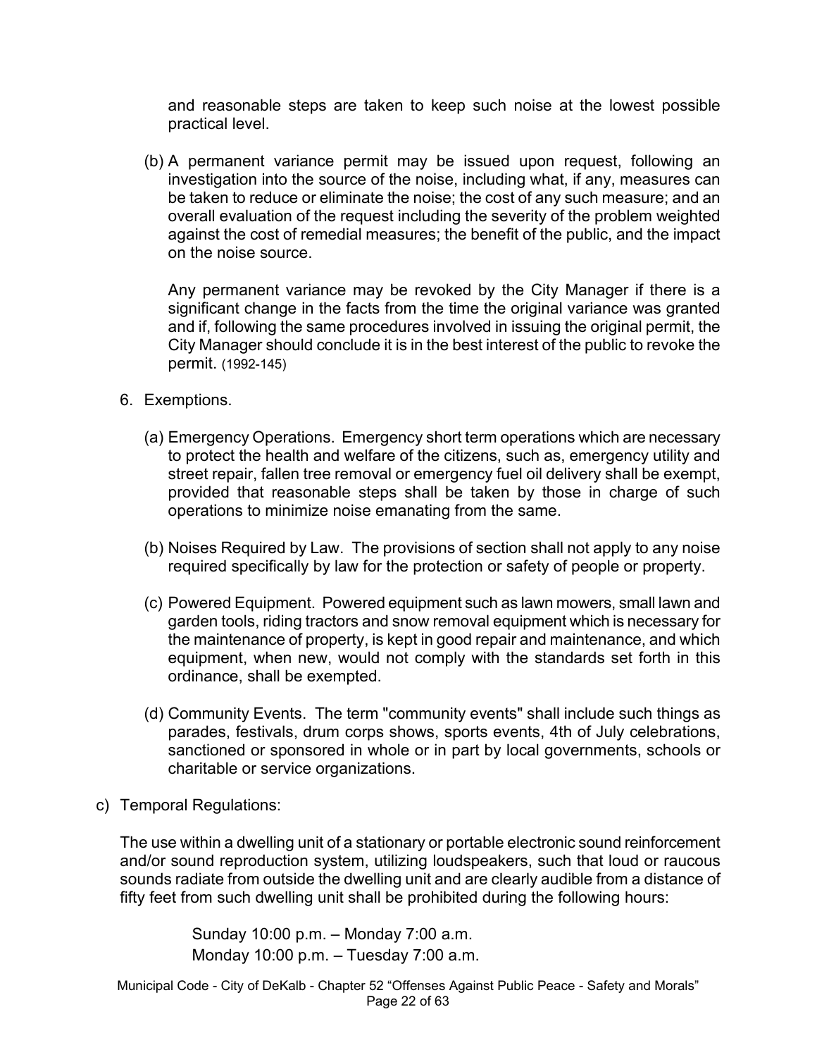and reasonable steps are taken to keep such noise at the lowest possible practical level.

(b) A permanent variance permit may be issued upon request, following an investigation into the source of the noise, including what, if any, measures can be taken to reduce or eliminate the noise; the cost of any such measure; and an overall evaluation of the request including the severity of the problem weighted against the cost of remedial measures; the benefit of the public, and the impact on the noise source.

Any permanent variance may be revoked by the City Manager if there is a significant change in the facts from the time the original variance was granted and if, following the same procedures involved in issuing the original permit, the City Manager should conclude it is in the best interest of the public to revoke the permit. (1992-145)

6. Exemptions.

   (a) Emergency Operations. Emergency short term operations which are necessary to protect the health and welfare of the citizens, such as, emergency utility and street repair, fallen tree removal or emergency fuel oil delivery shall be exempt, provided that reasonable steps shall be taken by those in charge of such operations to minimize noise emanating from the same.

   (b) Noises Required by Law. The provisions of section shall not apply to any noise required specifically by law for the protection or safety of people or property.

   (c) Powered Equipment. Powered equipment such as lawn mowers, small lawn and garden tools, riding tractors and snow removal equipment which is necessary for the maintenance of property, is kept in good repair and maintenance, and which equipment, when new, would not comply with the standards set forth in this ordinance, shall be exempted.

   (d) Community Events. The term "community events" shall include such things as parades, festivals, drum corps shows, sports events, 4th of July celebrations, sanctioned or sponsored in whole or in part by local governments, schools or charitable or service organizations.

c) Temporal Regulations:

The use within a dwelling unit of a stationary or portable electronic sound reinforcement and/or sound reproduction system, utilizing loudspeakers, such that loud or raucous sounds radiate from outside the dwelling unit and are clearly audible from a distance of fifty feet from such dwelling unit shall be prohibited during the following hours:

Sunday 10:00 p.m. – Monday 7:00 a.m.
Monday 10:00 p.m. – Tuesday 7:00 a.m.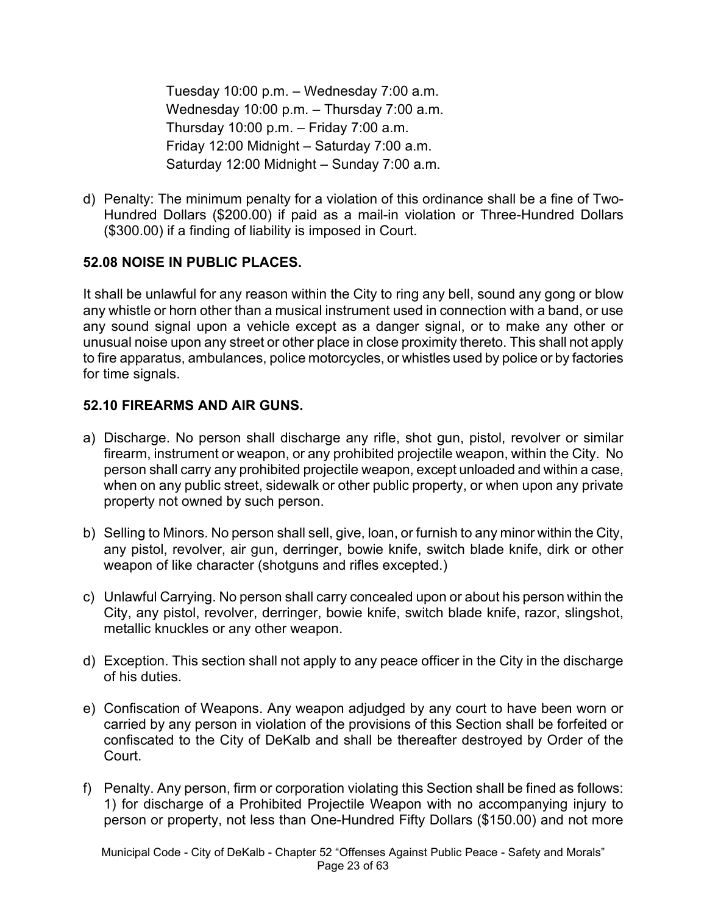Tuesday 10:00 p.m. – Wednesday 7:00 a.m.
Wednesday 10:00 p.m. – Thursday 7:00 a.m.
Thursday 10:00 p.m. – Friday 7:00 a.m.
Friday 12:00 Midnight – Saturday 7:00 a.m.
Saturday 12:00 Midnight – Sunday 7:00 a.m.

d) Penalty: The minimum penalty for a violation of this ordinance shall be a fine of Two-Hundred Dollars ($200.00) if paid as a mail-in violation or Three-Hundred Dollars ($300.00) if a finding of liability is imposed in Court.

**52.08 NOISE IN PUBLIC PLACES.**

It shall be unlawful for any reason within the City to ring any bell, sound any gong or blow any whistle or horn other than a musical instrument used in connection with a band, or use any sound signal upon a vehicle except as a danger signal, or to make any other or unusual noise upon any street or other place in close proximity thereto. This shall not apply to fire apparatus, ambulances, police motorcycles, or whistles used by police or by factories for time signals.

**52.10 FIREARMS AND AIR GUNS.**

a) Discharge. No person shall discharge any rifle, shot gun, pistol, revolver or similar firearm, instrument or weapon, or any prohibited projectile weapon, within the City. No person shall carry any prohibited projectile weapon, except unloaded and within a case, when on any public street, sidewalk or other public property, or when upon any private property not owned by such person.

b) Selling to Minors. No person shall sell, give, loan, or furnish to any minor within the City, any pistol, revolver, air gun, derringer, bowie knife, switch blade knife, dirk or other weapon of like character (shotguns and rifles excepted.)

c) Unlawful Carrying. No person shall carry concealed upon or about his person within the City, any pistol, revolver, derringer, bowie knife, switch blade knife, razor, slingshot, metallic knuckles or any other weapon.

d) Exception. This section shall not apply to any peace officer in the City in the discharge of his duties.

e) Confiscation of Weapons. Any weapon adjudged by any court to have been worn or carried by any person in violation of the provisions of this Section shall be forfeited or confiscated to the City of DeKalb and shall be thereafter destroyed by Order of the Court.

f) Penalty. Any person, firm or corporation violating this Section shall be fined as follows: 1) for discharge of a Prohibited Projectile Weapon with no accompanying injury to person or property, not less than One-Hundred Fifty Dollars ($150.00) and not more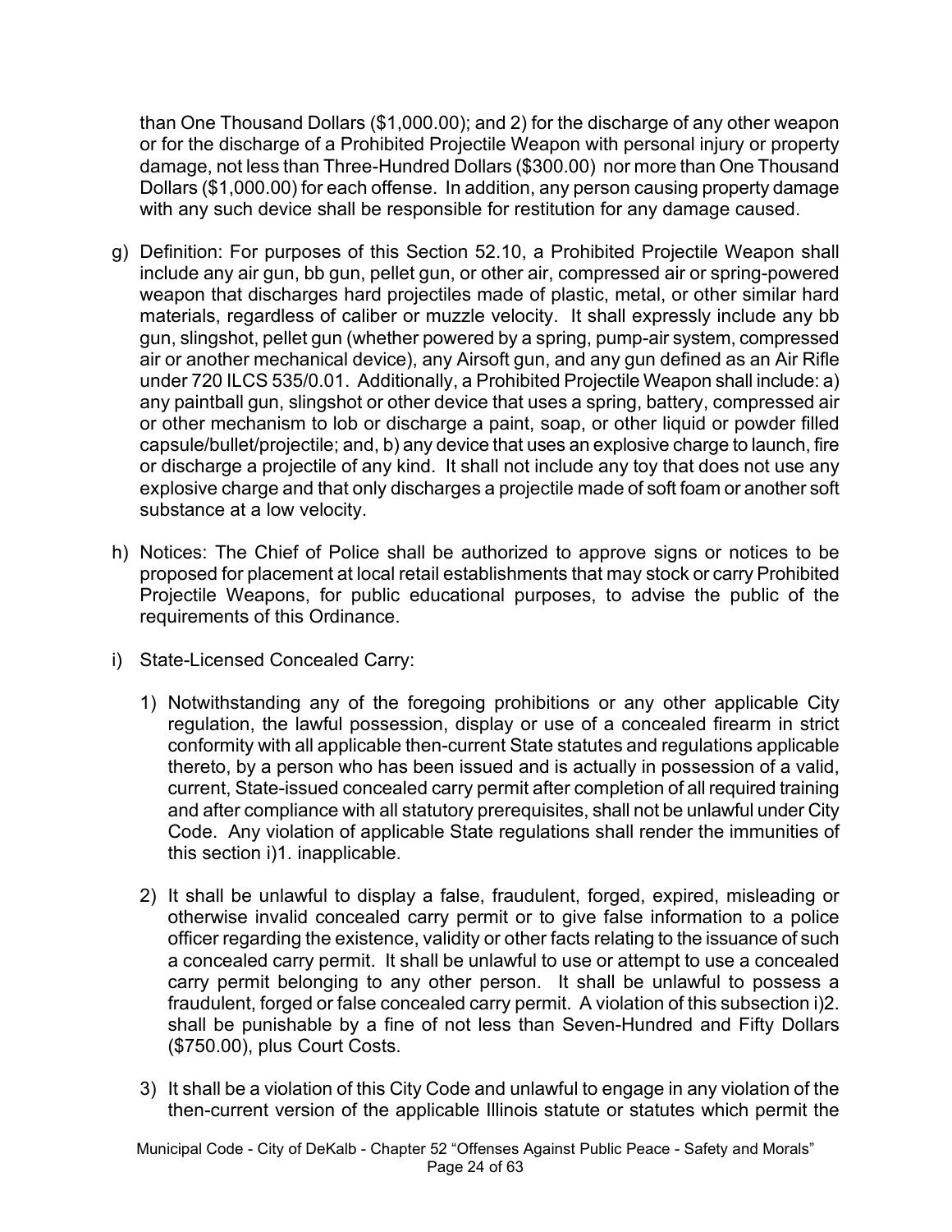than One Thousand Dollars ($1,000.00); and 2) for the discharge of any other weapon or for the discharge of a Prohibited Projectile Weapon with personal injury or property damage, not less than Three-Hundred Dollars ($300.00) nor more than One Thousand Dollars ($1,000.00) for each offense. In addition, any person causing property damage with any such device shall be responsible for restitution for any damage caused.

g) Definition: For purposes of this Section 52.10, a Prohibited Projectile Weapon shall include any air gun, bb gun, pellet gun, or other air, compressed air or spring-powered weapon that discharges hard projectiles made of plastic, metal, or other similar hard materials, regardless of caliber or muzzle velocity. It shall expressly include any bb gun, slingshot, pellet gun (whether powered by a spring, pump-air system, compressed air or another mechanical device), any Airsoft gun, and any gun defined as an Air Rifle under 720 ILCS 535/0.01. Additionally, a Prohibited Projectile Weapon shall include: a) any paintball gun, slingshot or other device that uses a spring, battery, compressed air or other mechanism to lob or discharge a paint, soap, or other liquid or powder filled capsule/bullet/projectile; and, b) any device that uses an explosive charge to launch, fire or discharge a projectile of any kind. It shall not include any toy that does not use any explosive charge and that only discharges a projectile made of soft foam or another soft substance at a low velocity.

h) Notices: The Chief of Police shall be authorized to approve signs or notices to be proposed for placement at local retail establishments that may stock or carry Prohibited Projectile Weapons, for public educational purposes, to advise the public of the requirements of this Ordinance.

i) State-Licensed Concealed Carry:

   1) Notwithstanding any of the foregoing prohibitions or any other applicable City regulation, the lawful possession, display or use of a concealed firearm in strict conformity with all applicable then-current State statutes and regulations applicable thereto, by a person who has been issued and is actually in possession of a valid, current, State-issued concealed carry permit after completion of all required training and after compliance with all statutory prerequisites, shall not be unlawful under City Code. Any violation of applicable State regulations shall render the immunities of this section i)1. inapplicable.

   2) It shall be unlawful to display a false, fraudulent, forged, expired, misleading or otherwise invalid concealed carry permit or to give false information to a police officer regarding the existence, validity or other facts relating to the issuance of such a concealed carry permit. It shall be unlawful to use or attempt to use a concealed carry permit belonging to any other person. It shall be unlawful to possess a fraudulent, forged or false concealed carry permit. A violation of this subsection i)2. shall be punishable by a fine of not less than Seven-Hundred and Fifty Dollars ($750.00), plus Court Costs.

   3) It shall be a violation of this City Code and unlawful to engage in any violation of the then-current version of the applicable Illinois statute or statutes which permit the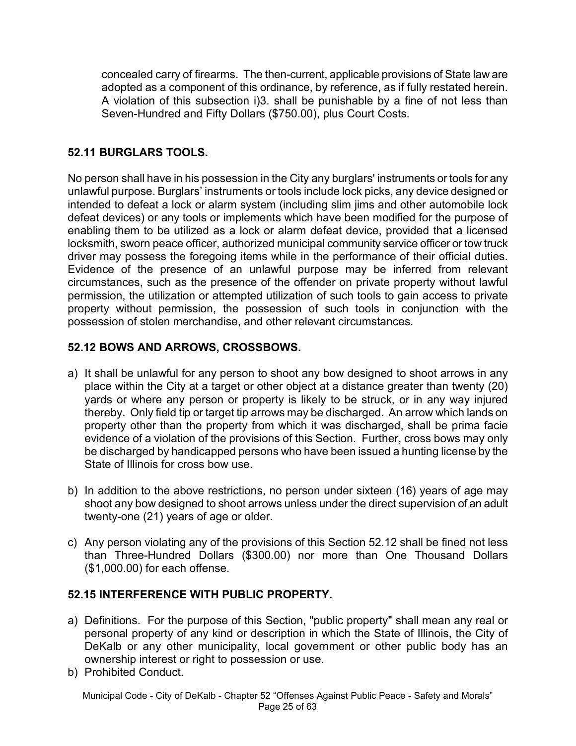concealed carry of firearms. The then-current, applicable provisions of State law are adopted as a component of this ordinance, by reference, as if fully restated herein. A violation of this subsection i)3. shall be punishable by a fine of not less than Seven-Hundred and Fifty Dollars ($750.00), plus Court Costs.

## 52.11 BURGLARS TOOLS.

No person shall have in his possession in the City any burglars' instruments or tools for any unlawful purpose. Burglars' instruments or tools include lock picks, any device designed or intended to defeat a lock or alarm system (including slim jims and other automobile lock defeat devices) or any tools or implements which have been modified for the purpose of enabling them to be utilized as a lock or alarm defeat device, provided that a licensed locksmith, sworn peace officer, authorized municipal community service officer or tow truck driver may possess the foregoing items while in the performance of their official duties. Evidence of the presence of an unlawful purpose may be inferred from relevant circumstances, such as the presence of the offender on private property without lawful permission, the utilization or attempted utilization of such tools to gain access to private property without permission, the possession of such tools in conjunction with the possession of stolen merchandise, and other relevant circumstances.

## 52.12 BOWS AND ARROWS, CROSSBOWS.

a) It shall be unlawful for any person to shoot any bow designed to shoot arrows in any place within the City at a target or other object at a distance greater than twenty (20) yards or where any person or property is likely to be struck, or in any way injured thereby. Only field tip or target tip arrows may be discharged. An arrow which lands on property other than the property from which it was discharged, shall be prima facie evidence of a violation of the provisions of this Section. Further, cross bows may only be discharged by handicapped persons who have been issued a hunting license by the State of Illinois for cross bow use.

b) In addition to the above restrictions, no person under sixteen (16) years of age may shoot any bow designed to shoot arrows unless under the direct supervision of an adult twenty-one (21) years of age or older.

c) Any person violating any of the provisions of this Section 52.12 shall be fined not less than Three-Hundred Dollars ($300.00) nor more than One Thousand Dollars ($1,000.00) for each offense.

## 52.15 INTERFERENCE WITH PUBLIC PROPERTY.

a) Definitions. For the purpose of this Section, "public property" shall mean any real or personal property of any kind or description in which the State of Illinois, the City of DeKalb or any other municipality, local government or other public body has an ownership interest or right to possession or use.
b) Prohibited Conduct.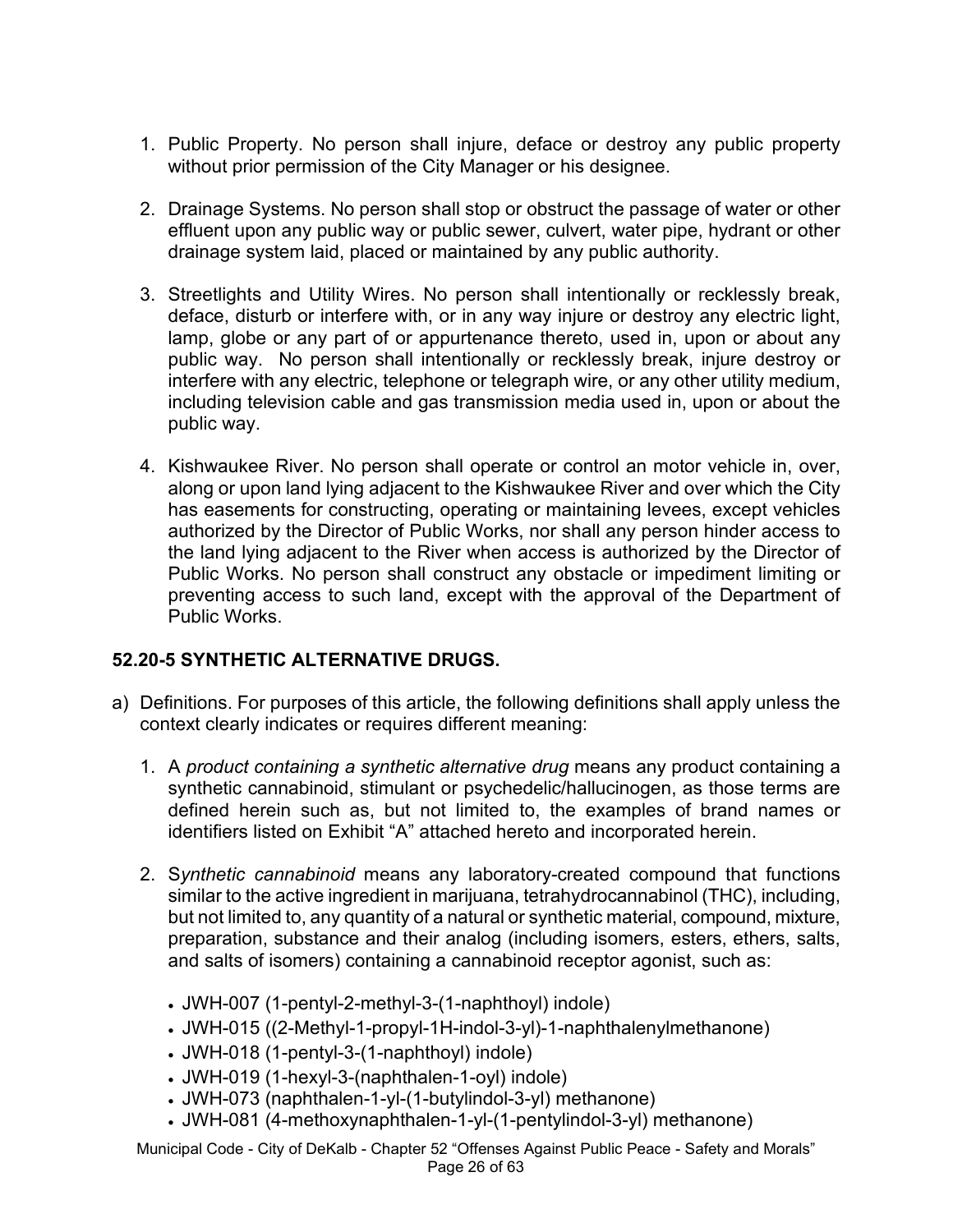1. Public Property. No person shall injure, deface or destroy any public property without prior permission of the City Manager or his designee.

2. Drainage Systems. No person shall stop or obstruct the passage of water or other effluent upon any public way or public sewer, culvert, water pipe, hydrant or other drainage system laid, placed or maintained by any public authority.

3. Streetlights and Utility Wires. No person shall intentionally or recklessly break, deface, disturb or interfere with, or in any way injure or destroy any electric light, lamp, globe or any part of or appurtenance thereto, used in, upon or about any public way. No person shall intentionally or recklessly break, injure destroy or interfere with any electric, telephone or telegraph wire, or any other utility medium, including television cable and gas transmission media used in, upon or about the public way.

4. Kishwaukee River. No person shall operate or control an motor vehicle in, over, along or upon land lying adjacent to the Kishwaukee River and over which the City has easements for constructing, operating or maintaining levees, except vehicles authorized by the Director of Public Works, nor shall any person hinder access to the land lying adjacent to the River when access is authorized by the Director of Public Works. No person shall construct any obstacle or impediment limiting or preventing access to such land, except with the approval of the Department of Public Works.

**52.20-5 SYNTHETIC ALTERNATIVE DRUGS.**

a) Definitions. For purposes of this article, the following definitions shall apply unless the context clearly indicates or requires different meaning:

   1. A *product containing a synthetic alternative drug* means any product containing a synthetic cannabinoid, stimulant or psychedelic/hallucinogen, as those terms are defined herein such as, but not limited to, the examples of brand names or identifiers listed on Exhibit "A" attached hereto and incorporated herein.

   2. S*ynthetic cannabinoid* means any laboratory-created compound that functions similar to the active ingredient in marijuana, tetrahydrocannabinol (THC), including, but not limited to, any quantity of a natural or synthetic material, compound, mixture, preparation, substance and their analog (including isomers, esters, ethers, salts, and salts of isomers) containing a cannabinoid receptor agonist, such as:

      - JWH-007 (1-pentyl-2-methyl-3-(1-naphthoyl) indole)
      - JWH-015 ((2-Methyl-1-propyl-1H-indol-3-yl)-1-naphthalenylmethanone)
      - JWH-018 (1-pentyl-3-(1-naphthoyl) indole)
      - JWH-019 (1-hexyl-3-(naphthalen-1-oyl) indole)
      - JWH-073 (naphthalen-1-yl-(1-butylindol-3-yl) methanone)
      - JWH-081 (4-methoxynaphthalen-1-yl-(1-pentylindol-3-yl) methanone)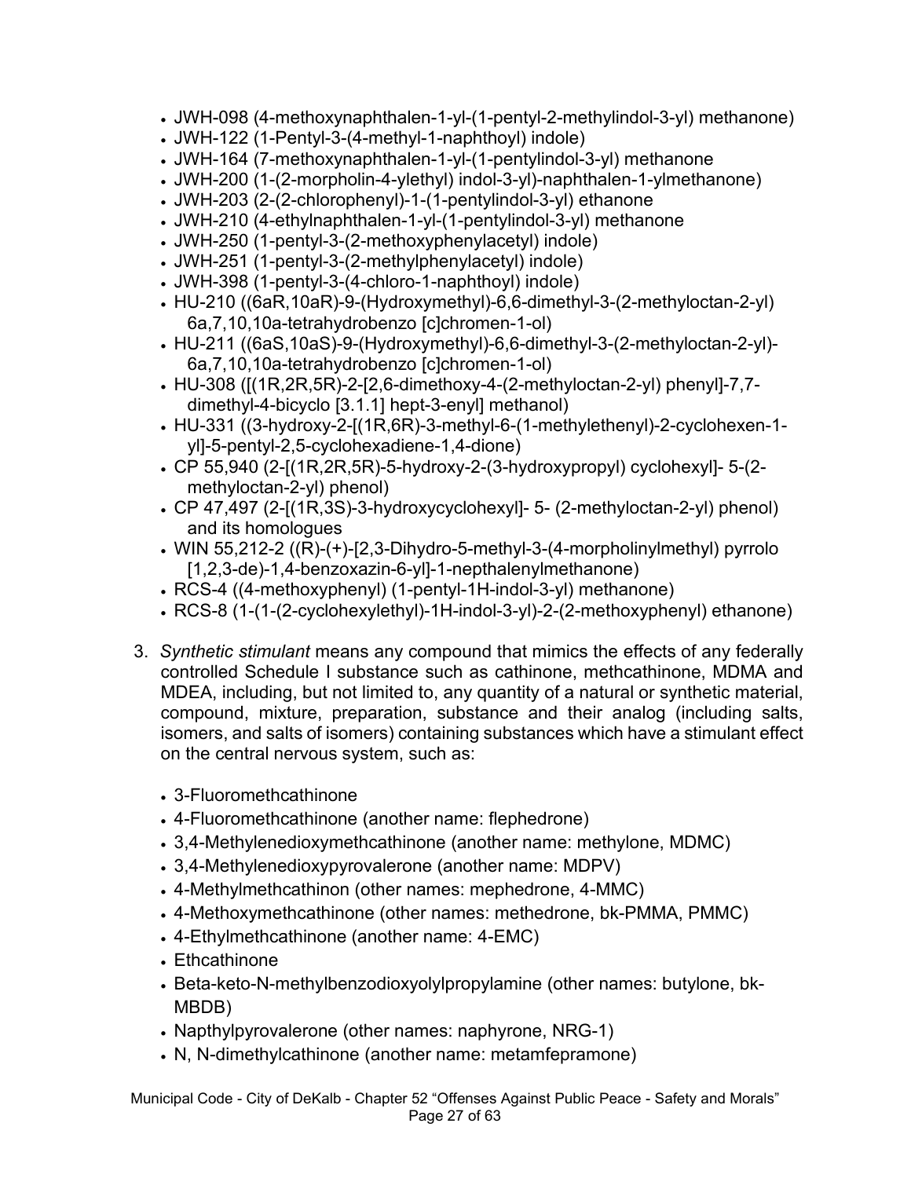- JWH-098 (4-methoxynaphthalen-1-yl-(1-pentyl-2-methylindol-3-yl) methanone)
- JWH-122 (1-Pentyl-3-(4-methyl-1-naphthoyl) indole)
- JWH-164 (7-methoxynaphthalen-1-yl-(1-pentylindol-3-yl) methanone
- JWH-200 (1-(2-morpholin-4-ylethyl) indol-3-yl)-naphthalen-1-ylmethanone)
- JWH-203 (2-(2-chlorophenyl)-1-(1-pentylindol-3-yl) ethanone
- JWH-210 (4-ethylnaphthalen-1-yl-(1-pentylindol-3-yl) methanone
- JWH-250 (1-pentyl-3-(2-methoxyphenylacetyl) indole)
- JWH-251 (1-pentyl-3-(2-methylphenylacetyl) indole)
- JWH-398 (1-pentyl-3-(4-chloro-1-naphthoyl) indole)
- HU-210 ((6aR,10aR)-9-(Hydroxymethyl)-6,6-dimethyl-3-(2-methyloctan-2-yl) 6a,7,10,10a-tetrahydrobenzo [c]chromen-1-ol)
- HU-211 ((6aS,10aS)-9-(Hydroxymethyl)-6,6-dimethyl-3-(2-methyloctan-2-yl)-6a,7,10,10a-tetrahydrobenzo [c]chromen-1-ol)
- HU-308 ([(1R,2R,5R)-2-[2,6-dimethoxy-4-(2-methyloctan-2-yl) phenyl]-7,7-dimethyl-4-bicyclo [3.1.1] hept-3-enyl] methanol)
- HU-331 ((3-hydroxy-2-[(1R,6R)-3-methyl-6-(1-methylethenyl)-2-cyclohexen-1-yl]-5-pentyl-2,5-cyclohexadiene-1,4-dione)
- CP 55,940 (2-[(1R,2R,5R)-5-hydroxy-2-(3-hydroxypropyl) cyclohexyl]- 5-(2-methyloctan-2-yl) phenol)
- CP 47,497 (2-[(1R,3S)-3-hydroxycyclohexyl]- 5- (2-methyloctan-2-yl) phenol) and its homologues
- WIN 55,212-2 ((R)-(+)-[2,3-Dihydro-5-methyl-3-(4-morpholinylmethyl) pyrrolo [1,2,3-de)-1,4-benzoxazin-6-yl]-1-nepthalenylmethanone)
- RCS-4 ((4-methoxyphenyl) (1-pentyl-1H-indol-3-yl) methanone)
- RCS-8 (1-(1-(2-cyclohexylethyl)-1H-indol-3-yl)-2-(2-methoxyphenyl) ethanone)

3. *Synthetic stimulant* means any compound that mimics the effects of any federally controlled Schedule I substance such as cathinone, methcathinone, MDMA and MDEA, including, but not limited to, any quantity of a natural or synthetic material, compound, mixture, preparation, substance and their analog (including salts, isomers, and salts of isomers) containing substances which have a stimulant effect on the central nervous system, such as:

   - 3-Fluoromethcathinone
   - 4-Fluoromethcathinone (another name: flephedrone)
   - 3,4-Methylenedioxymethcathinone (another name: methylone, MDMC)
   - 3,4-Methylenedioxypyrovalerone (another name: MDPV)
   - 4-Methylmethcathinon (other names: mephedrone, 4-MMC)
   - 4-Methoxymethcathinone (other names: methedrone, bk-PMMA, PMMC)
   - 4-Ethylmethcathinone (another name: 4-EMC)
   - Ethcathinone
   - Beta-keto-N-methylbenzodioxyolylpropylamine (other names: butylone, bk-MBDB)
   - Napthylpyrovalerone (other names: naphyrone, NRG-1)
   - N, N-dimethylcathinone (another name: metamfepramone)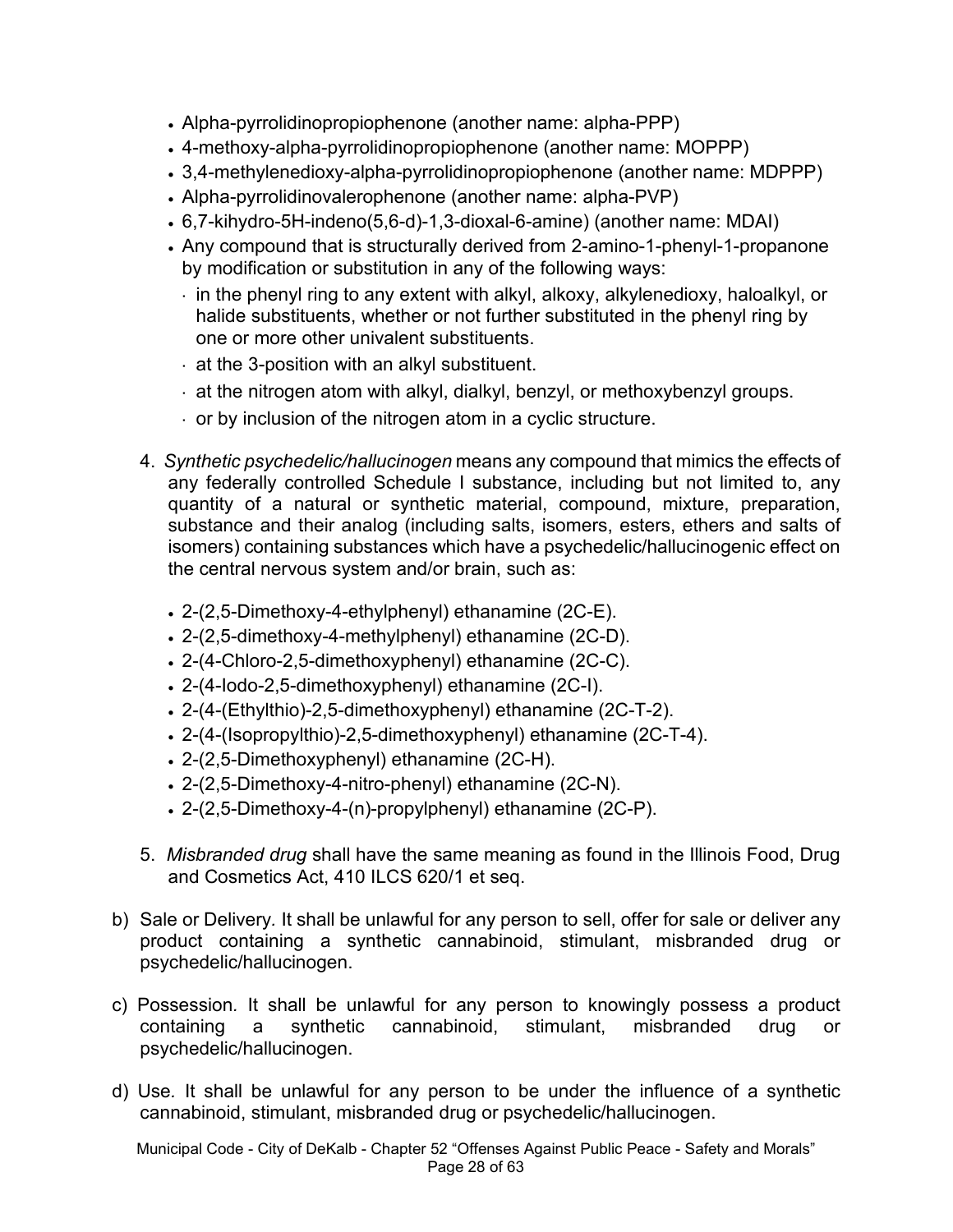- Alpha-pyrrolidinopropiophenone (another name: alpha-PPP)
- 4-methoxy-alpha-pyrrolidinopropiophenone (another name: MOPPP)
- 3,4-methylenedioxy-alpha-pyrrolidinopropiophenone (another name: MDPPP)
- Alpha-pyrrolidinovalerophenone (another name: alpha-PVP)
- 6,7-kihydro-5H-indeno(5,6-d)-1,3-dioxal-6-amine) (another name: MDAI)
- Any compound that is structurally derived from 2-amino-1-phenyl-1-propanone by modification or substitution in any of the following ways:
  - in the phenyl ring to any extent with alkyl, alkoxy, alkylenedioxy, haloalkyl, or halide substituents, whether or not further substituted in the phenyl ring by one or more other univalent substituents.
  - at the 3-position with an alkyl substituent.
  - at the nitrogen atom with alkyl, dialkyl, benzyl, or methoxybenzyl groups.
  - or by inclusion of the nitrogen atom in a cyclic structure.

4. *Synthetic psychedelic/hallucinogen* means any compound that mimics the effects of any federally controlled Schedule I substance, including but not limited to, any quantity of a natural or synthetic material, compound, mixture, preparation, substance and their analog (including salts, isomers, esters, ethers and salts of isomers) containing substances which have a psychedelic/hallucinogenic effect on the central nervous system and/or brain, such as:

   - 2-(2,5-Dimethoxy-4-ethylphenyl) ethanamine (2C-E).
   - 2-(2,5-dimethoxy-4-methylphenyl) ethanamine (2C-D).
   - 2-(4-Chloro-2,5-dimethoxyphenyl) ethanamine (2C-C).
   - 2-(4-Iodo-2,5-dimethoxyphenyl) ethanamine (2C-I).
   - 2-(4-(Ethylthio)-2,5-dimethoxyphenyl) ethanamine (2C-T-2).
   - 2-(4-(Isopropylthio)-2,5-dimethoxyphenyl) ethanamine (2C-T-4).
   - 2-(2,5-Dimethoxyphenyl) ethanamine (2C-H).
   - 2-(2,5-Dimethoxy-4-nitro-phenyl) ethanamine (2C-N).
   - 2-(2,5-Dimethoxy-4-(n)-propylphenyl) ethanamine (2C-P).

5. *Misbranded drug* shall have the same meaning as found in the Illinois Food, Drug and Cosmetics Act, 410 ILCS 620/1 et seq.

b) Sale or Delivery. It shall be unlawful for any person to sell, offer for sale or deliver any product containing a synthetic cannabinoid, stimulant, misbranded drug or psychedelic/hallucinogen.

c) Possession. It shall be unlawful for any person to knowingly possess a product containing a synthetic cannabinoid, stimulant, misbranded drug or psychedelic/hallucinogen.

d) Use. It shall be unlawful for any person to be under the influence of a synthetic cannabinoid, stimulant, misbranded drug or psychedelic/hallucinogen.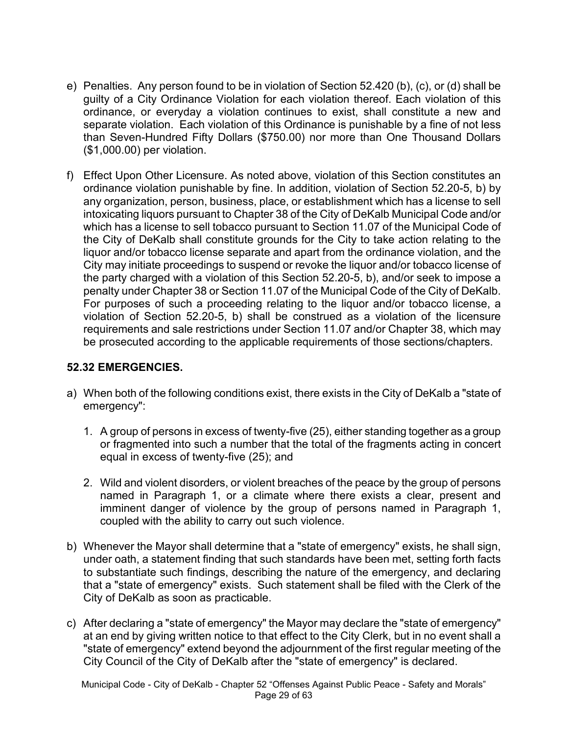e) Penalties. Any person found to be in violation of Section 52.420 (b), (c), or (d) shall be guilty of a City Ordinance Violation for each violation thereof. Each violation of this ordinance, or everyday a violation continues to exist, shall constitute a new and separate violation. Each violation of this Ordinance is punishable by a fine of not less than Seven-Hundred Fifty Dollars ($750.00) nor more than One Thousand Dollars ($1,000.00) per violation.

f) Effect Upon Other Licensure. As noted above, violation of this Section constitutes an ordinance violation punishable by fine. In addition, violation of Section 52.20-5, b) by any organization, person, business, place, or establishment which has a license to sell intoxicating liquors pursuant to Chapter 38 of the City of DeKalb Municipal Code and/or which has a license to sell tobacco pursuant to Section 11.07 of the Municipal Code of the City of DeKalb shall constitute grounds for the City to take action relating to the liquor and/or tobacco license separate and apart from the ordinance violation, and the City may initiate proceedings to suspend or revoke the liquor and/or tobacco license of the party charged with a violation of this Section 52.20-5, b), and/or seek to impose a penalty under Chapter 38 or Section 11.07 of the Municipal Code of the City of DeKalb. For purposes of such a proceeding relating to the liquor and/or tobacco license, a violation of Section 52.20-5, b) shall be construed as a violation of the licensure requirements and sale restrictions under Section 11.07 and/or Chapter 38, which may be prosecuted according to the applicable requirements of those sections/chapters.

### 52.32 EMERGENCIES.

a) When both of the following conditions exist, there exists in the City of DeKalb a "state of emergency":

   1. A group of persons in excess of twenty-five (25), either standing together as a group or fragmented into such a number that the total of the fragments acting in concert equal in excess of twenty-five (25); and

   2. Wild and violent disorders, or violent breaches of the peace by the group of persons named in Paragraph 1, or a climate where there exists a clear, present and imminent danger of violence by the group of persons named in Paragraph 1, coupled with the ability to carry out such violence.

b) Whenever the Mayor shall determine that a "state of emergency" exists, he shall sign, under oath, a statement finding that such standards have been met, setting forth facts to substantiate such findings, describing the nature of the emergency, and declaring that a "state of emergency" exists. Such statement shall be filed with the Clerk of the City of DeKalb as soon as practicable.

c) After declaring a "state of emergency" the Mayor may declare the "state of emergency" at an end by giving written notice to that effect to the City Clerk, but in no event shall a "state of emergency" extend beyond the adjournment of the first regular meeting of the City Council of the City of DeKalb after the "state of emergency" is declared.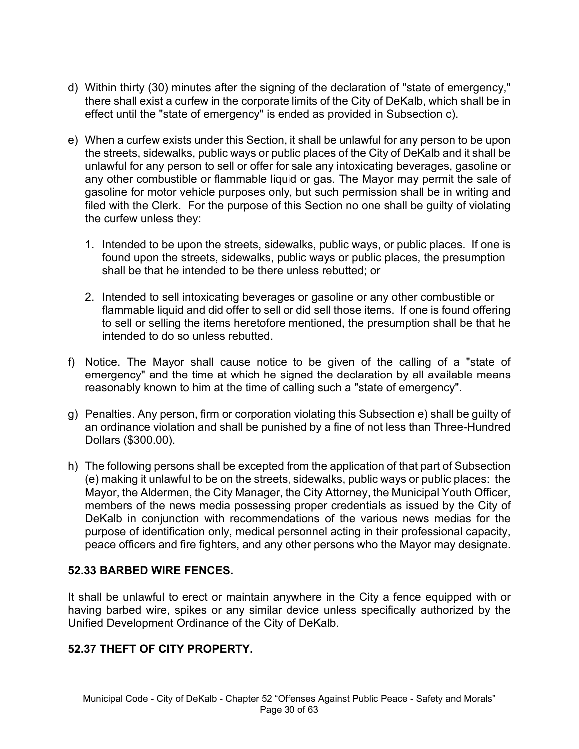d) Within thirty (30) minutes after the signing of the declaration of "state of emergency," there shall exist a curfew in the corporate limits of the City of DeKalb, which shall be in effect until the "state of emergency" is ended as provided in Subsection c).

e) When a curfew exists under this Section, it shall be unlawful for any person to be upon the streets, sidewalks, public ways or public places of the City of DeKalb and it shall be unlawful for any person to sell or offer for sale any intoxicating beverages, gasoline or any other combustible or flammable liquid or gas. The Mayor may permit the sale of gasoline for motor vehicle purposes only, but such permission shall be in writing and filed with the Clerk. For the purpose of this Section no one shall be guilty of violating the curfew unless they:

   1. Intended to be upon the streets, sidewalks, public ways, or public places. If one is found upon the streets, sidewalks, public ways or public places, the presumption shall be that he intended to be there unless rebutted; or

   2. Intended to sell intoxicating beverages or gasoline or any other combustible or flammable liquid and did offer to sell or did sell those items. If one is found offering to sell or selling the items heretofore mentioned, the presumption shall be that he intended to do so unless rebutted.

f) Notice. The Mayor shall cause notice to be given of the calling of a "state of emergency" and the time at which he signed the declaration by all available means reasonably known to him at the time of calling such a "state of emergency".

g) Penalties. Any person, firm or corporation violating this Subsection e) shall be guilty of an ordinance violation and shall be punished by a fine of not less than Three-Hundred Dollars ($300.00).

h) The following persons shall be excepted from the application of that part of Subsection (e) making it unlawful to be on the streets, sidewalks, public ways or public places: the Mayor, the Aldermen, the City Manager, the City Attorney, the Municipal Youth Officer, members of the news media possessing proper credentials as issued by the City of DeKalb in conjunction with recommendations of the various news medias for the purpose of identification only, medical personnel acting in their professional capacity, peace officers and fire fighters, and any other persons who the Mayor may designate.

**52.33 BARBED WIRE FENCES.**

It shall be unlawful to erect or maintain anywhere in the City a fence equipped with or having barbed wire, spikes or any similar device unless specifically authorized by the Unified Development Ordinance of the City of DeKalb.

**52.37 THEFT OF CITY PROPERTY.**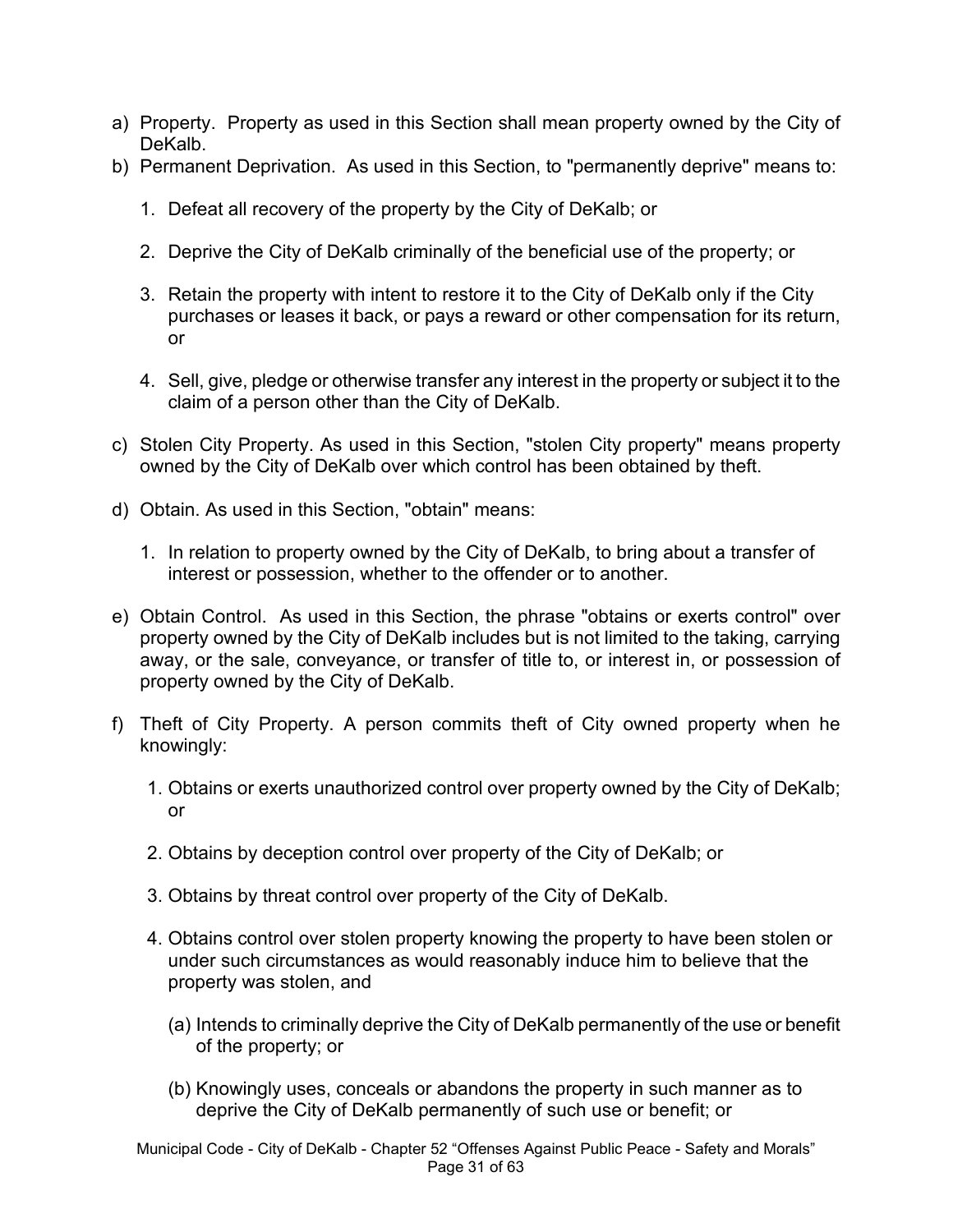a) Property. Property as used in this Section shall mean property owned by the City of DeKalb.
b) Permanent Deprivation. As used in this Section, to "permanently deprive" means to:

   1. Defeat all recovery of the property by the City of DeKalb; or

   2. Deprive the City of DeKalb criminally of the beneficial use of the property; or

   3. Retain the property with intent to restore it to the City of DeKalb only if the City purchases or leases it back, or pays a reward or other compensation for its return, or

   4. Sell, give, pledge or otherwise transfer any interest in the property or subject it to the claim of a person other than the City of DeKalb.

c) Stolen City Property. As used in this Section, "stolen City property" means property owned by the City of DeKalb over which control has been obtained by theft.

d) Obtain. As used in this Section, "obtain" means:

   1. In relation to property owned by the City of DeKalb, to bring about a transfer of interest or possession, whether to the offender or to another.

e) Obtain Control. As used in this Section, the phrase "obtains or exerts control" over property owned by the City of DeKalb includes but is not limited to the taking, carrying away, or the sale, conveyance, or transfer of title to, or interest in, or possession of property owned by the City of DeKalb.

f) Theft of City Property. A person commits theft of City owned property when he knowingly:

   1. Obtains or exerts unauthorized control over property owned by the City of DeKalb; or

   2. Obtains by deception control over property of the City of DeKalb; or

   3. Obtains by threat control over property of the City of DeKalb.

   4. Obtains control over stolen property knowing the property to have been stolen or under such circumstances as would reasonably induce him to believe that the property was stolen, and

      (a) Intends to criminally deprive the City of DeKalb permanently of the use or benefit of the property; or

      (b) Knowingly uses, conceals or abandons the property in such manner as to deprive the City of DeKalb permanently of such use or benefit; or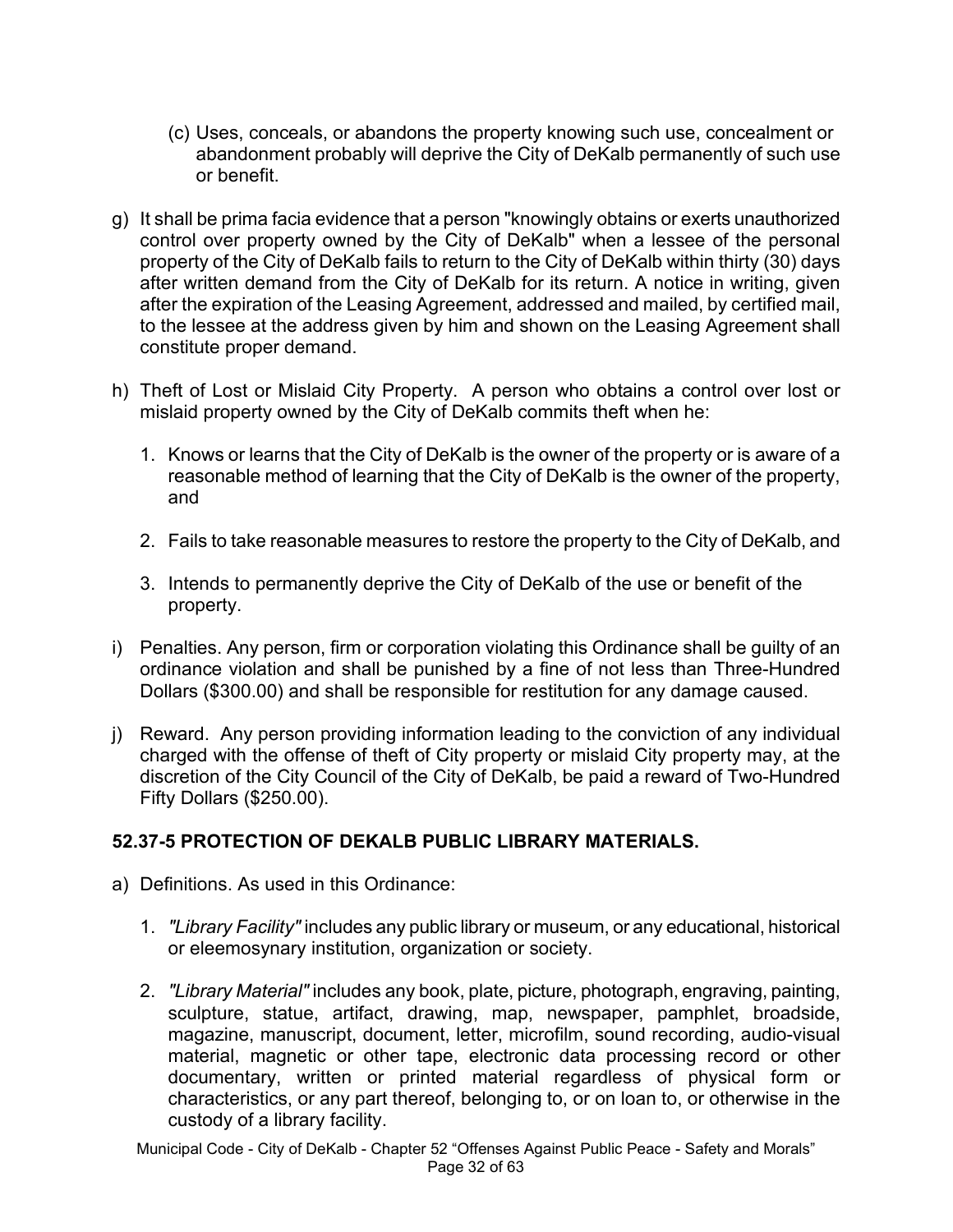(c) Uses, conceals, or abandons the property knowing such use, concealment or abandonment probably will deprive the City of DeKalb permanently of such use or benefit.

g) It shall be prima facia evidence that a person "knowingly obtains or exerts unauthorized control over property owned by the City of DeKalb" when a lessee of the personal property of the City of DeKalb fails to return to the City of DeKalb within thirty (30) days after written demand from the City of DeKalb for its return. A notice in writing, given after the expiration of the Leasing Agreement, addressed and mailed, by certified mail, to the lessee at the address given by him and shown on the Leasing Agreement shall constitute proper demand.

h) Theft of Lost or Mislaid City Property. A person who obtains a control over lost or mislaid property owned by the City of DeKalb commits theft when he:

1. Knows or learns that the City of DeKalb is the owner of the property or is aware of a reasonable method of learning that the City of DeKalb is the owner of the property, and

2. Fails to take reasonable measures to restore the property to the City of DeKalb, and

3. Intends to permanently deprive the City of DeKalb of the use or benefit of the property.

i) Penalties. Any person, firm or corporation violating this Ordinance shall be guilty of an ordinance violation and shall be punished by a fine of not less than Three-Hundred Dollars ($300.00) and shall be responsible for restitution for any damage caused.

j) Reward. Any person providing information leading to the conviction of any individual charged with the offense of theft of City property or mislaid City property may, at the discretion of the City Council of the City of DeKalb, be paid a reward of Two-Hundred Fifty Dollars ($250.00).

### 52.37-5 PROTECTION OF DEKALB PUBLIC LIBRARY MATERIALS.

a) Definitions. As used in this Ordinance:

1. *"Library Facility"* includes any public library or museum, or any educational, historical or eleemosynary institution, organization or society.

2. *"Library Material"* includes any book, plate, picture, photograph, engraving, painting, sculpture, statue, artifact, drawing, map, newspaper, pamphlet, broadside, magazine, manuscript, document, letter, microfilm, sound recording, audio-visual material, magnetic or other tape, electronic data processing record or other documentary, written or printed material regardless of physical form or characteristics, or any part thereof, belonging to, or on loan to, or otherwise in the custody of a library facility.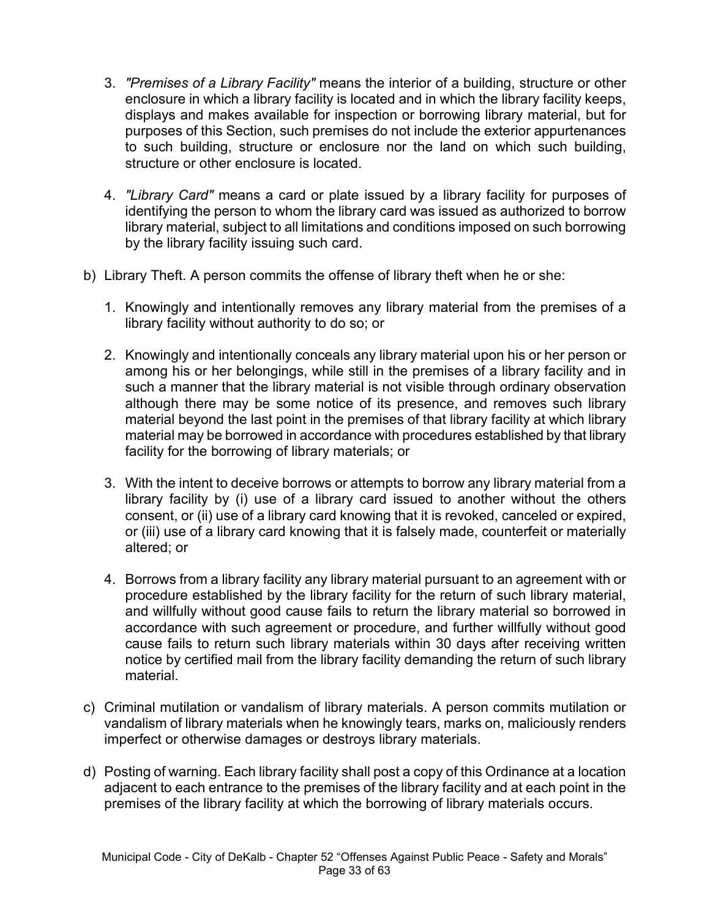3. *"Premises of a Library Facility"* means the interior of a building, structure or other enclosure in which a library facility is located and in which the library facility keeps, displays and makes available for inspection or borrowing library material, but for purposes of this Section, such premises do not include the exterior appurtenances to such building, structure or enclosure nor the land on which such building, structure or other enclosure is located.

4. *"Library Card"* means a card or plate issued by a library facility for purposes of identifying the person to whom the library card was issued as authorized to borrow library material, subject to all limitations and conditions imposed on such borrowing by the library facility issuing such card.

b) Library Theft. A person commits the offense of library theft when he or she:

   1. Knowingly and intentionally removes any library material from the premises of a library facility without authority to do so; or

   2. Knowingly and intentionally conceals any library material upon his or her person or among his or her belongings, while still in the premises of a library facility and in such a manner that the library material is not visible through ordinary observation although there may be some notice of its presence, and removes such library material beyond the last point in the premises of that library facility at which library material may be borrowed in accordance with procedures established by that library facility for the borrowing of library materials; or

   3. With the intent to deceive borrows or attempts to borrow any library material from a library facility by (i) use of a library card issued to another without the others consent, or (ii) use of a library card knowing that it is revoked, canceled or expired, or (iii) use of a library card knowing that it is falsely made, counterfeit or materially altered; or

   4. Borrows from a library facility any library material pursuant to an agreement with or procedure established by the library facility for the return of such library material, and willfully without good cause fails to return the library material so borrowed in accordance with such agreement or procedure, and further willfully without good cause fails to return such library materials within 30 days after receiving written notice by certified mail from the library facility demanding the return of such library material.

c) Criminal mutilation or vandalism of library materials. A person commits mutilation or vandalism of library materials when he knowingly tears, marks on, maliciously renders imperfect or otherwise damages or destroys library materials.

d) Posting of warning. Each library facility shall post a copy of this Ordinance at a location adjacent to each entrance to the premises of the library facility and at each point in the premises of the library facility at which the borrowing of library materials occurs.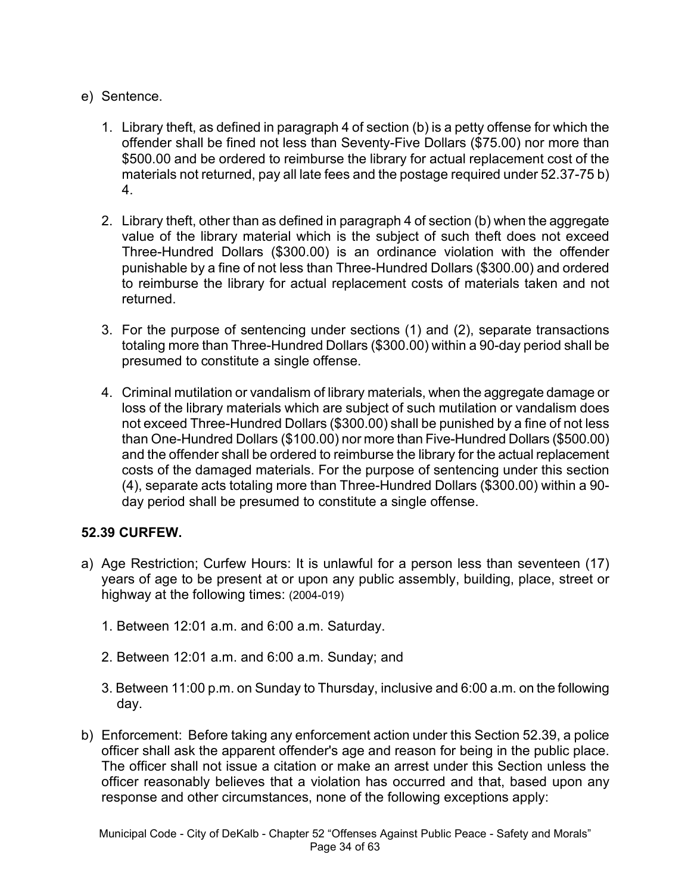e) Sentence.

   1. Library theft, as defined in paragraph 4 of section (b) is a petty offense for which the offender shall be fined not less than Seventy-Five Dollars ($75.00) nor more than $500.00 and be ordered to reimburse the library for actual replacement cost of the materials not returned, pay all late fees and the postage required under 52.37-75 b) 4.

   2. Library theft, other than as defined in paragraph 4 of section (b) when the aggregate value of the library material which is the subject of such theft does not exceed Three-Hundred Dollars ($300.00) is an ordinance violation with the offender punishable by a fine of not less than Three-Hundred Dollars ($300.00) and ordered to reimburse the library for actual replacement costs of materials taken and not returned.

   3. For the purpose of sentencing under sections (1) and (2), separate transactions totaling more than Three-Hundred Dollars ($300.00) within a 90-day period shall be presumed to constitute a single offense.

   4. Criminal mutilation or vandalism of library materials, when the aggregate damage or loss of the library materials which are subject of such mutilation or vandalism does not exceed Three-Hundred Dollars ($300.00) shall be punished by a fine of not less than One-Hundred Dollars ($100.00) nor more than Five-Hundred Dollars ($500.00) and the offender shall be ordered to reimburse the library for the actual replacement costs of the damaged materials. For the purpose of sentencing under this section (4), separate acts totaling more than Three-Hundred Dollars ($300.00) within a 90-day period shall be presumed to constitute a single offense.

**52.39 CURFEW.**

a) Age Restriction; Curfew Hours: It is unlawful for a person less than seventeen (17) years of age to be present at or upon any public assembly, building, place, street or highway at the following times: (2004-019)

   1. Between 12:01 a.m. and 6:00 a.m. Saturday.

   2. Between 12:01 a.m. and 6:00 a.m. Sunday; and

   3. Between 11:00 p.m. on Sunday to Thursday, inclusive and 6:00 a.m. on the following day.

b) Enforcement: Before taking any enforcement action under this Section 52.39, a police officer shall ask the apparent offender's age and reason for being in the public place. The officer shall not issue a citation or make an arrest under this Section unless the officer reasonably believes that a violation has occurred and that, based upon any response and other circumstances, none of the following exceptions apply: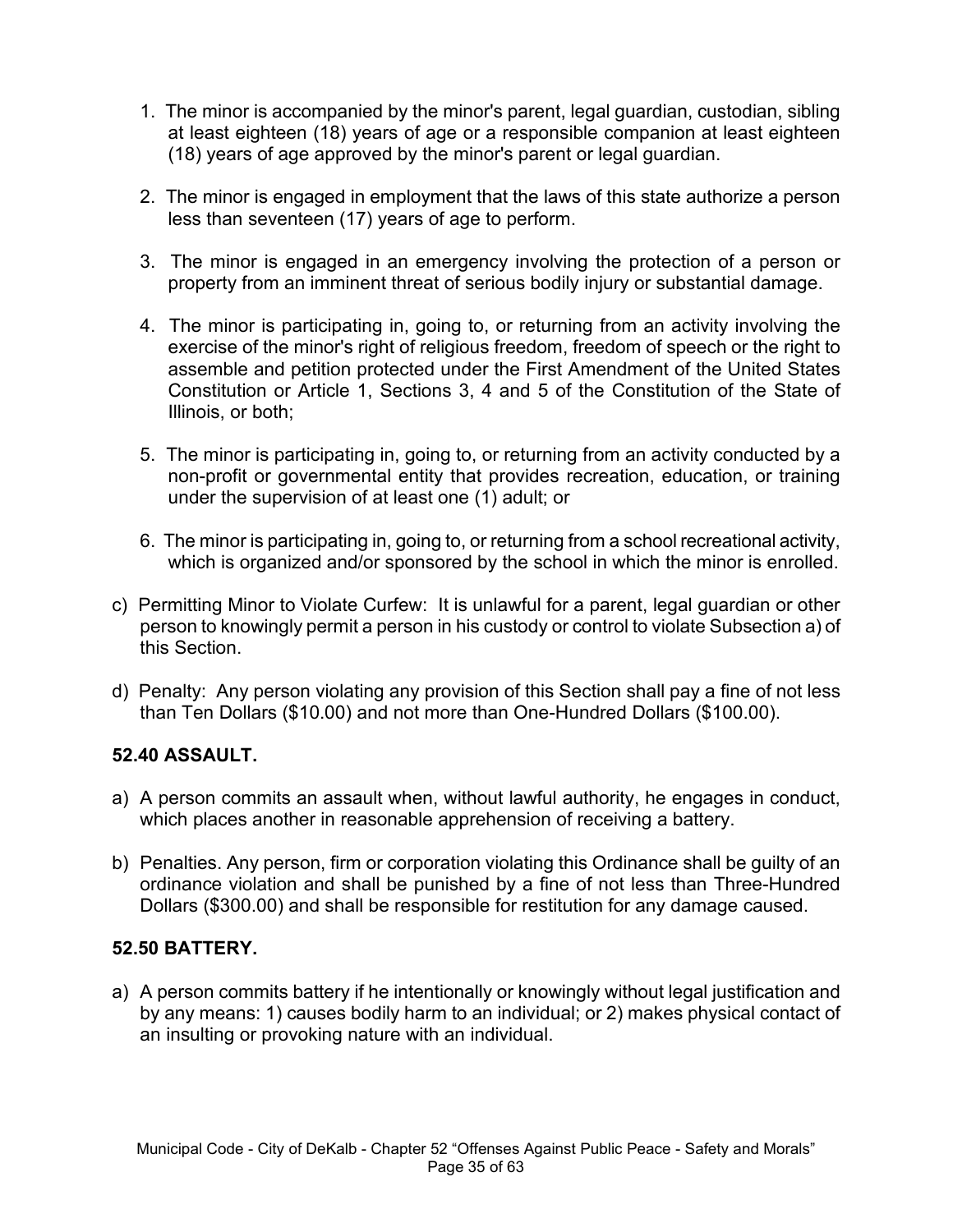1. The minor is accompanied by the minor's parent, legal guardian, custodian, sibling at least eighteen (18) years of age or a responsible companion at least eighteen (18) years of age approved by the minor's parent or legal guardian.

2. The minor is engaged in employment that the laws of this state authorize a person less than seventeen (17) years of age to perform.

3. The minor is engaged in an emergency involving the protection of a person or property from an imminent threat of serious bodily injury or substantial damage.

4. The minor is participating in, going to, or returning from an activity involving the exercise of the minor's right of religious freedom, freedom of speech or the right to assemble and petition protected under the First Amendment of the United States Constitution or Article 1, Sections 3, 4 and 5 of the Constitution of the State of Illinois, or both;

5. The minor is participating in, going to, or returning from an activity conducted by a non-profit or governmental entity that provides recreation, education, or training under the supervision of at least one (1) adult; or

6. The minor is participating in, going to, or returning from a school recreational activity, which is organized and/or sponsored by the school in which the minor is enrolled.

c) Permitting Minor to Violate Curfew: It is unlawful for a parent, legal guardian or other person to knowingly permit a person in his custody or control to violate Subsection a) of this Section.

d) Penalty: Any person violating any provision of this Section shall pay a fine of not less than Ten Dollars ($10.00) and not more than One-Hundred Dollars ($100.00).

**52.40 ASSAULT.**

a) A person commits an assault when, without lawful authority, he engages in conduct, which places another in reasonable apprehension of receiving a battery.

b) Penalties. Any person, firm or corporation violating this Ordinance shall be guilty of an ordinance violation and shall be punished by a fine of not less than Three-Hundred Dollars ($300.00) and shall be responsible for restitution for any damage caused.

**52.50 BATTERY.**

a) A person commits battery if he intentionally or knowingly without legal justification and by any means: 1) causes bodily harm to an individual; or 2) makes physical contact of an insulting or provoking nature with an individual.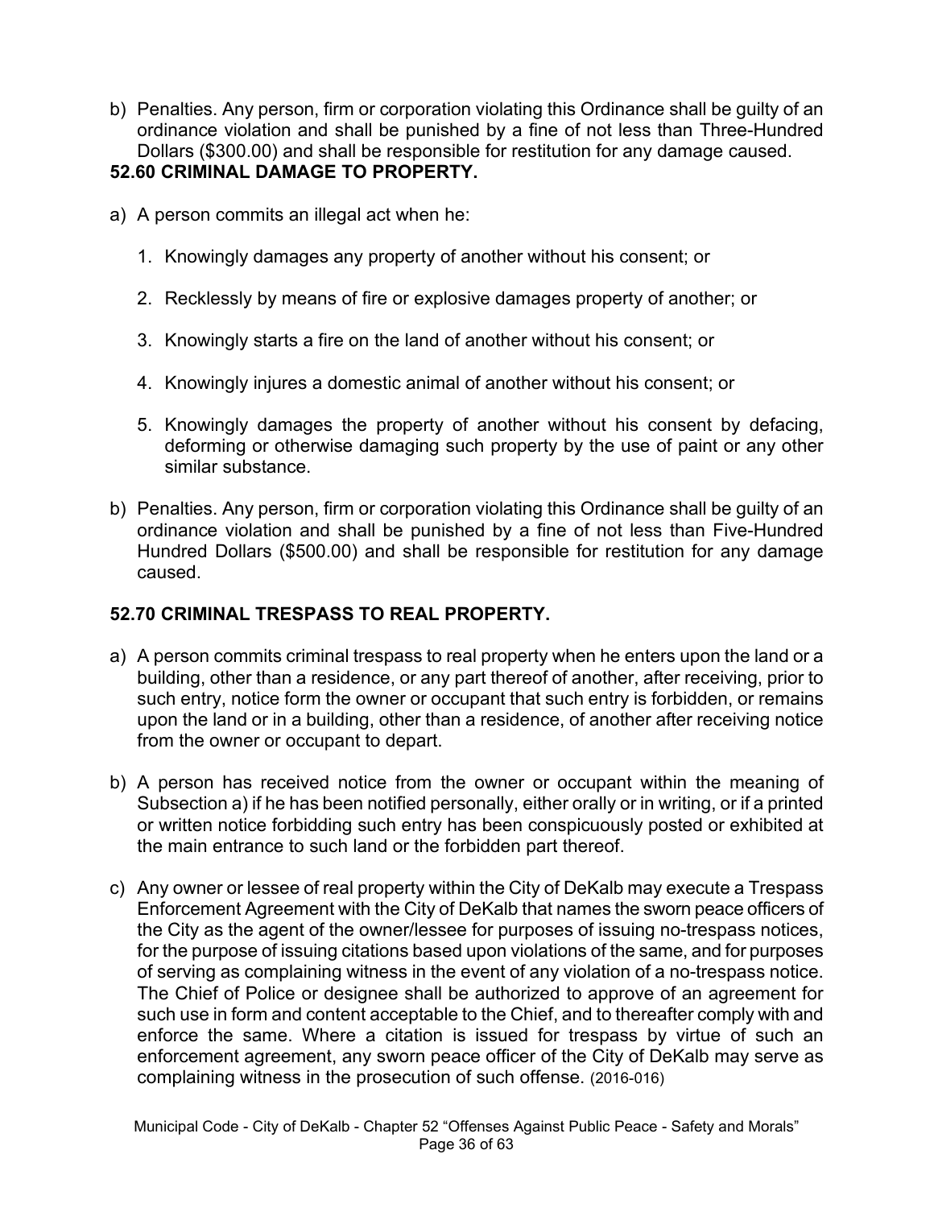b) Penalties. Any person, firm or corporation violating this Ordinance shall be guilty of an ordinance violation and shall be punished by a fine of not less than Three-Hundred Dollars ($300.00) and shall be responsible for restitution for any damage caused.

**52.60 CRIMINAL DAMAGE TO PROPERTY.**

a) A person commits an illegal act when he:

1. Knowingly damages any property of another without his consent; or
2. Recklessly by means of fire or explosive damages property of another; or
3. Knowingly starts a fire on the land of another without his consent; or
4. Knowingly injures a domestic animal of another without his consent; or
5. Knowingly damages the property of another without his consent by defacing, deforming or otherwise damaging such property by the use of paint or any other similar substance.

b) Penalties. Any person, firm or corporation violating this Ordinance shall be guilty of an ordinance violation and shall be punished by a fine of not less than Five-Hundred Hundred Dollars ($500.00) and shall be responsible for restitution for any damage caused.

**52.70 CRIMINAL TRESPASS TO REAL PROPERTY.**

a) A person commits criminal trespass to real property when he enters upon the land or a building, other than a residence, or any part thereof of another, after receiving, prior to such entry, notice form the owner or occupant that such entry is forbidden, or remains upon the land or in a building, other than a residence, of another after receiving notice from the owner or occupant to depart.

b) A person has received notice from the owner or occupant within the meaning of Subsection a) if he has been notified personally, either orally or in writing, or if a printed or written notice forbidding such entry has been conspicuously posted or exhibited at the main entrance to such land or the forbidden part thereof.

c) Any owner or lessee of real property within the City of DeKalb may execute a Trespass Enforcement Agreement with the City of DeKalb that names the sworn peace officers of the City as the agent of the owner/lessee for purposes of issuing no-trespass notices, for the purpose of issuing citations based upon violations of the same, and for purposes of serving as complaining witness in the event of any violation of a no-trespass notice. The Chief of Police or designee shall be authorized to approve of an agreement for such use in form and content acceptable to the Chief, and to thereafter comply with and enforce the same. Where a citation is issued for trespass by virtue of such an enforcement agreement, any sworn peace officer of the City of DeKalb may serve as complaining witness in the prosecution of such offense. (2016-016)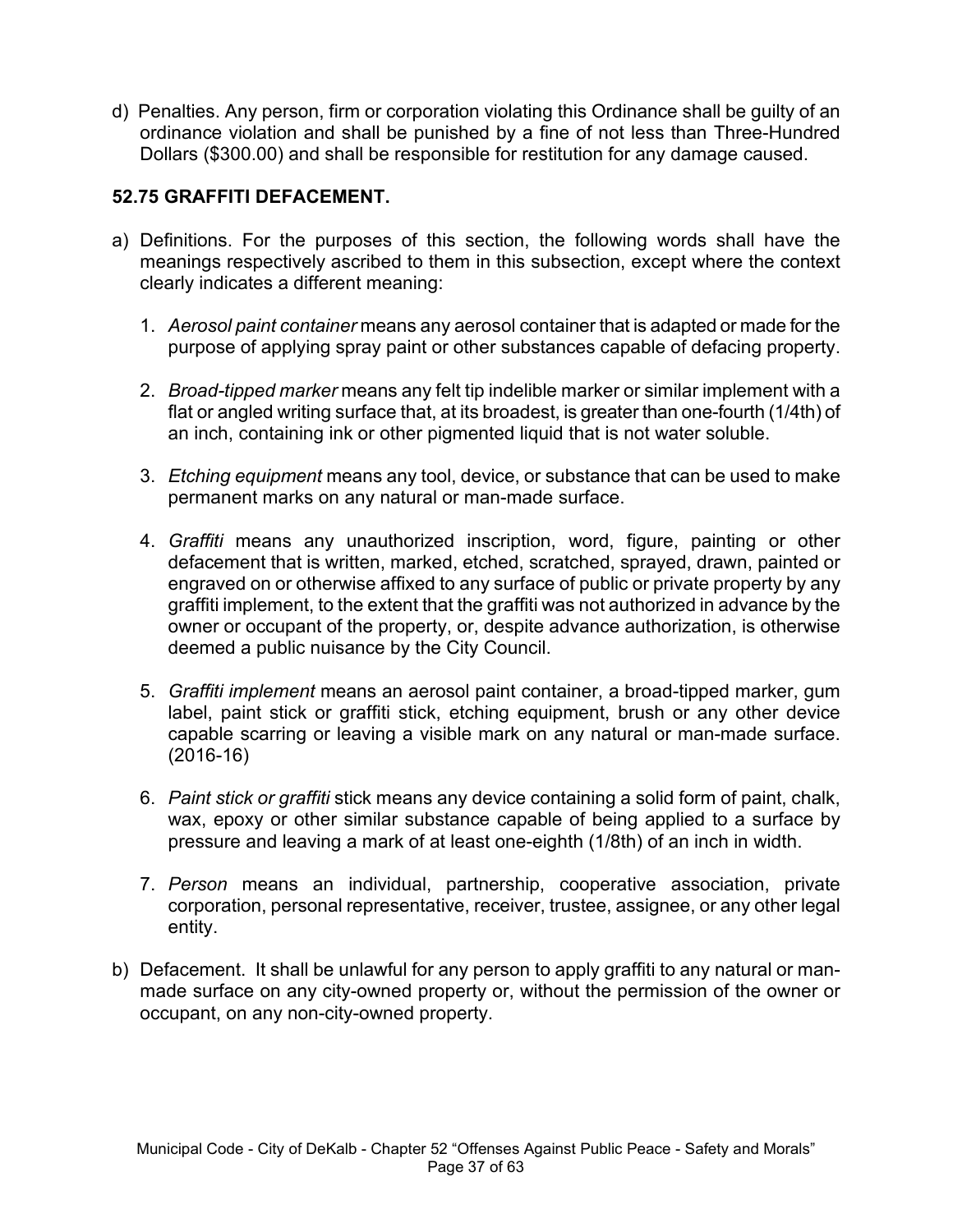d) Penalties. Any person, firm or corporation violating this Ordinance shall be guilty of an ordinance violation and shall be punished by a fine of not less than Three-Hundred Dollars ($300.00) and shall be responsible for restitution for any damage caused.

**52.75 GRAFFITI DEFACEMENT.**

a) Definitions. For the purposes of this section, the following words shall have the meanings respectively ascribed to them in this subsection, except where the context clearly indicates a different meaning:

   1. *Aerosol paint container* means any aerosol container that is adapted or made for the purpose of applying spray paint or other substances capable of defacing property.

   2. *Broad-tipped marker* means any felt tip indelible marker or similar implement with a flat or angled writing surface that, at its broadest, is greater than one-fourth (1/4th) of an inch, containing ink or other pigmented liquid that is not water soluble.

   3. *Etching equipment* means any tool, device, or substance that can be used to make permanent marks on any natural or man-made surface.

   4. *Graffiti* means any unauthorized inscription, word, figure, painting or other defacement that is written, marked, etched, scratched, sprayed, drawn, painted or engraved on or otherwise affixed to any surface of public or private property by any graffiti implement, to the extent that the graffiti was not authorized in advance by the owner or occupant of the property, or, despite advance authorization, is otherwise deemed a public nuisance by the City Council.

   5. *Graffiti implement* means an aerosol paint container, a broad-tipped marker, gum label, paint stick or graffiti stick, etching equipment, brush or any other device capable scarring or leaving a visible mark on any natural or man-made surface. (2016-16)

   6. *Paint stick or graffiti* stick means any device containing a solid form of paint, chalk, wax, epoxy or other similar substance capable of being applied to a surface by pressure and leaving a mark of at least one-eighth (1/8th) of an inch in width.

   7. *Person* means an individual, partnership, cooperative association, private corporation, personal representative, receiver, trustee, assignee, or any other legal entity.

b) Defacement. It shall be unlawful for any person to apply graffiti to any natural or man-made surface on any city-owned property or, without the permission of the owner or occupant, on any non-city-owned property.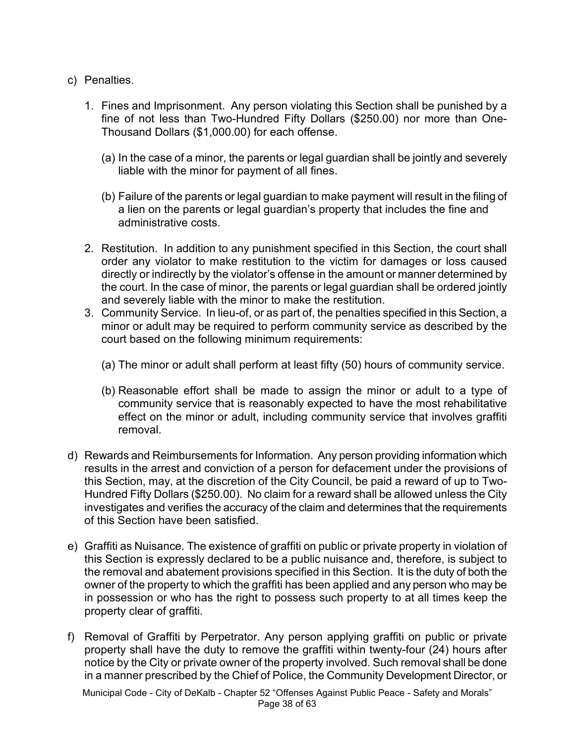c) Penalties.

   1. Fines and Imprisonment. Any person violating this Section shall be punished by a fine of not less than Two-Hundred Fifty Dollars ($250.00) nor more than One-Thousand Dollars ($1,000.00) for each offense.

      (a) In the case of a minor, the parents or legal guardian shall be jointly and severely liable with the minor for payment of all fines.

      (b) Failure of the parents or legal guardian to make payment will result in the filing of a lien on the parents or legal guardian's property that includes the fine and administrative costs.

   2. Restitution. In addition to any punishment specified in this Section, the court shall order any violator to make restitution to the victim for damages or loss caused directly or indirectly by the violator's offense in the amount or manner determined by the court. In the case of minor, the parents or legal guardian shall be ordered jointly and severely liable with the minor to make the restitution.

   3. Community Service. In lieu-of, or as part of, the penalties specified in this Section, a minor or adult may be required to perform community service as described by the court based on the following minimum requirements:

      (a) The minor or adult shall perform at least fifty (50) hours of community service.

      (b) Reasonable effort shall be made to assign the minor or adult to a type of community service that is reasonably expected to have the most rehabilitative effect on the minor or adult, including community service that involves graffiti removal.

d) Rewards and Reimbursements for Information. Any person providing information which results in the arrest and conviction of a person for defacement under the provisions of this Section, may, at the discretion of the City Council, be paid a reward of up to Two-Hundred Fifty Dollars ($250.00). No claim for a reward shall be allowed unless the City investigates and verifies the accuracy of the claim and determines that the requirements of this Section have been satisfied.

e) Graffiti as Nuisance. The existence of graffiti on public or private property in violation of this Section is expressly declared to be a public nuisance and, therefore, is subject to the removal and abatement provisions specified in this Section. It is the duty of both the owner of the property to which the graffiti has been applied and any person who may be in possession or who has the right to possess such property to at all times keep the property clear of graffiti.

f) Removal of Graffiti by Perpetrator. Any person applying graffiti on public or private property shall have the duty to remove the graffiti within twenty-four (24) hours after notice by the City or private owner of the property involved. Such removal shall be done in a manner prescribed by the Chief of Police, the Community Development Director, or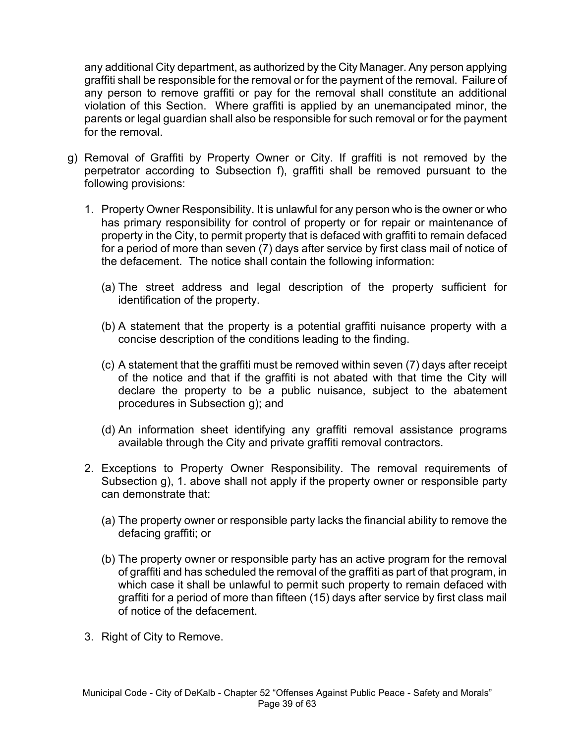any additional City department, as authorized by the City Manager. Any person applying graffiti shall be responsible for the removal or for the payment of the removal. Failure of any person to remove graffiti or pay for the removal shall constitute an additional violation of this Section. Where graffiti is applied by an unemancipated minor, the parents or legal guardian shall also be responsible for such removal or for the payment for the removal.

g) Removal of Graffiti by Property Owner or City. If graffiti is not removed by the perpetrator according to Subsection f), graffiti shall be removed pursuant to the following provisions:

   1. Property Owner Responsibility. It is unlawful for any person who is the owner or who has primary responsibility for control of property or for repair or maintenance of property in the City, to permit property that is defaced with graffiti to remain defaced for a period of more than seven (7) days after service by first class mail of notice of the defacement. The notice shall contain the following information:

      (a) The street address and legal description of the property sufficient for identification of the property.

      (b) A statement that the property is a potential graffiti nuisance property with a concise description of the conditions leading to the finding.

      (c) A statement that the graffiti must be removed within seven (7) days after receipt of the notice and that if the graffiti is not abated with that time the City will declare the property to be a public nuisance, subject to the abatement procedures in Subsection g); and

      (d) An information sheet identifying any graffiti removal assistance programs available through the City and private graffiti removal contractors.

   2. Exceptions to Property Owner Responsibility. The removal requirements of Subsection g), 1. above shall not apply if the property owner or responsible party can demonstrate that:

      (a) The property owner or responsible party lacks the financial ability to remove the defacing graffiti; or

      (b) The property owner or responsible party has an active program for the removal of graffiti and has scheduled the removal of the graffiti as part of that program, in which case it shall be unlawful to permit such property to remain defaced with graffiti for a period of more than fifteen (15) days after service by first class mail of notice of the defacement.

   3. Right of City to Remove.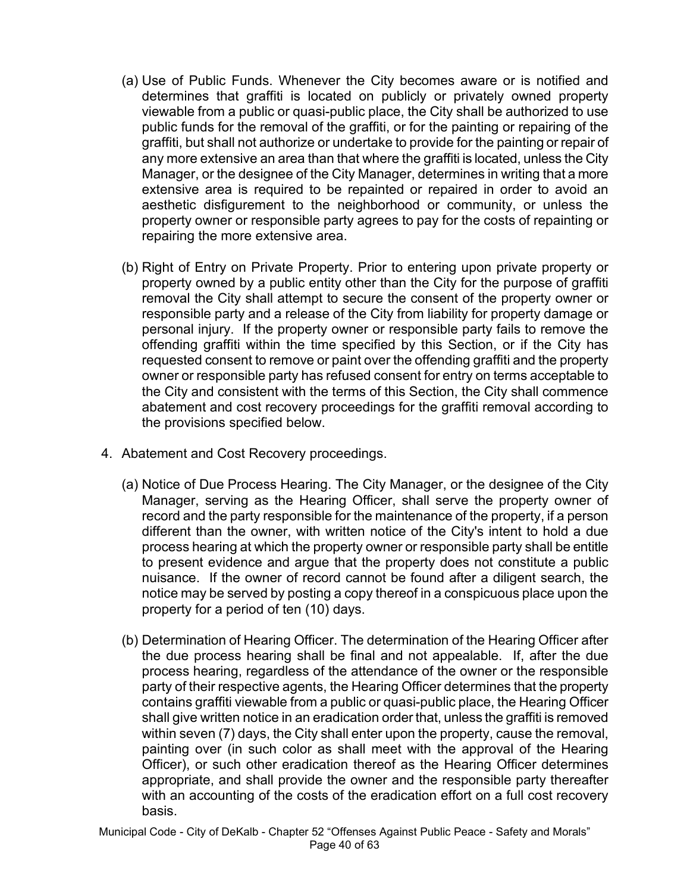(a) Use of Public Funds. Whenever the City becomes aware or is notified and determines that graffiti is located on publicly or privately owned property viewable from a public or quasi-public place, the City shall be authorized to use public funds for the removal of the graffiti, or for the painting or repairing of the graffiti, but shall not authorize or undertake to provide for the painting or repair of any more extensive an area than that where the graffiti is located, unless the City Manager, or the designee of the City Manager, determines in writing that a more extensive area is required to be repainted or repaired in order to avoid an aesthetic disfigurement to the neighborhood or community, or unless the property owner or responsible party agrees to pay for the costs of repainting or repairing the more extensive area.

(b) Right of Entry on Private Property. Prior to entering upon private property or property owned by a public entity other than the City for the purpose of graffiti removal the City shall attempt to secure the consent of the property owner or responsible party and a release of the City from liability for property damage or personal injury. If the property owner or responsible party fails to remove the offending graffiti within the time specified by this Section, or if the City has requested consent to remove or paint over the offending graffiti and the property owner or responsible party has refused consent for entry on terms acceptable to the City and consistent with the terms of this Section, the City shall commence abatement and cost recovery proceedings for the graffiti removal according to the provisions specified below.

4. Abatement and Cost Recovery proceedings.

(a) Notice of Due Process Hearing. The City Manager, or the designee of the City Manager, serving as the Hearing Officer, shall serve the property owner of record and the party responsible for the maintenance of the property, if a person different than the owner, with written notice of the City's intent to hold a due process hearing at which the property owner or responsible party shall be entitle to present evidence and argue that the property does not constitute a public nuisance. If the owner of record cannot be found after a diligent search, the notice may be served by posting a copy thereof in a conspicuous place upon the property for a period of ten (10) days.

(b) Determination of Hearing Officer. The determination of the Hearing Officer after the due process hearing shall be final and not appealable. If, after the due process hearing, regardless of the attendance of the owner or the responsible party of their respective agents, the Hearing Officer determines that the property contains graffiti viewable from a public or quasi-public place, the Hearing Officer shall give written notice in an eradication order that, unless the graffiti is removed within seven (7) days, the City shall enter upon the property, cause the removal, painting over (in such color as shall meet with the approval of the Hearing Officer), or such other eradication thereof as the Hearing Officer determines appropriate, and shall provide the owner and the responsible party thereafter with an accounting of the costs of the eradication effort on a full cost recovery basis.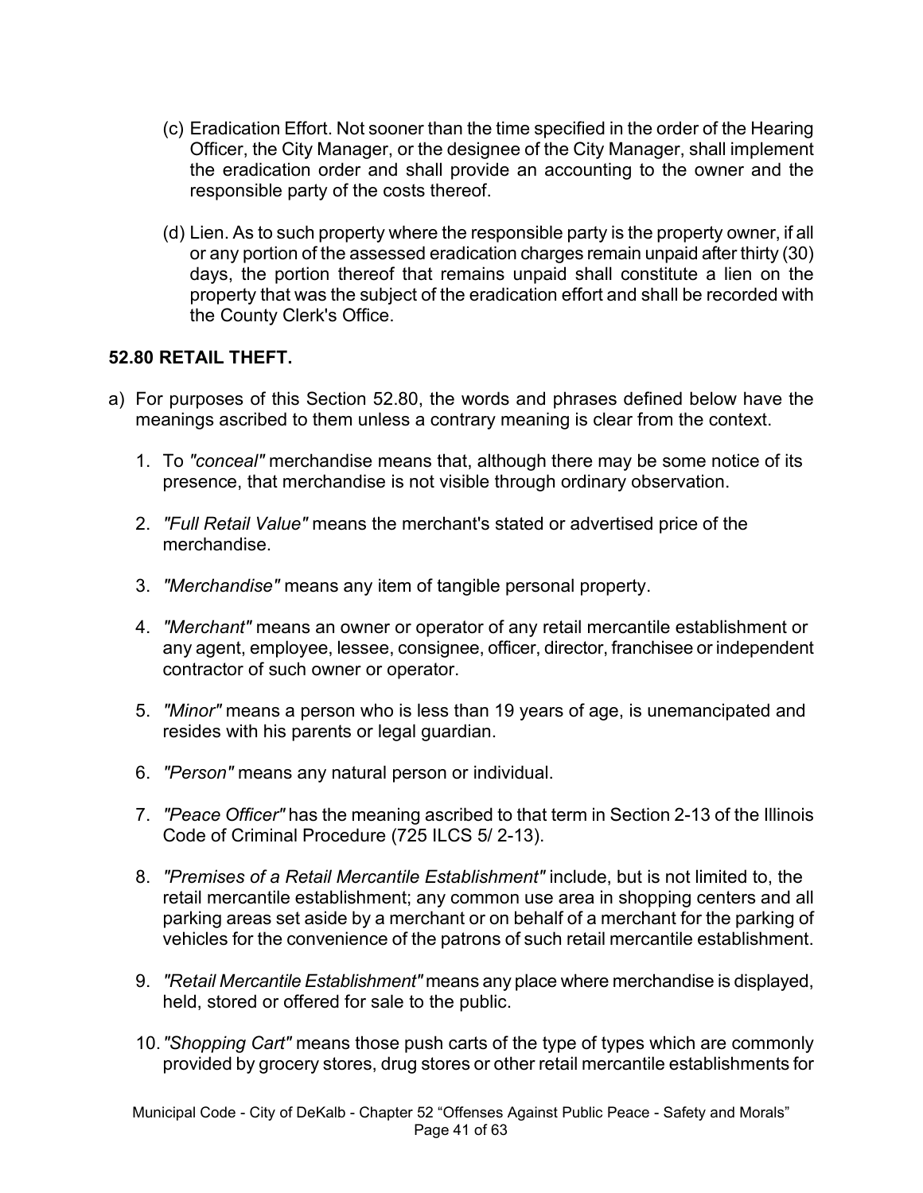(c) Eradication Effort. Not sooner than the time specified in the order of the Hearing Officer, the City Manager, or the designee of the City Manager, shall implement the eradication order and shall provide an accounting to the owner and the responsible party of the costs thereof.

(d) Lien. As to such property where the responsible party is the property owner, if all or any portion of the assessed eradication charges remain unpaid after thirty (30) days, the portion thereof that remains unpaid shall constitute a lien on the property that was the subject of the eradication effort and shall be recorded with the County Clerk's Office.

**52.80 RETAIL THEFT.**

a) For purposes of this Section 52.80, the words and phrases defined below have the meanings ascribed to them unless a contrary meaning is clear from the context.

1. To *"conceal"* merchandise means that, although there may be some notice of its presence, that merchandise is not visible through ordinary observation.

2. *"Full Retail Value"* means the merchant's stated or advertised price of the merchandise.

3. *"Merchandise"* means any item of tangible personal property.

4. *"Merchant"* means an owner or operator of any retail mercantile establishment or any agent, employee, lessee, consignee, officer, director, franchisee or independent contractor of such owner or operator.

5. *"Minor"* means a person who is less than 19 years of age, is unemancipated and resides with his parents or legal guardian.

6. *"Person"* means any natural person or individual.

7. *"Peace Officer"* has the meaning ascribed to that term in Section 2-13 of the Illinois Code of Criminal Procedure (725 ILCS 5/ 2-13).

8. *"Premises of a Retail Mercantile Establishment"* include, but is not limited to, the retail mercantile establishment; any common use area in shopping centers and all parking areas set aside by a merchant or on behalf of a merchant for the parking of vehicles for the convenience of the patrons of such retail mercantile establishment.

9. *"Retail Mercantile Establishment"* means any place where merchandise is displayed, held, stored or offered for sale to the public.

10. *"Shopping Cart"* means those push carts of the type of types which are commonly provided by grocery stores, drug stores or other retail mercantile establishments for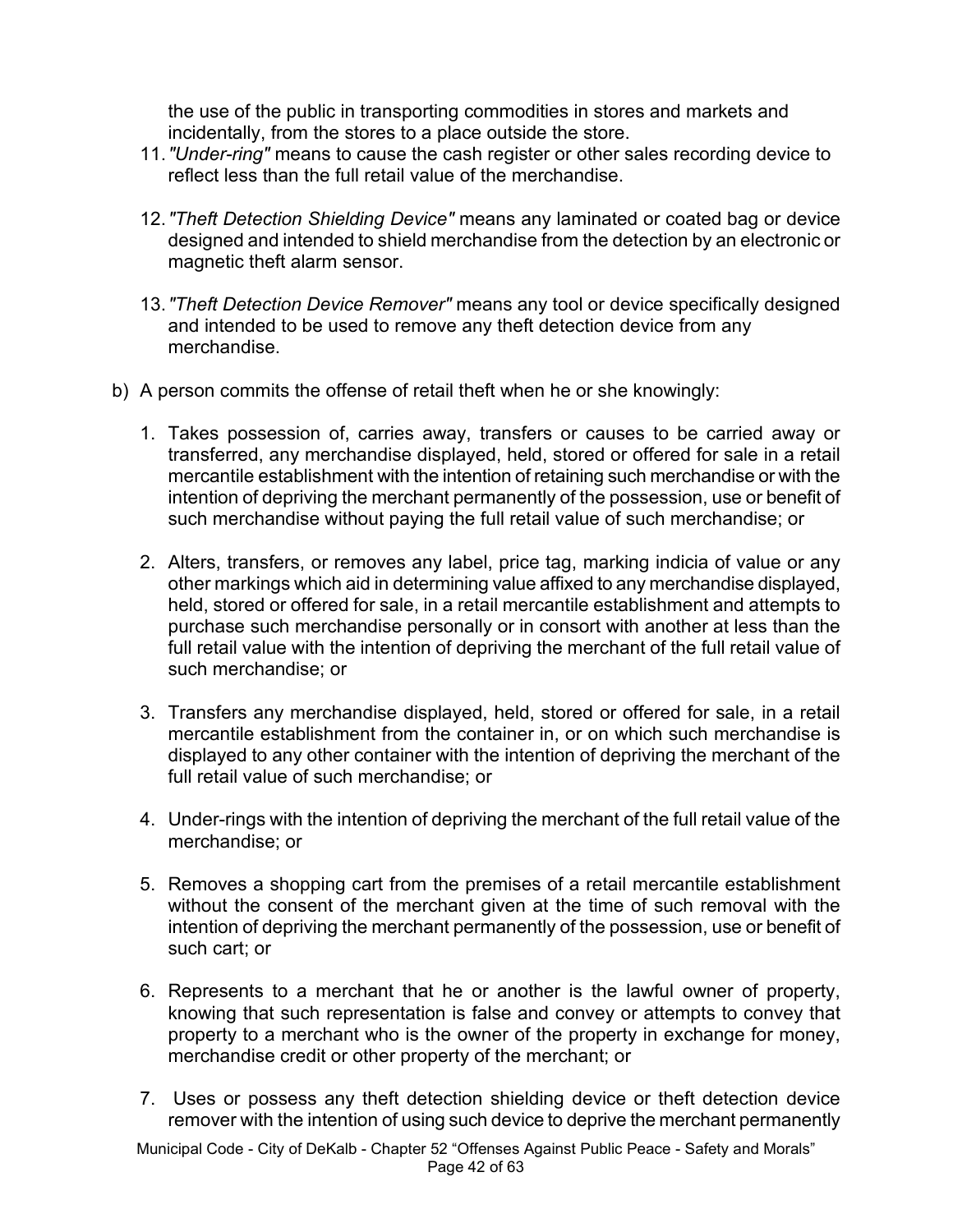the use of the public in transporting commodities in stores and markets and incidentally, from the stores to a place outside the store.

11. *"Under-ring"* means to cause the cash register or other sales recording device to reflect less than the full retail value of the merchandise.

12. *"Theft Detection Shielding Device"* means any laminated or coated bag or device designed and intended to shield merchandise from the detection by an electronic or magnetic theft alarm sensor.

13. *"Theft Detection Device Remover"* means any tool or device specifically designed and intended to be used to remove any theft detection device from any merchandise.

b) A person commits the offense of retail theft when he or she knowingly:

1. Takes possession of, carries away, transfers or causes to be carried away or transferred, any merchandise displayed, held, stored or offered for sale in a retail mercantile establishment with the intention of retaining such merchandise or with the intention of depriving the merchant permanently of the possession, use or benefit of such merchandise without paying the full retail value of such merchandise; or

2. Alters, transfers, or removes any label, price tag, marking indicia of value or any other markings which aid in determining value affixed to any merchandise displayed, held, stored or offered for sale, in a retail mercantile establishment and attempts to purchase such merchandise personally or in consort with another at less than the full retail value with the intention of depriving the merchant of the full retail value of such merchandise; or

3. Transfers any merchandise displayed, held, stored or offered for sale, in a retail mercantile establishment from the container in, or on which such merchandise is displayed to any other container with the intention of depriving the merchant of the full retail value of such merchandise; or

4. Under-rings with the intention of depriving the merchant of the full retail value of the merchandise; or

5. Removes a shopping cart from the premises of a retail mercantile establishment without the consent of the merchant given at the time of such removal with the intention of depriving the merchant permanently of the possession, use or benefit of such cart; or

6. Represents to a merchant that he or another is the lawful owner of property, knowing that such representation is false and convey or attempts to convey that property to a merchant who is the owner of the property in exchange for money, merchandise credit or other property of the merchant; or

7. Uses or possess any theft detection shielding device or theft detection device remover with the intention of using such device to deprive the merchant permanently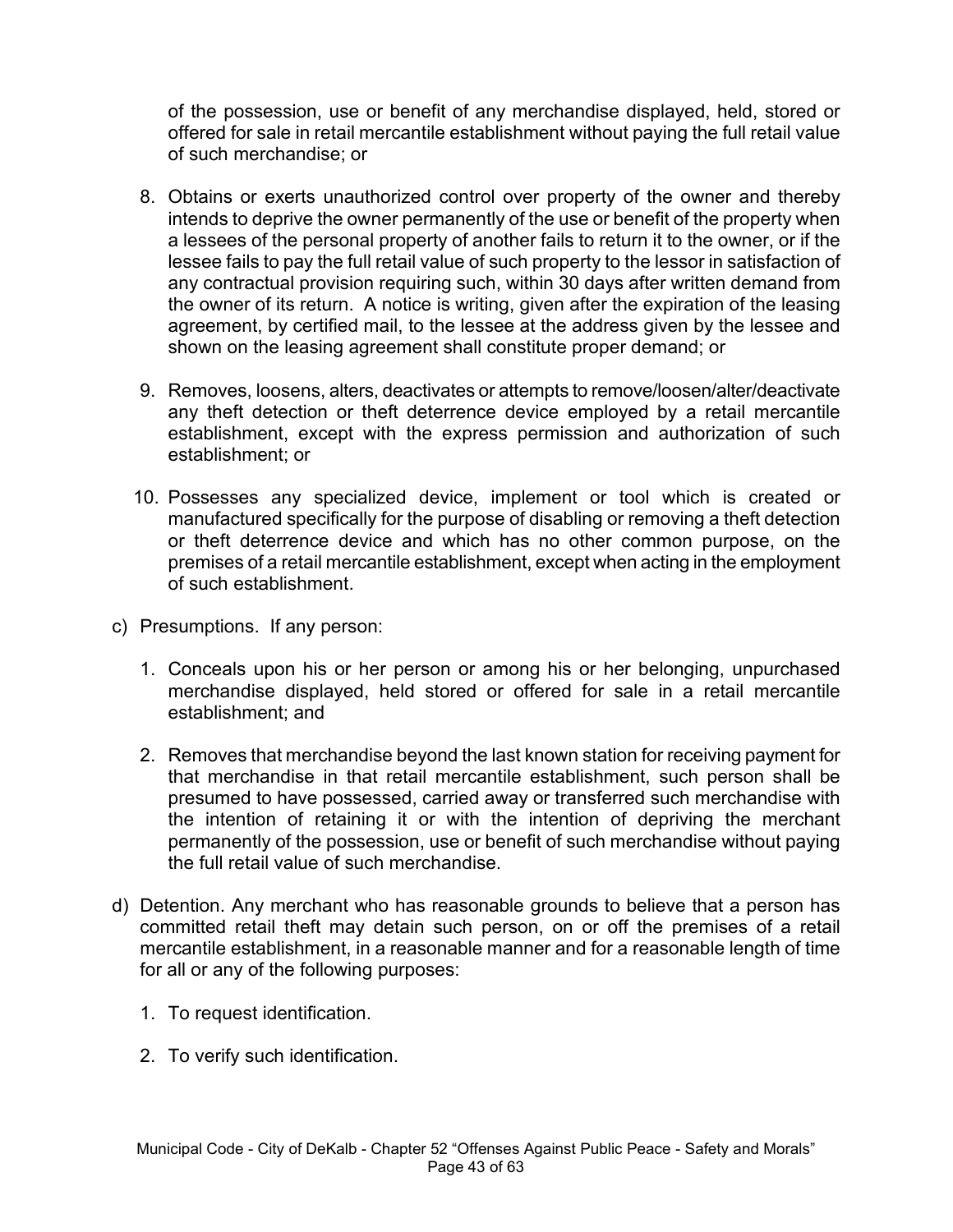of the possession, use or benefit of any merchandise displayed, held, stored or offered for sale in retail mercantile establishment without paying the full retail value of such merchandise; or

8. Obtains or exerts unauthorized control over property of the owner and thereby intends to deprive the owner permanently of the use or benefit of the property when a lessees of the personal property of another fails to return it to the owner, or if the lessee fails to pay the full retail value of such property to the lessor in satisfaction of any contractual provision requiring such, within 30 days after written demand from the owner of its return. A notice is writing, given after the expiration of the leasing agreement, by certified mail, to the lessee at the address given by the lessee and shown on the leasing agreement shall constitute proper demand; or

9. Removes, loosens, alters, deactivates or attempts to remove/loosen/alter/deactivate any theft detection or theft deterrence device employed by a retail mercantile establishment, except with the express permission and authorization of such establishment; or

10. Possesses any specialized device, implement or tool which is created or manufactured specifically for the purpose of disabling or removing a theft detection or theft deterrence device and which has no other common purpose, on the premises of a retail mercantile establishment, except when acting in the employment of such establishment.

c) Presumptions. If any person:

   1. Conceals upon his or her person or among his or her belonging, unpurchased merchandise displayed, held stored or offered for sale in a retail mercantile establishment; and

   2. Removes that merchandise beyond the last known station for receiving payment for that merchandise in that retail mercantile establishment, such person shall be presumed to have possessed, carried away or transferred such merchandise with the intention of retaining it or with the intention of depriving the merchant permanently of the possession, use or benefit of such merchandise without paying the full retail value of such merchandise.

d) Detention. Any merchant who has reasonable grounds to believe that a person has committed retail theft may detain such person, on or off the premises of a retail mercantile establishment, in a reasonable manner and for a reasonable length of time for all or any of the following purposes:

   1. To request identification.

   2. To verify such identification.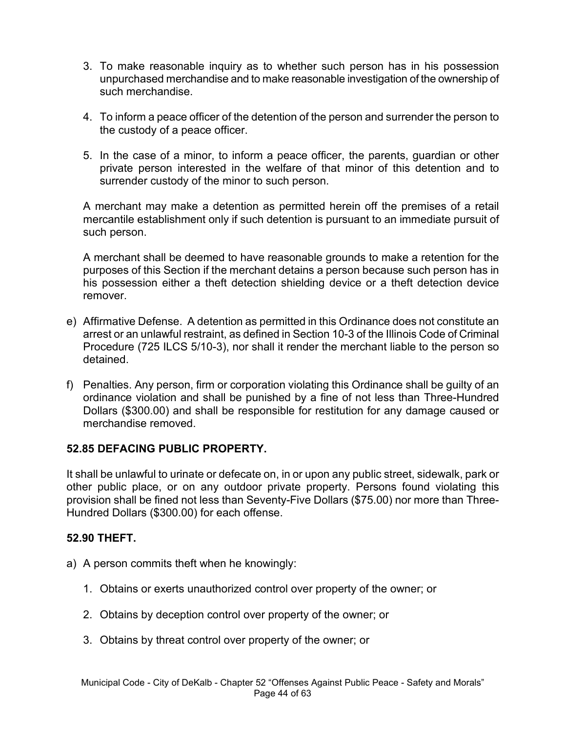3. To make reasonable inquiry as to whether such person has in his possession unpurchased merchandise and to make reasonable investigation of the ownership of such merchandise.

4. To inform a peace officer of the detention of the person and surrender the person to the custody of a peace officer.

5. In the case of a minor, to inform a peace officer, the parents, guardian or other private person interested in the welfare of that minor of this detention and to surrender custody of the minor to such person.

A merchant may make a detention as permitted herein off the premises of a retail mercantile establishment only if such detention is pursuant to an immediate pursuit of such person.

A merchant shall be deemed to have reasonable grounds to make a retention for the purposes of this Section if the merchant detains a person because such person has in his possession either a theft detection shielding device or a theft detection device remover.

e) Affirmative Defense. A detention as permitted in this Ordinance does not constitute an arrest or an unlawful restraint, as defined in Section 10-3 of the Illinois Code of Criminal Procedure (725 ILCS 5/10-3), nor shall it render the merchant liable to the person so detained.

f) Penalties. Any person, firm or corporation violating this Ordinance shall be guilty of an ordinance violation and shall be punished by a fine of not less than Three-Hundred Dollars ($300.00) and shall be responsible for restitution for any damage caused or merchandise removed.

**52.85 DEFACING PUBLIC PROPERTY.**

It shall be unlawful to urinate or defecate on, in or upon any public street, sidewalk, park or other public place, or on any outdoor private property. Persons found violating this provision shall be fined not less than Seventy-Five Dollars ($75.00) nor more than Three-Hundred Dollars ($300.00) for each offense.

**52.90 THEFT.**

a) A person commits theft when he knowingly:

1. Obtains or exerts unauthorized control over property of the owner; or

2. Obtains by deception control over property of the owner; or

3. Obtains by threat control over property of the owner; or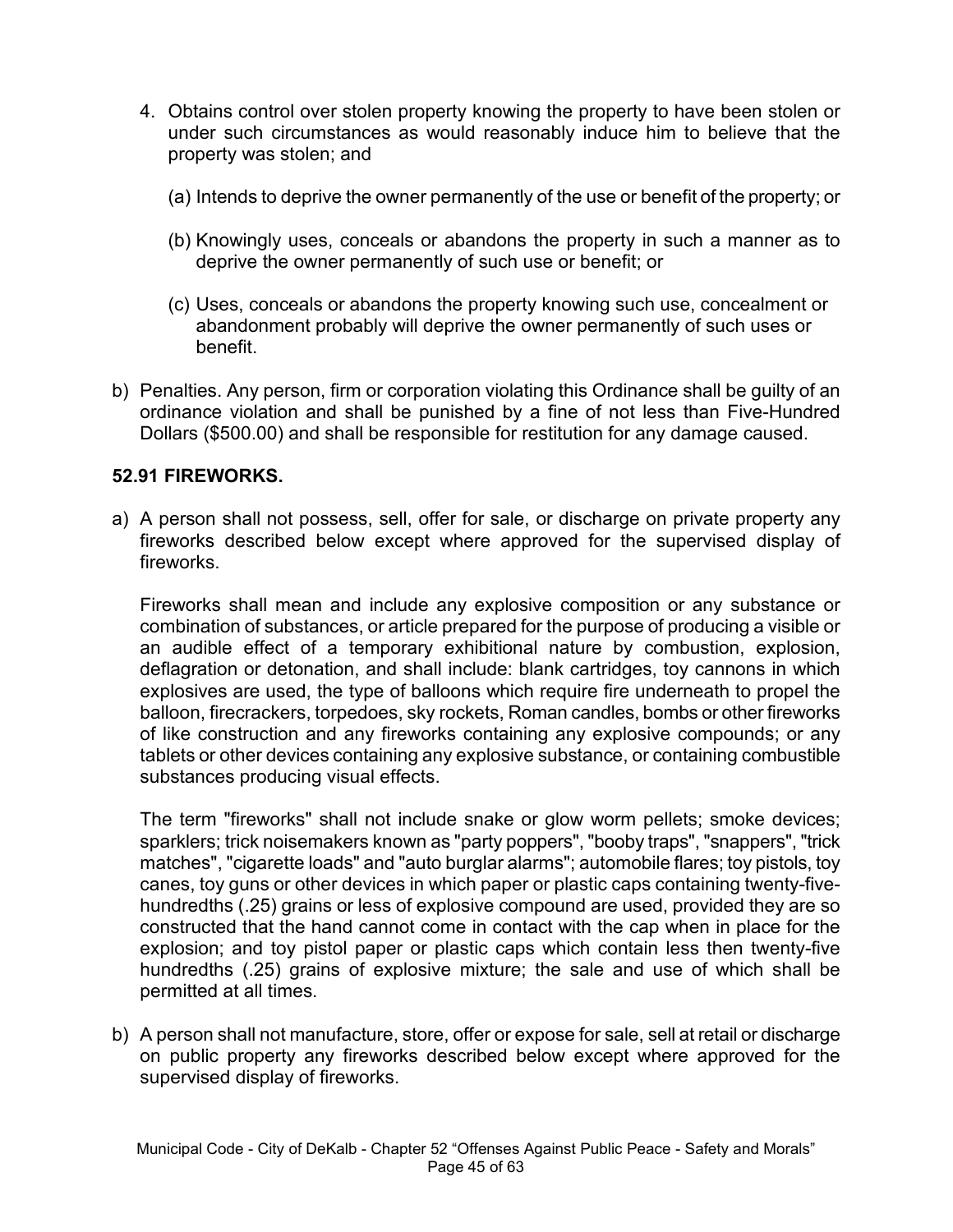4. Obtains control over stolen property knowing the property to have been stolen or under such circumstances as would reasonably induce him to believe that the property was stolen; and

    (a) Intends to deprive the owner permanently of the use or benefit of the property; or

    (b) Knowingly uses, conceals or abandons the property in such a manner as to deprive the owner permanently of such use or benefit; or

    (c) Uses, conceals or abandons the property knowing such use, concealment or abandonment probably will deprive the owner permanently of such uses or benefit.

b) Penalties. Any person, firm or corporation violating this Ordinance shall be guilty of an ordinance violation and shall be punished by a fine of not less than Five-Hundred Dollars ($500.00) and shall be responsible for restitution for any damage caused.

**52.91 FIREWORKS.**

a) A person shall not possess, sell, offer for sale, or discharge on private property any fireworks described below except where approved for the supervised display of fireworks.

    Fireworks shall mean and include any explosive composition or any substance or combination of substances, or article prepared for the purpose of producing a visible or an audible effect of a temporary exhibitional nature by combustion, explosion, deflagration or detonation, and shall include: blank cartridges, toy cannons in which explosives are used, the type of balloons which require fire underneath to propel the balloon, firecrackers, torpedoes, sky rockets, Roman candles, bombs or other fireworks of like construction and any fireworks containing any explosive compounds; or any tablets or other devices containing any explosive substance, or containing combustible substances producing visual effects.

    The term "fireworks" shall not include snake or glow worm pellets; smoke devices; sparklers; trick noisemakers known as "party poppers", "booby traps", "snappers", "trick matches", "cigarette loads" and "auto burglar alarms"; automobile flares; toy pistols, toy canes, toy guns or other devices in which paper or plastic caps containing twenty-five-hundredths (.25) grains or less of explosive compound are used, provided they are so constructed that the hand cannot come in contact with the cap when in place for the explosion; and toy pistol paper or plastic caps which contain less then twenty-five hundredths (.25) grains of explosive mixture; the sale and use of which shall be permitted at all times.

b) A person shall not manufacture, store, offer or expose for sale, sell at retail or discharge on public property any fireworks described below except where approved for the supervised display of fireworks.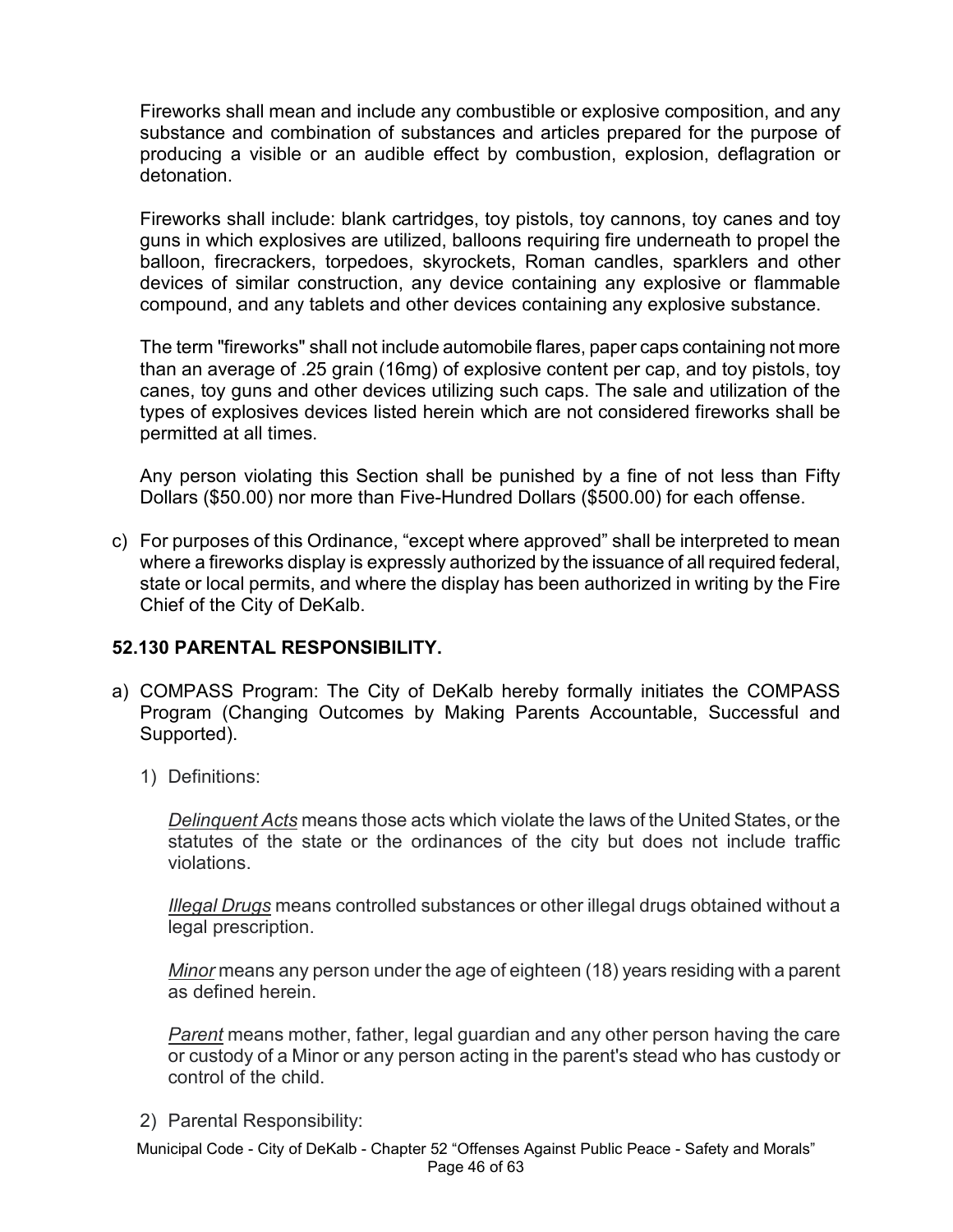Fireworks shall mean and include any combustible or explosive composition, and any substance and combination of substances and articles prepared for the purpose of producing a visible or an audible effect by combustion, explosion, deflagration or detonation.

Fireworks shall include: blank cartridges, toy pistols, toy cannons, toy canes and toy guns in which explosives are utilized, balloons requiring fire underneath to propel the balloon, firecrackers, torpedoes, skyrockets, Roman candles, sparklers and other devices of similar construction, any device containing any explosive or flammable compound, and any tablets and other devices containing any explosive substance.

The term "fireworks" shall not include automobile flares, paper caps containing not more than an average of .25 grain (16mg) of explosive content per cap, and toy pistols, toy canes, toy guns and other devices utilizing such caps. The sale and utilization of the types of explosives devices listed herein which are not considered fireworks shall be permitted at all times.

Any person violating this Section shall be punished by a fine of not less than Fifty Dollars ($50.00) nor more than Five-Hundred Dollars ($500.00) for each offense.

c) For purposes of this Ordinance, "except where approved" shall be interpreted to mean where a fireworks display is expressly authorized by the issuance of all required federal, state or local permits, and where the display has been authorized in writing by the Fire Chief of the City of DeKalb.

## 52.130 PARENTAL RESPONSIBILITY.

a) COMPASS Program: The City of DeKalb hereby formally initiates the COMPASS Program (Changing Outcomes by Making Parents Accountable, Successful and Supported).

   1) Definitions:

      *Delinquent Acts* means those acts which violate the laws of the United States, or the statutes of the state or the ordinances of the city but does not include traffic violations.

      *Illegal Drugs* means controlled substances or other illegal drugs obtained without a legal prescription.

      *Minor* means any person under the age of eighteen (18) years residing with a parent as defined herein.

      *Parent* means mother, father, legal guardian and any other person having the care or custody of a Minor or any person acting in the parent's stead who has custody or control of the child.

   2) Parental Responsibility: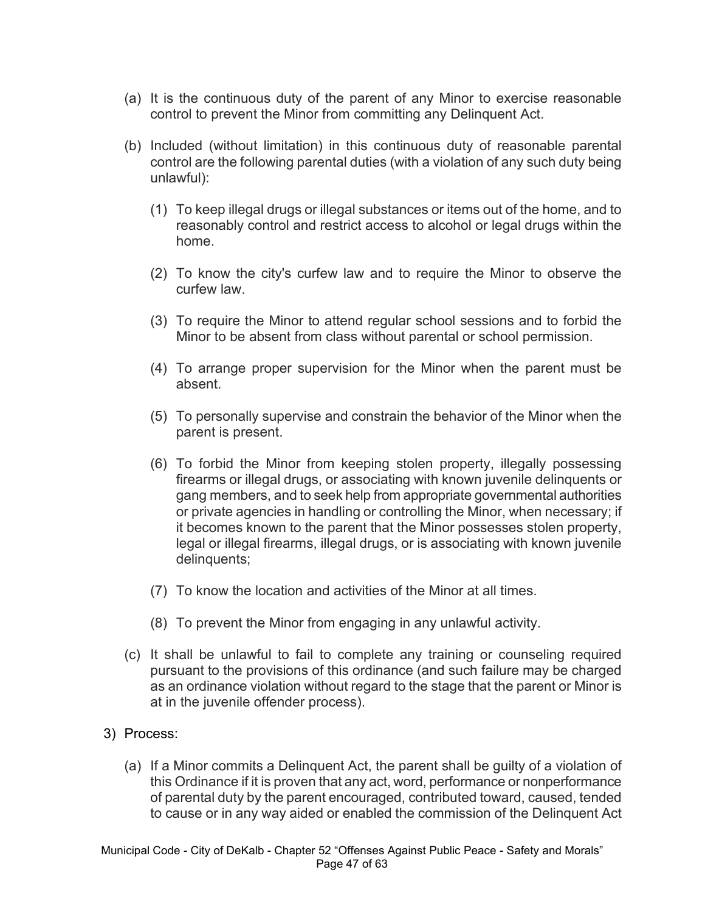(a) It is the continuous duty of the parent of any Minor to exercise reasonable control to prevent the Minor from committing any Delinquent Act.

(b) Included (without limitation) in this continuous duty of reasonable parental control are the following parental duties (with a violation of any such duty being unlawful):

   (1) To keep illegal drugs or illegal substances or items out of the home, and to reasonably control and restrict access to alcohol or legal drugs within the home.

   (2) To know the city's curfew law and to require the Minor to observe the curfew law.

   (3) To require the Minor to attend regular school sessions and to forbid the Minor to be absent from class without parental or school permission.

   (4) To arrange proper supervision for the Minor when the parent must be absent.

   (5) To personally supervise and constrain the behavior of the Minor when the parent is present.

   (6) To forbid the Minor from keeping stolen property, illegally possessing firearms or illegal drugs, or associating with known juvenile delinquents or gang members, and to seek help from appropriate governmental authorities or private agencies in handling or controlling the Minor, when necessary; if it becomes known to the parent that the Minor possesses stolen property, legal or illegal firearms, illegal drugs, or is associating with known juvenile delinquents;

   (7) To know the location and activities of the Minor at all times.

   (8) To prevent the Minor from engaging in any unlawful activity.

(c) It shall be unlawful to fail to complete any training or counseling required pursuant to the provisions of this ordinance (and such failure may be charged as an ordinance violation without regard to the stage that the parent or Minor is at in the juvenile offender process).

3) Process:

(a) If a Minor commits a Delinquent Act, the parent shall be guilty of a violation of this Ordinance if it is proven that any act, word, performance or nonperformance of parental duty by the parent encouraged, contributed toward, caused, tended to cause or in any way aided or enabled the commission of the Delinquent Act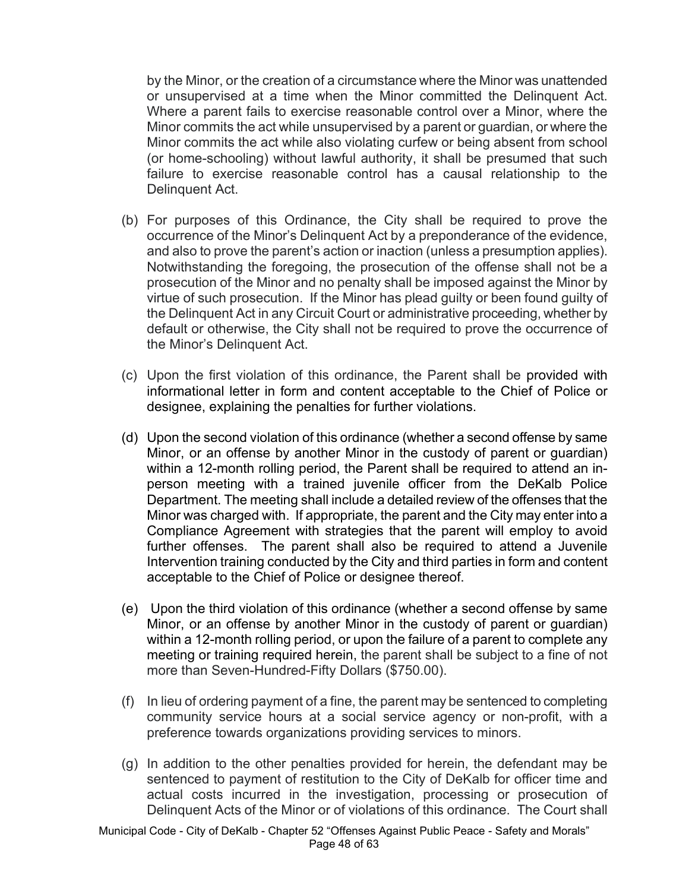by the Minor, or the creation of a circumstance where the Minor was unattended or unsupervised at a time when the Minor committed the Delinquent Act. Where a parent fails to exercise reasonable control over a Minor, where the Minor commits the act while unsupervised by a parent or guardian, or where the Minor commits the act while also violating curfew or being absent from school (or home-schooling) without lawful authority, it shall be presumed that such failure to exercise reasonable control has a causal relationship to the Delinquent Act.

(b) For purposes of this Ordinance, the City shall be required to prove the occurrence of the Minor's Delinquent Act by a preponderance of the evidence, and also to prove the parent's action or inaction (unless a presumption applies). Notwithstanding the foregoing, the prosecution of the offense shall not be a prosecution of the Minor and no penalty shall be imposed against the Minor by virtue of such prosecution. If the Minor has plead guilty or been found guilty of the Delinquent Act in any Circuit Court or administrative proceeding, whether by default or otherwise, the City shall not be required to prove the occurrence of the Minor's Delinquent Act.

(c) Upon the first violation of this ordinance, the Parent shall be provided with informational letter in form and content acceptable to the Chief of Police or designee, explaining the penalties for further violations.

(d) Upon the second violation of this ordinance (whether a second offense by same Minor, or an offense by another Minor in the custody of parent or guardian) within a 12-month rolling period, the Parent shall be required to attend an in-person meeting with a trained juvenile officer from the DeKalb Police Department. The meeting shall include a detailed review of the offenses that the Minor was charged with. If appropriate, the parent and the City may enter into a Compliance Agreement with strategies that the parent will employ to avoid further offenses. The parent shall also be required to attend a Juvenile Intervention training conducted by the City and third parties in form and content acceptable to the Chief of Police or designee thereof.

(e) Upon the third violation of this ordinance (whether a second offense by same Minor, or an offense by another Minor in the custody of parent or guardian) within a 12-month rolling period, or upon the failure of a parent to complete any meeting or training required herein, the parent shall be subject to a fine of not more than Seven-Hundred-Fifty Dollars ($750.00).

(f) In lieu of ordering payment of a fine, the parent may be sentenced to completing community service hours at a social service agency or non-profit, with a preference towards organizations providing services to minors.

(g) In addition to the other penalties provided for herein, the defendant may be sentenced to payment of restitution to the City of DeKalb for officer time and actual costs incurred in the investigation, processing or prosecution of Delinquent Acts of the Minor or of violations of this ordinance. The Court shall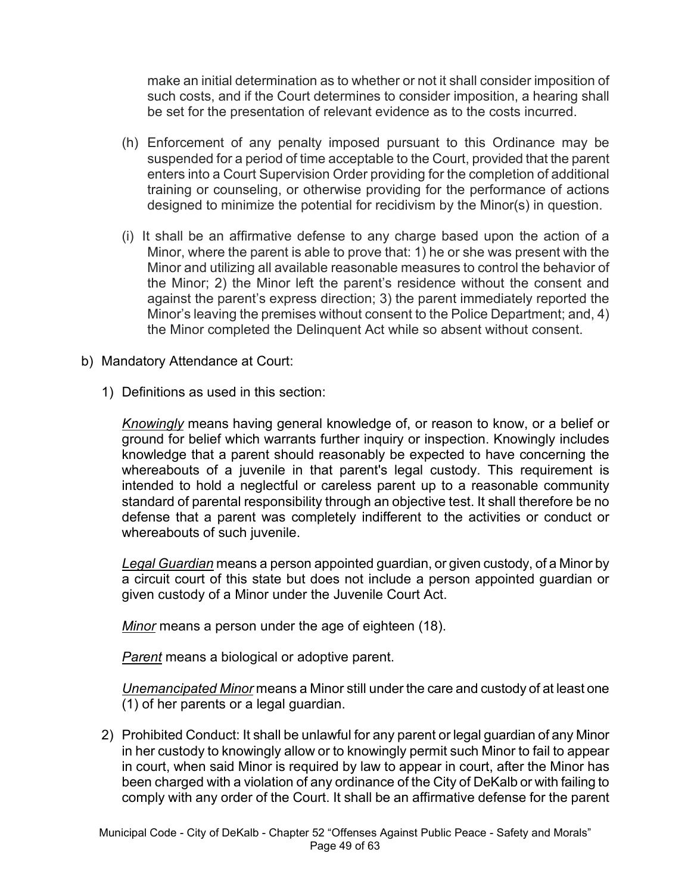make an initial determination as to whether or not it shall consider imposition of such costs, and if the Court determines to consider imposition, a hearing shall be set for the presentation of relevant evidence as to the costs incurred.

(h) Enforcement of any penalty imposed pursuant to this Ordinance may be suspended for a period of time acceptable to the Court, provided that the parent enters into a Court Supervision Order providing for the completion of additional training or counseling, or otherwise providing for the performance of actions designed to minimize the potential for recidivism by the Minor(s) in question.

(i) It shall be an affirmative defense to any charge based upon the action of a Minor, where the parent is able to prove that: 1) he or she was present with the Minor and utilizing all available reasonable measures to control the behavior of the Minor; 2) the Minor left the parent's residence without the consent and against the parent's express direction; 3) the parent immediately reported the Minor's leaving the premises without consent to the Police Department; and, 4) the Minor completed the Delinquent Act while so absent without consent.

b) Mandatory Attendance at Court:

1) Definitions as used in this section:

*Knowingly* means having general knowledge of, or reason to know, or a belief or ground for belief which warrants further inquiry or inspection. Knowingly includes knowledge that a parent should reasonably be expected to have concerning the whereabouts of a juvenile in that parent's legal custody. This requirement is intended to hold a neglectful or careless parent up to a reasonable community standard of parental responsibility through an objective test. It shall therefore be no defense that a parent was completely indifferent to the activities or conduct or whereabouts of such juvenile.

*Legal Guardian* means a person appointed guardian, or given custody, of a Minor by a circuit court of this state but does not include a person appointed guardian or given custody of a Minor under the Juvenile Court Act.

*Minor* means a person under the age of eighteen (18).

*Parent* means a biological or adoptive parent.

*Unemancipated Minor* means a Minor still under the care and custody of at least one (1) of her parents or a legal guardian.

2) Prohibited Conduct: It shall be unlawful for any parent or legal guardian of any Minor in her custody to knowingly allow or to knowingly permit such Minor to fail to appear in court, when said Minor is required by law to appear in court, after the Minor has been charged with a violation of any ordinance of the City of DeKalb or with failing to comply with any order of the Court. It shall be an affirmative defense for the parent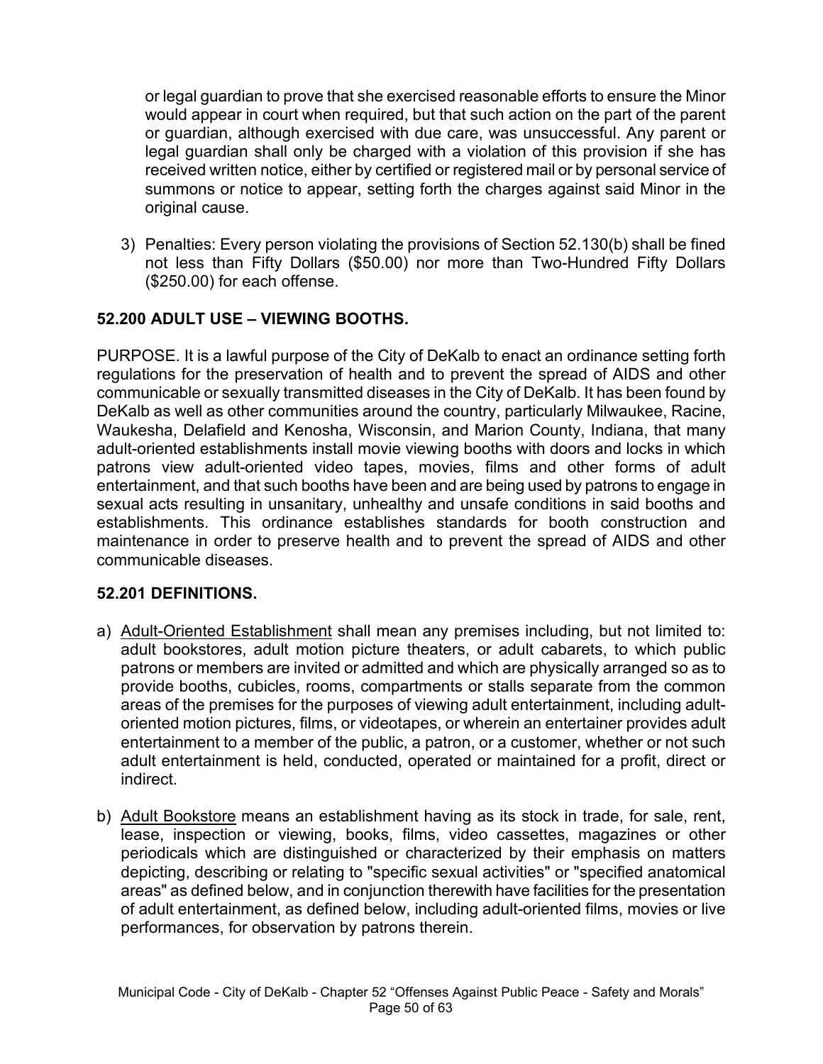or legal guardian to prove that she exercised reasonable efforts to ensure the Minor would appear in court when required, but that such action on the part of the parent or guardian, although exercised with due care, was unsuccessful. Any parent or legal guardian shall only be charged with a violation of this provision if she has received written notice, either by certified or registered mail or by personal service of summons or notice to appear, setting forth the charges against said Minor in the original cause.

3) Penalties: Every person violating the provisions of Section 52.130(b) shall be fined not less than Fifty Dollars ($50.00) nor more than Two-Hundred Fifty Dollars ($250.00) for each offense.

## 52.200 ADULT USE – VIEWING BOOTHS.

PURPOSE. It is a lawful purpose of the City of DeKalb to enact an ordinance setting forth regulations for the preservation of health and to prevent the spread of AIDS and other communicable or sexually transmitted diseases in the City of DeKalb. It has been found by DeKalb as well as other communities around the country, particularly Milwaukee, Racine, Waukesha, Delafield and Kenosha, Wisconsin, and Marion County, Indiana, that many adult-oriented establishments install movie viewing booths with doors and locks in which patrons view adult-oriented video tapes, movies, films and other forms of adult entertainment, and that such booths have been and are being used by patrons to engage in sexual acts resulting in unsanitary, unhealthy and unsafe conditions in said booths and establishments. This ordinance establishes standards for booth construction and maintenance in order to preserve health and to prevent the spread of AIDS and other communicable diseases.

## 52.201 DEFINITIONS.

a) Adult-Oriented Establishment shall mean any premises including, but not limited to: adult bookstores, adult motion picture theaters, or adult cabarets, to which public patrons or members are invited or admitted and which are physically arranged so as to provide booths, cubicles, rooms, compartments or stalls separate from the common areas of the premises for the purposes of viewing adult entertainment, including adult-oriented motion pictures, films, or videotapes, or wherein an entertainer provides adult entertainment to a member of the public, a patron, or a customer, whether or not such adult entertainment is held, conducted, operated or maintained for a profit, direct or indirect.

b) Adult Bookstore means an establishment having as its stock in trade, for sale, rent, lease, inspection or viewing, books, films, video cassettes, magazines or other periodicals which are distinguished or characterized by their emphasis on matters depicting, describing or relating to "specific sexual activities" or "specified anatomical areas" as defined below, and in conjunction therewith have facilities for the presentation of adult entertainment, as defined below, including adult-oriented films, movies or live performances, for observation by patrons therein.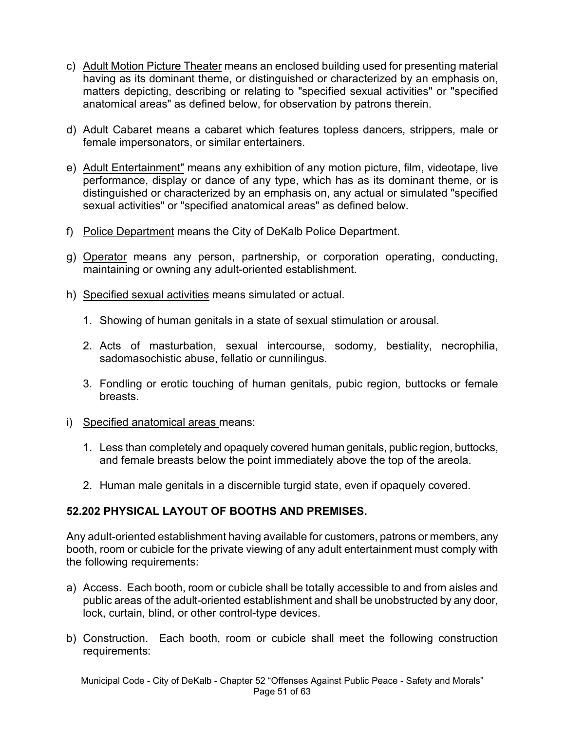c) <u>Adult Motion Picture Theater</u> means an enclosed building used for presenting material having as its dominant theme, or distinguished or characterized by an emphasis on, matters depicting, describing or relating to "specified sexual activities" or "specified anatomical areas" as defined below, for observation by patrons therein.

d) <u>Adult Cabaret</u> means a cabaret which features topless dancers, strippers, male or female impersonators, or similar entertainers.

e) <u>Adult Entertainment"</u> means any exhibition of any motion picture, film, videotape, live performance, display or dance of any type, which has as its dominant theme, or is distinguished or characterized by an emphasis on, any actual or simulated "specified sexual activities" or "specified anatomical areas" as defined below.

f) <u>Police Department</u> means the City of DeKalb Police Department.

g) <u>Operator</u> means any person, partnership, or corporation operating, conducting, maintaining or owning any adult-oriented establishment.

h) <u>Specified sexual activities</u> means simulated or actual.

   1. Showing of human genitals in a state of sexual stimulation or arousal.

   2. Acts of masturbation, sexual intercourse, sodomy, bestiality, necrophilia, sadomasochistic abuse, fellatio or cunnilingus.

   3. Fondling or erotic touching of human genitals, pubic region, buttocks or female breasts.

i) <u>Specified anatomical areas</u> means:

   1. Less than completely and opaquely covered human genitals, public region, buttocks, and female breasts below the point immediately above the top of the areola.

   2. Human male genitals in a discernible turgid state, even if opaquely covered.

**52.202 PHYSICAL LAYOUT OF BOOTHS AND PREMISES.**

Any adult-oriented establishment having available for customers, patrons or members, any booth, room or cubicle for the private viewing of any adult entertainment must comply with the following requirements:

a) Access. Each booth, room or cubicle shall be totally accessible to and from aisles and public areas of the adult-oriented establishment and shall be unobstructed by any door, lock, curtain, blind, or other control-type devices.

b) Construction. Each booth, room or cubicle shall meet the following construction requirements: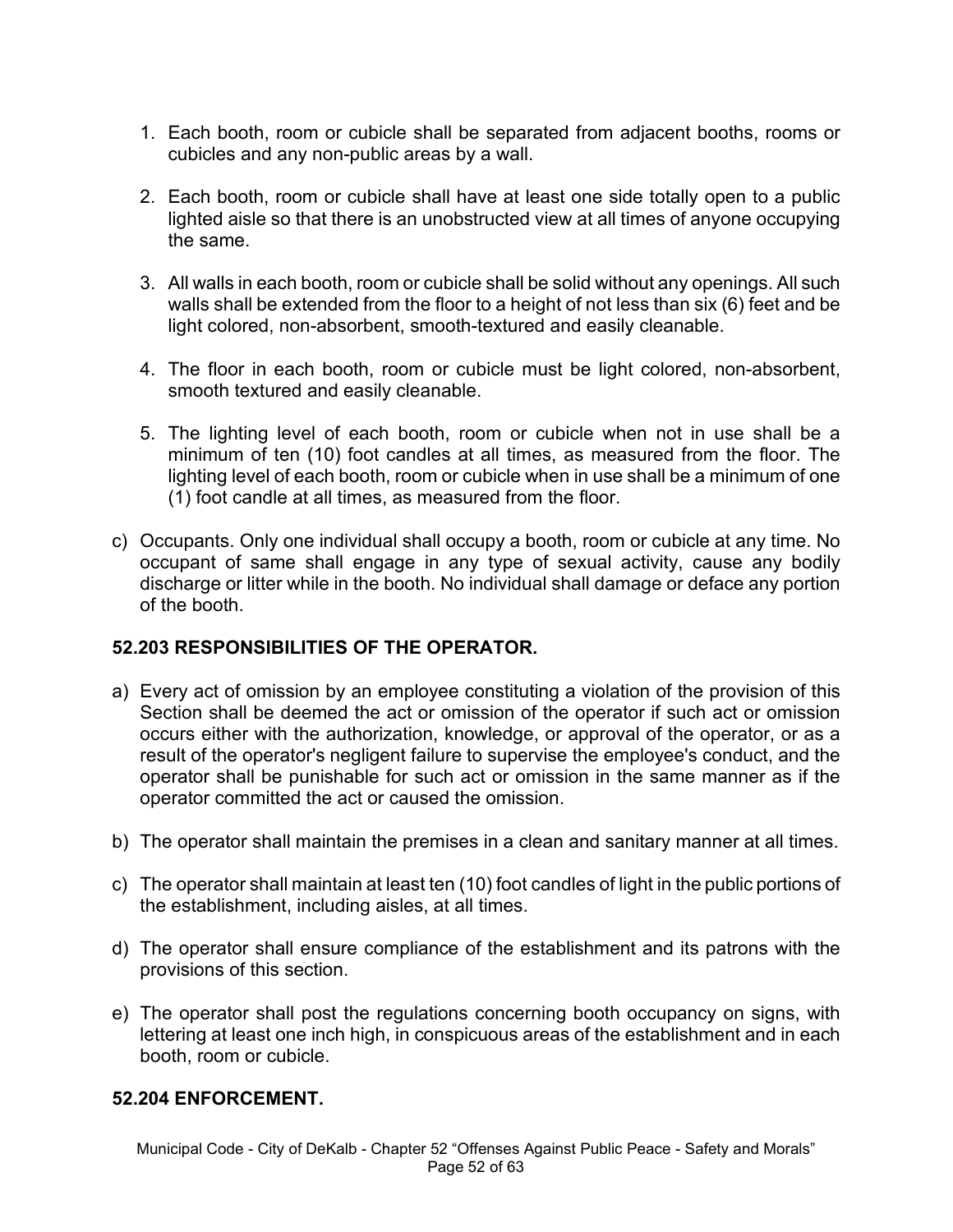1. Each booth, room or cubicle shall be separated from adjacent booths, rooms or cubicles and any non-public areas by a wall.

2. Each booth, room or cubicle shall have at least one side totally open to a public lighted aisle so that there is an unobstructed view at all times of anyone occupying the same.

3. All walls in each booth, room or cubicle shall be solid without any openings. All such walls shall be extended from the floor to a height of not less than six (6) feet and be light colored, non-absorbent, smooth-textured and easily cleanable.

4. The floor in each booth, room or cubicle must be light colored, non-absorbent, smooth textured and easily cleanable.

5. The lighting level of each booth, room or cubicle when not in use shall be a minimum of ten (10) foot candles at all times, as measured from the floor. The lighting level of each booth, room or cubicle when in use shall be a minimum of one (1) foot candle at all times, as measured from the floor.

c) Occupants. Only one individual shall occupy a booth, room or cubicle at any time. No occupant of same shall engage in any type of sexual activity, cause any bodily discharge or litter while in the booth. No individual shall damage or deface any portion of the booth.

### 52.203 RESPONSIBILITIES OF THE OPERATOR.

a) Every act of omission by an employee constituting a violation of the provision of this Section shall be deemed the act or omission of the operator if such act or omission occurs either with the authorization, knowledge, or approval of the operator, or as a result of the operator's negligent failure to supervise the employee's conduct, and the operator shall be punishable for such act or omission in the same manner as if the operator committed the act or caused the omission.

b) The operator shall maintain the premises in a clean and sanitary manner at all times.

c) The operator shall maintain at least ten (10) foot candles of light in the public portions of the establishment, including aisles, at all times.

d) The operator shall ensure compliance of the establishment and its patrons with the provisions of this section.

e) The operator shall post the regulations concerning booth occupancy on signs, with lettering at least one inch high, in conspicuous areas of the establishment and in each booth, room or cubicle.

### 52.204 ENFORCEMENT.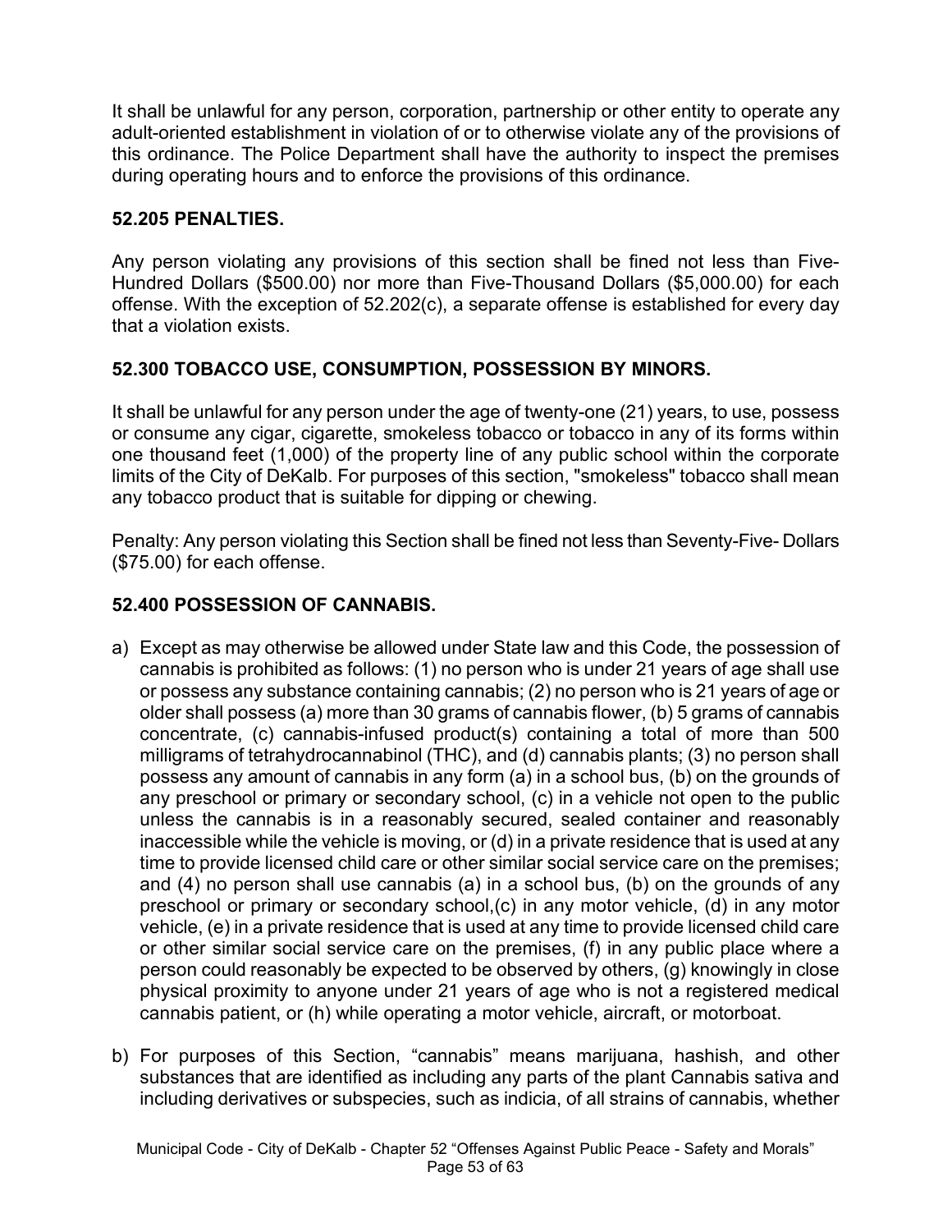It shall be unlawful for any person, corporation, partnership or other entity to operate any adult-oriented establishment in violation of or to otherwise violate any of the provisions of this ordinance. The Police Department shall have the authority to inspect the premises during operating hours and to enforce the provisions of this ordinance.

### 52.205 PENALTIES.

Any person violating any provisions of this section shall be fined not less than Five-Hundred Dollars ($500.00) nor more than Five-Thousand Dollars ($5,000.00) for each offense. With the exception of 52.202(c), a separate offense is established for every day that a violation exists.

### 52.300 TOBACCO USE, CONSUMPTION, POSSESSION BY MINORS.

It shall be unlawful for any person under the age of twenty-one (21) years, to use, possess or consume any cigar, cigarette, smokeless tobacco or tobacco in any of its forms within one thousand feet (1,000) of the property line of any public school within the corporate limits of the City of DeKalb. For purposes of this section, "smokeless" tobacco shall mean any tobacco product that is suitable for dipping or chewing.

Penalty: Any person violating this Section shall be fined not less than Seventy-Five- Dollars ($75.00) for each offense.

### 52.400 POSSESSION OF CANNABIS.

a) Except as may otherwise be allowed under State law and this Code, the possession of cannabis is prohibited as follows: (1) no person who is under 21 years of age shall use or possess any substance containing cannabis; (2) no person who is 21 years of age or older shall possess (a) more than 30 grams of cannabis flower, (b) 5 grams of cannabis concentrate, (c) cannabis-infused product(s) containing a total of more than 500 milligrams of tetrahydrocannabinol (THC), and (d) cannabis plants; (3) no person shall possess any amount of cannabis in any form (a) in a school bus, (b) on the grounds of any preschool or primary or secondary school, (c) in a vehicle not open to the public unless the cannabis is in a reasonably secured, sealed container and reasonably inaccessible while the vehicle is moving, or (d) in a private residence that is used at any time to provide licensed child care or other similar social service care on the premises; and (4) no person shall use cannabis (a) in a school bus, (b) on the grounds of any preschool or primary or secondary school,(c) in any motor vehicle, (d) in any motor vehicle, (e) in a private residence that is used at any time to provide licensed child care or other similar social service care on the premises, (f) in any public place where a person could reasonably be expected to be observed by others, (g) knowingly in close physical proximity to anyone under 21 years of age who is not a registered medical cannabis patient, or (h) while operating a motor vehicle, aircraft, or motorboat.

b) For purposes of this Section, "cannabis" means marijuana, hashish, and other substances that are identified as including any parts of the plant Cannabis sativa and including derivatives or subspecies, such as indicia, of all strains of cannabis, whether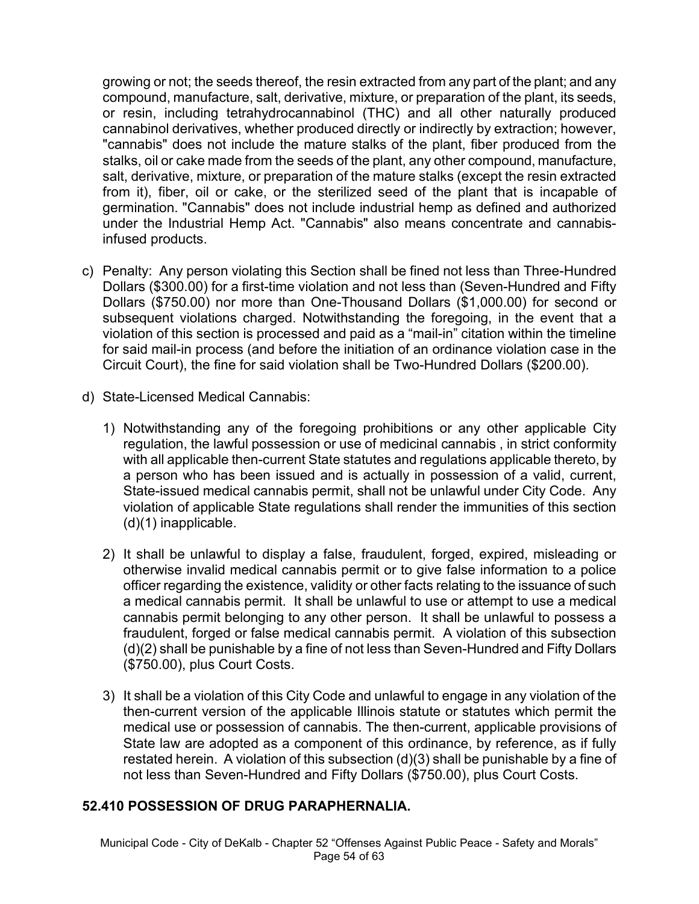growing or not; the seeds thereof, the resin extracted from any part of the plant; and any compound, manufacture, salt, derivative, mixture, or preparation of the plant, its seeds, or resin, including tetrahydrocannabinol (THC) and all other naturally produced cannabinol derivatives, whether produced directly or indirectly by extraction; however, "cannabis" does not include the mature stalks of the plant, fiber produced from the stalks, oil or cake made from the seeds of the plant, any other compound, manufacture, salt, derivative, mixture, or preparation of the mature stalks (except the resin extracted from it), fiber, oil or cake, or the sterilized seed of the plant that is incapable of germination. "Cannabis" does not include industrial hemp as defined and authorized under the Industrial Hemp Act. "Cannabis" also means concentrate and cannabis-infused products.

c) Penalty: Any person violating this Section shall be fined not less than Three-Hundred Dollars ($300.00) for a first-time violation and not less than (Seven-Hundred and Fifty Dollars ($750.00) nor more than One-Thousand Dollars ($1,000.00) for second or subsequent violations charged. Notwithstanding the foregoing, in the event that a violation of this section is processed and paid as a "mail-in" citation within the timeline for said mail-in process (and before the initiation of an ordinance violation case in the Circuit Court), the fine for said violation shall be Two-Hundred Dollars ($200.00).

d) State-Licensed Medical Cannabis:

   1) Notwithstanding any of the foregoing prohibitions or any other applicable City regulation, the lawful possession or use of medicinal cannabis , in strict conformity with all applicable then-current State statutes and regulations applicable thereto, by a person who has been issued and is actually in possession of a valid, current, State-issued medical cannabis permit, shall not be unlawful under City Code. Any violation of applicable State regulations shall render the immunities of this section (d)(1) inapplicable.

   2) It shall be unlawful to display a false, fraudulent, forged, expired, misleading or otherwise invalid medical cannabis permit or to give false information to a police officer regarding the existence, validity or other facts relating to the issuance of such a medical cannabis permit. It shall be unlawful to use or attempt to use a medical cannabis permit belonging to any other person. It shall be unlawful to possess a fraudulent, forged or false medical cannabis permit. A violation of this subsection (d)(2) shall be punishable by a fine of not less than Seven-Hundred and Fifty Dollars ($750.00), plus Court Costs.

   3) It shall be a violation of this City Code and unlawful to engage in any violation of the then-current version of the applicable Illinois statute or statutes which permit the medical use or possession of cannabis. The then-current, applicable provisions of State law are adopted as a component of this ordinance, by reference, as if fully restated herein. A violation of this subsection (d)(3) shall be punishable by a fine of not less than Seven-Hundred and Fifty Dollars ($750.00), plus Court Costs.

## 52.410 POSSESSION OF DRUG PARAPHERNALIA.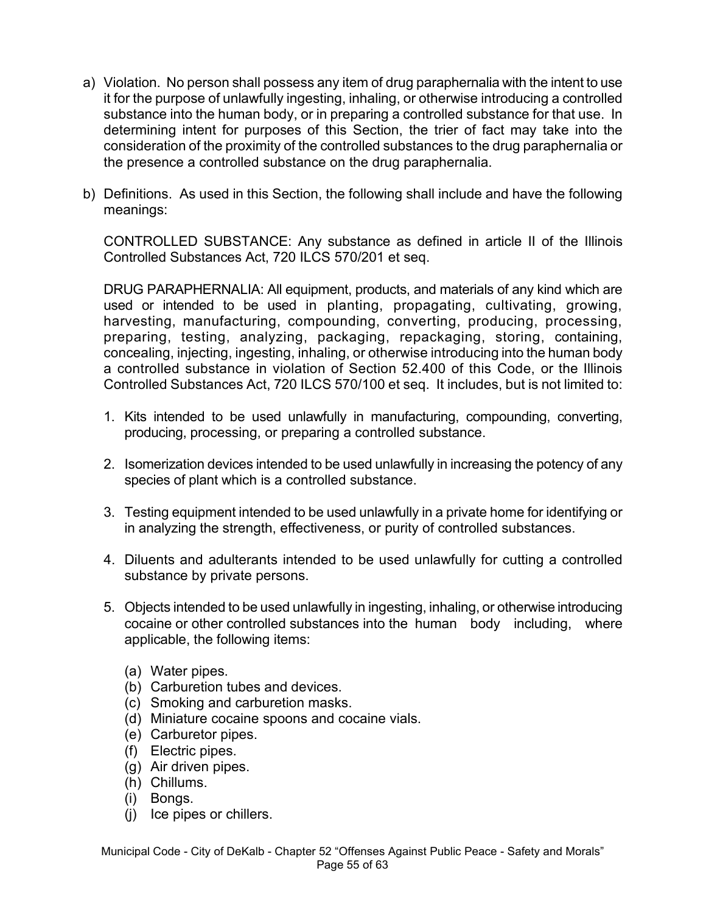a) Violation. No person shall possess any item of drug paraphernalia with the intent to use it for the purpose of unlawfully ingesting, inhaling, or otherwise introducing a controlled substance into the human body, or in preparing a controlled substance for that use. In determining intent for purposes of this Section, the trier of fact may take into the consideration of the proximity of the controlled substances to the drug paraphernalia or the presence a controlled substance on the drug paraphernalia.

b) Definitions. As used in this Section, the following shall include and have the following meanings:

   CONTROLLED SUBSTANCE: Any substance as defined in article II of the Illinois Controlled Substances Act, 720 ILCS 570/201 et seq.

   DRUG PARAPHERNALIA: All equipment, products, and materials of any kind which are used or intended to be used in planting, propagating, cultivating, growing, harvesting, manufacturing, compounding, converting, producing, processing, preparing, testing, analyzing, packaging, repackaging, storing, containing, concealing, injecting, ingesting, inhaling, or otherwise introducing into the human body a controlled substance in violation of Section 52.400 of this Code, or the Illinois Controlled Substances Act, 720 ILCS 570/100 et seq. It includes, but is not limited to:

   1. Kits intended to be used unlawfully in manufacturing, compounding, converting, producing, processing, or preparing a controlled substance.

   2. Isomerization devices intended to be used unlawfully in increasing the potency of any species of plant which is a controlled substance.

   3. Testing equipment intended to be used unlawfully in a private home for identifying or in analyzing the strength, effectiveness, or purity of controlled substances.

   4. Diluents and adulterants intended to be used unlawfully for cutting a controlled substance by private persons.

   5. Objects intended to be used unlawfully in ingesting, inhaling, or otherwise introducing cocaine or other controlled substances into the human body including, where applicable, the following items:

      (a) Water pipes.
      (b) Carburetion tubes and devices.
      (c) Smoking and carburetion masks.
      (d) Miniature cocaine spoons and cocaine vials.
      (e) Carburetor pipes.
      (f) Electric pipes.
      (g) Air driven pipes.
      (h) Chillums.
      (i) Bongs.
      (j) Ice pipes or chillers.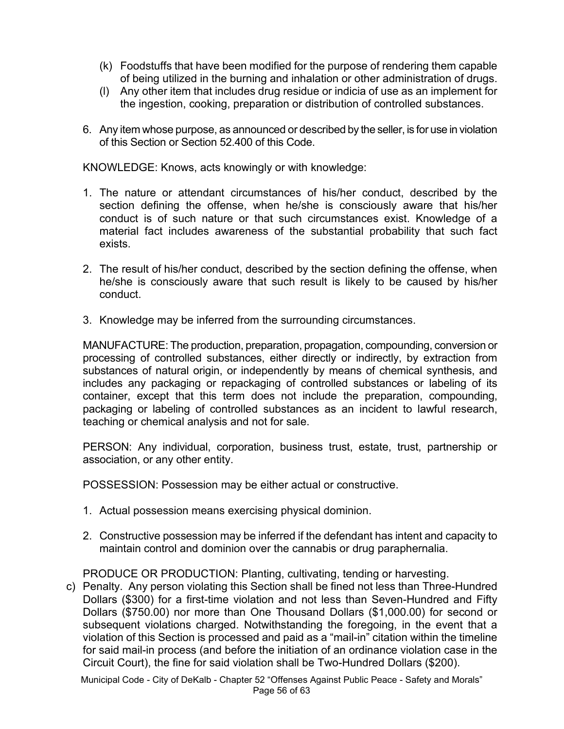(k) Foodstuffs that have been modified for the purpose of rendering them capable of being utilized in the burning and inhalation or other administration of drugs.

(l) Any other item that includes drug residue or indicia of use as an implement for the ingestion, cooking, preparation or distribution of controlled substances.

6. Any item whose purpose, as announced or described by the seller, is for use in violation of this Section or Section 52.400 of this Code.

KNOWLEDGE: Knows, acts knowingly or with knowledge:

1. The nature or attendant circumstances of his/her conduct, described by the section defining the offense, when he/she is consciously aware that his/her conduct is of such nature or that such circumstances exist. Knowledge of a material fact includes awareness of the substantial probability that such fact exists.

2. The result of his/her conduct, described by the section defining the offense, when he/she is consciously aware that such result is likely to be caused by his/her conduct.

3. Knowledge may be inferred from the surrounding circumstances.

MANUFACTURE: The production, preparation, propagation, compounding, conversion or processing of controlled substances, either directly or indirectly, by extraction from substances of natural origin, or independently by means of chemical synthesis, and includes any packaging or repackaging of controlled substances or labeling of its container, except that this term does not include the preparation, compounding, packaging or labeling of controlled substances as an incident to lawful research, teaching or chemical analysis and not for sale.

PERSON: Any individual, corporation, business trust, estate, trust, partnership or association, or any other entity.

POSSESSION: Possession may be either actual or constructive.

1. Actual possession means exercising physical dominion.

2. Constructive possession may be inferred if the defendant has intent and capacity to maintain control and dominion over the cannabis or drug paraphernalia.

PRODUCE OR PRODUCTION: Planting, cultivating, tending or harvesting.

c) Penalty. Any person violating this Section shall be fined not less than Three-Hundred Dollars ($300) for a first-time violation and not less than Seven-Hundred and Fifty Dollars ($750.00) nor more than One Thousand Dollars ($1,000.00) for second or subsequent violations charged. Notwithstanding the foregoing, in the event that a violation of this Section is processed and paid as a "mail-in" citation within the timeline for said mail-in process (and before the initiation of an ordinance violation case in the Circuit Court), the fine for said violation shall be Two-Hundred Dollars ($200).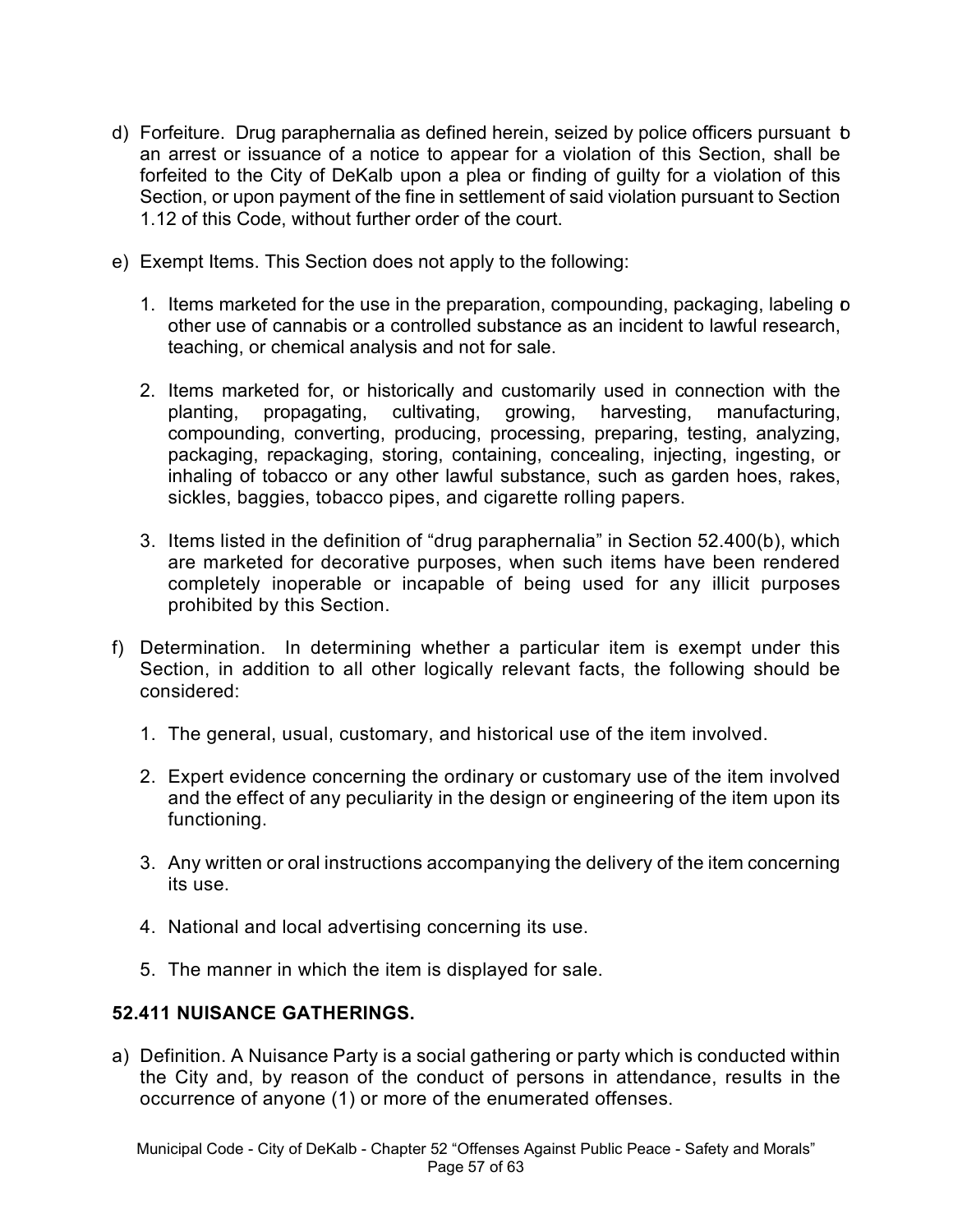d) Forfeiture. Drug paraphernalia as defined herein, seized by police officers pursuant to an arrest or issuance of a notice to appear for a violation of this Section, shall be forfeited to the City of DeKalb upon a plea or finding of guilty for a violation of this Section, or upon payment of the fine in settlement of said violation pursuant to Section 1.12 of this Code, without further order of the court.

e) Exempt Items. This Section does not apply to the following:

   1. Items marketed for the use in the preparation, compounding, packaging, labeling or other use of cannabis or a controlled substance as an incident to lawful research, teaching, or chemical analysis and not for sale.

   2. Items marketed for, or historically and customarily used in connection with the planting, propagating, cultivating, growing, harvesting, manufacturing, compounding, converting, producing, processing, preparing, testing, analyzing, packaging, repackaging, storing, containing, concealing, injecting, ingesting, or inhaling of tobacco or any other lawful substance, such as garden hoes, rakes, sickles, baggies, tobacco pipes, and cigarette rolling papers.

   3. Items listed in the definition of "drug paraphernalia" in Section 52.400(b), which are marketed for decorative purposes, when such items have been rendered completely inoperable or incapable of being used for any illicit purposes prohibited by this Section.

f) Determination. In determining whether a particular item is exempt under this Section, in addition to all other logically relevant facts, the following should be considered:

   1. The general, usual, customary, and historical use of the item involved.

   2. Expert evidence concerning the ordinary or customary use of the item involved and the effect of any peculiarity in the design or engineering of the item upon its functioning.

   3. Any written or oral instructions accompanying the delivery of the item concerning its use.

   4. National and local advertising concerning its use.

   5. The manner in which the item is displayed for sale.

### 52.411 NUISANCE GATHERINGS.

a) Definition. A Nuisance Party is a social gathering or party which is conducted within the City and, by reason of the conduct of persons in attendance, results in the occurrence of anyone (1) or more of the enumerated offenses.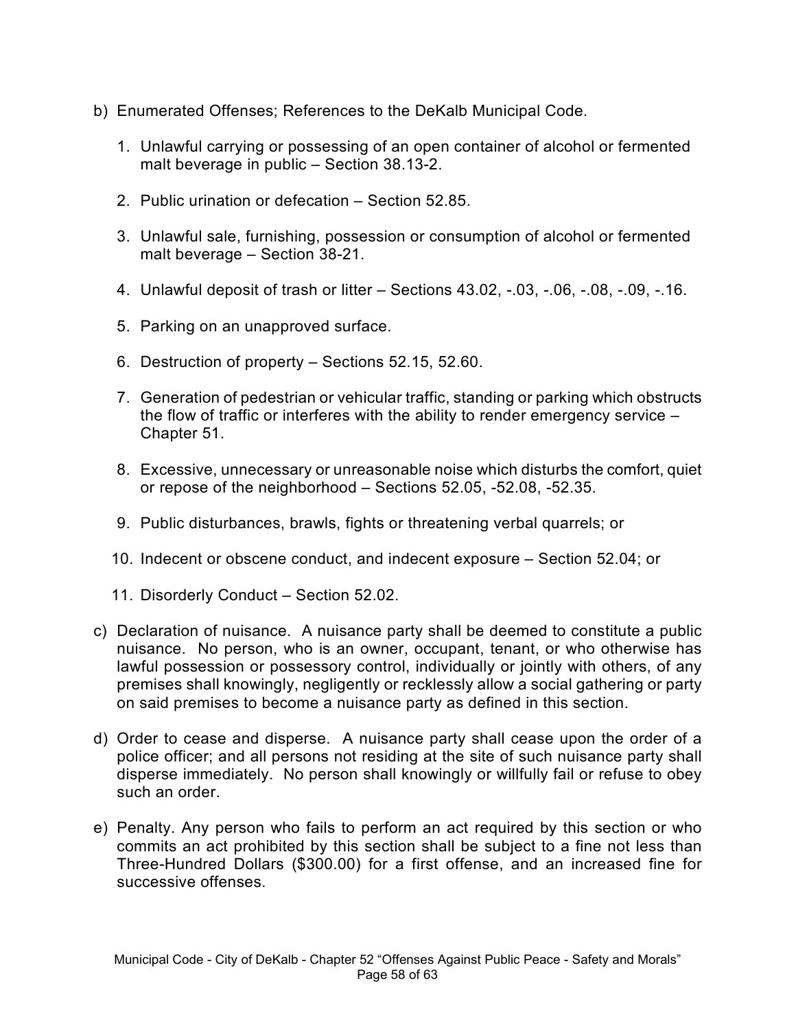b) Enumerated Offenses; References to the DeKalb Municipal Code.

   1. Unlawful carrying or possessing of an open container of alcohol or fermented malt beverage in public – Section 38.13-2.

   2. Public urination or defecation – Section 52.85.

   3. Unlawful sale, furnishing, possession or consumption of alcohol or fermented malt beverage – Section 38-21.

   4. Unlawful deposit of trash or litter – Sections 43.02, -.03, -.06, -.08, -.09, -.16.

   5. Parking on an unapproved surface.

   6. Destruction of property – Sections 52.15, 52.60.

   7. Generation of pedestrian or vehicular traffic, standing or parking which obstructs the flow of traffic or interferes with the ability to render emergency service – Chapter 51.

   8. Excessive, unnecessary or unreasonable noise which disturbs the comfort, quiet or repose of the neighborhood – Sections 52.05, -52.08, -52.35.

   9. Public disturbances, brawls, fights or threatening verbal quarrels; or

   10. Indecent or obscene conduct, and indecent exposure – Section 52.04; or

   11. Disorderly Conduct – Section 52.02.

c) Declaration of nuisance. A nuisance party shall be deemed to constitute a public nuisance. No person, who is an owner, occupant, tenant, or who otherwise has lawful possession or possessory control, individually or jointly with others, of any premises shall knowingly, negligently or recklessly allow a social gathering or party on said premises to become a nuisance party as defined in this section.

d) Order to cease and disperse. A nuisance party shall cease upon the order of a police officer; and all persons not residing at the site of such nuisance party shall disperse immediately. No person shall knowingly or willfully fail or refuse to obey such an order.

e) Penalty. Any person who fails to perform an act required by this section or who commits an act prohibited by this section shall be subject to a fine not less than Three-Hundred Dollars ($300.00) for a first offense, and an increased fine for successive offenses.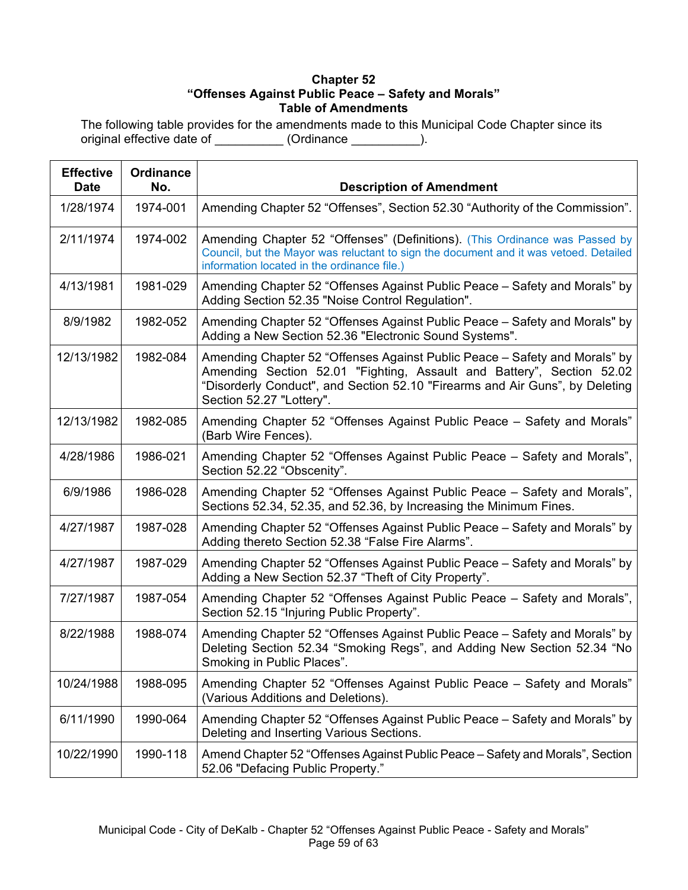**Chapter 52**
**"Offenses Against Public Peace – Safety and Morals"**
**Table of Amendments**

The following table provides for the amendments made to this Municipal Code Chapter since its original effective date of __________ (Ordinance __________).

| Effective Date | Ordinance No. | Description of Amendment |
|---|---|---|
| 1/28/1974 | 1974-001 | Amending Chapter 52 "Offenses", Section 52.30 "Authority of the Commission". |
| 2/11/1974 | 1974-002 | Amending Chapter 52 "Offenses" (Definitions). (This Ordinance was Passed by Council, but the Mayor was reluctant to sign the document and it was vetoed. Detailed information located in the ordinance file.) |
| 4/13/1981 | 1981-029 | Amending Chapter 52 "Offenses Against Public Peace – Safety and Morals" by Adding Section 52.35 "Noise Control Regulation". |
| 8/9/1982 | 1982-052 | Amending Chapter 52 "Offenses Against Public Peace – Safety and Morals" by Adding a New Section 52.36 "Electronic Sound Systems". |
| 12/13/1982 | 1982-084 | Amending Chapter 52 "Offenses Against Public Peace – Safety and Morals" by Amending Section 52.01 "Fighting, Assault and Battery", Section 52.02 "Disorderly Conduct", and Section 52.10 "Firearms and Air Guns", by Deleting Section 52.27 "Lottery". |
| 12/13/1982 | 1982-085 | Amending Chapter 52 "Offenses Against Public Peace – Safety and Morals" (Barb Wire Fences). |
| 4/28/1986 | 1986-021 | Amending Chapter 52 "Offenses Against Public Peace – Safety and Morals", Section 52.22 "Obscenity". |
| 6/9/1986 | 1986-028 | Amending Chapter 52 "Offenses Against Public Peace – Safety and Morals", Sections 52.34, 52.35, and 52.36, by Increasing the Minimum Fines. |
| 4/27/1987 | 1987-028 | Amending Chapter 52 "Offenses Against Public Peace – Safety and Morals" by Adding thereto Section 52.38 "False Fire Alarms". |
| 4/27/1987 | 1987-029 | Amending Chapter 52 "Offenses Against Public Peace – Safety and Morals" by Adding a New Section 52.37 "Theft of City Property". |
| 7/27/1987 | 1987-054 | Amending Chapter 52 "Offenses Against Public Peace – Safety and Morals", Section 52.15 "Injuring Public Property". |
| 8/22/1988 | 1988-074 | Amending Chapter 52 "Offenses Against Public Peace – Safety and Morals" by Deleting Section 52.34 "Smoking Regs", and Adding New Section 52.34 "No Smoking in Public Places". |
| 10/24/1988 | 1988-095 | Amending Chapter 52 "Offenses Against Public Peace – Safety and Morals" (Various Additions and Deletions). |
| 6/11/1990 | 1990-064 | Amending Chapter 52 "Offenses Against Public Peace – Safety and Morals" by Deleting and Inserting Various Sections. |
| 10/22/1990 | 1990-118 | Amend Chapter 52 "Offenses Against Public Peace – Safety and Morals", Section 52.06 "Defacing Public Property." |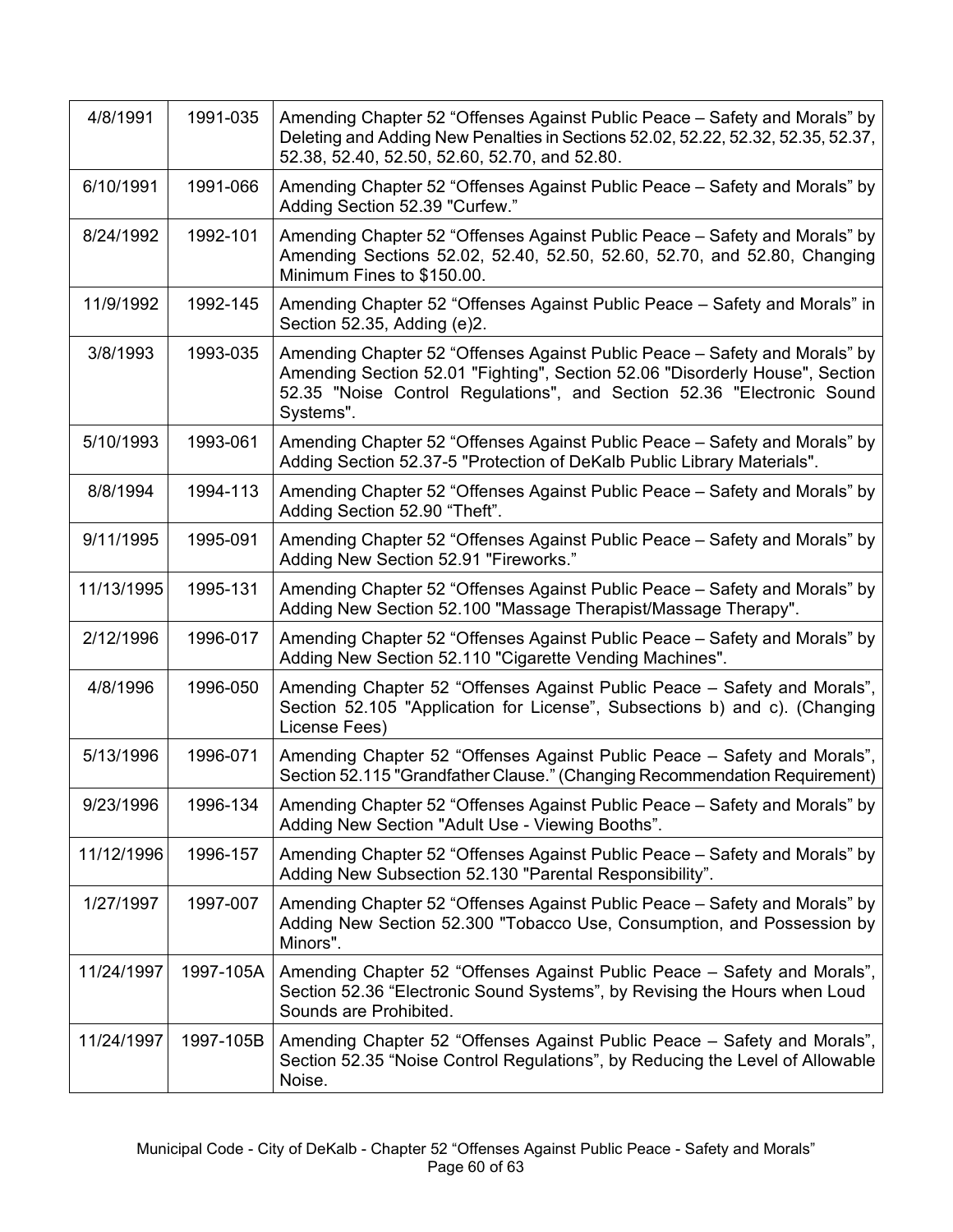| | | |
|---|---|---|
| 4/8/1991 | 1991-035 | Amending Chapter 52 "Offenses Against Public Peace – Safety and Morals" by Deleting and Adding New Penalties in Sections 52.02, 52.22, 52.32, 52.35, 52.37, 52.38, 52.40, 52.50, 52.60, 52.70, and 52.80. |
| 6/10/1991 | 1991-066 | Amending Chapter 52 "Offenses Against Public Peace – Safety and Morals" by Adding Section 52.39 "Curfew." |
| 8/24/1992 | 1992-101 | Amending Chapter 52 "Offenses Against Public Peace – Safety and Morals" by Amending Sections 52.02, 52.40, 52.50, 52.60, 52.70, and 52.80, Changing Minimum Fines to $150.00. |
| 11/9/1992 | 1992-145 | Amending Chapter 52 "Offenses Against Public Peace – Safety and Morals" in Section 52.35, Adding (e)2. |
| 3/8/1993 | 1993-035 | Amending Chapter 52 "Offenses Against Public Peace – Safety and Morals" by Amending Section 52.01 "Fighting", Section 52.06 "Disorderly House", Section 52.35 "Noise Control Regulations", and Section 52.36 "Electronic Sound Systems". |
| 5/10/1993 | 1993-061 | Amending Chapter 52 "Offenses Against Public Peace – Safety and Morals" by Adding Section 52.37-5 "Protection of DeKalb Public Library Materials". |
| 8/8/1994 | 1994-113 | Amending Chapter 52 "Offenses Against Public Peace – Safety and Morals" by Adding Section 52.90 "Theft". |
| 9/11/1995 | 1995-091 | Amending Chapter 52 "Offenses Against Public Peace – Safety and Morals" by Adding New Section 52.91 "Fireworks." |
| 11/13/1995 | 1995-131 | Amending Chapter 52 "Offenses Against Public Peace – Safety and Morals" by Adding New Section 52.100 "Massage Therapist/Massage Therapy". |
| 2/12/1996 | 1996-017 | Amending Chapter 52 "Offenses Against Public Peace – Safety and Morals" by Adding New Section 52.110 "Cigarette Vending Machines". |
| 4/8/1996 | 1996-050 | Amending Chapter 52 "Offenses Against Public Peace – Safety and Morals", Section 52.105 "Application for License", Subsections b) and c). (Changing License Fees) |
| 5/13/1996 | 1996-071 | Amending Chapter 52 "Offenses Against Public Peace – Safety and Morals", Section 52.115 "Grandfather Clause." (Changing Recommendation Requirement) |
| 9/23/1996 | 1996-134 | Amending Chapter 52 "Offenses Against Public Peace – Safety and Morals" by Adding New Section "Adult Use - Viewing Booths". |
| 11/12/1996 | 1996-157 | Amending Chapter 52 "Offenses Against Public Peace – Safety and Morals" by Adding New Subsection 52.130 "Parental Responsibility". |
| 1/27/1997 | 1997-007 | Amending Chapter 52 "Offenses Against Public Peace – Safety and Morals" by Adding New Section 52.300 "Tobacco Use, Consumption, and Possession by Minors". |
| 11/24/1997 | 1997-105A | Amending Chapter 52 "Offenses Against Public Peace – Safety and Morals", Section 52.36 "Electronic Sound Systems", by Revising the Hours when Loud Sounds are Prohibited. |
| 11/24/1997 | 1997-105B | Amending Chapter 52 "Offenses Against Public Peace – Safety and Morals", Section 52.35 "Noise Control Regulations", by Reducing the Level of Allowable Noise. |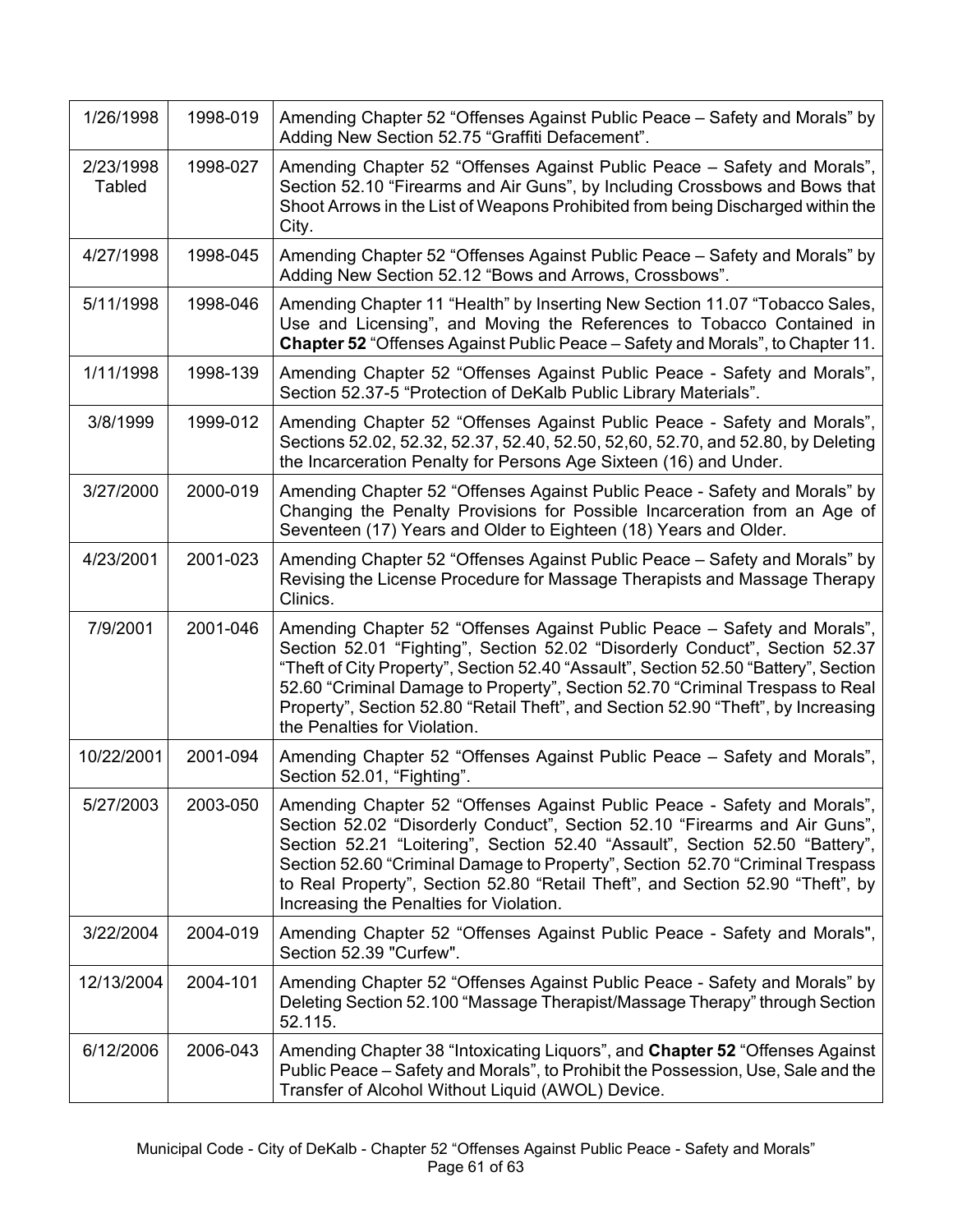| | | |
|---|---|---|
| 1/26/1998 | 1998-019 | Amending Chapter 52 "Offenses Against Public Peace – Safety and Morals" by Adding New Section 52.75 "Graffiti Defacement". |
| 2/23/1998 Tabled | 1998-027 | Amending Chapter 52 "Offenses Against Public Peace – Safety and Morals", Section 52.10 "Firearms and Air Guns", by Including Crossbows and Bows that Shoot Arrows in the List of Weapons Prohibited from being Discharged within the City. |
| 4/27/1998 | 1998-045 | Amending Chapter 52 "Offenses Against Public Peace – Safety and Morals" by Adding New Section 52.12 "Bows and Arrows, Crossbows". |
| 5/11/1998 | 1998-046 | Amending Chapter 11 "Health" by Inserting New Section 11.07 "Tobacco Sales, Use and Licensing", and Moving the References to Tobacco Contained in **Chapter 52** "Offenses Against Public Peace – Safety and Morals", to Chapter 11. |
| 1/11/1998 | 1998-139 | Amending Chapter 52 "Offenses Against Public Peace - Safety and Morals", Section 52.37-5 "Protection of DeKalb Public Library Materials". |
| 3/8/1999 | 1999-012 | Amending Chapter 52 "Offenses Against Public Peace - Safety and Morals", Sections 52.02, 52.32, 52.37, 52.40, 52.50, 52,60, 52.70, and 52.80, by Deleting the Incarceration Penalty for Persons Age Sixteen (16) and Under. |
| 3/27/2000 | 2000-019 | Amending Chapter 52 "Offenses Against Public Peace - Safety and Morals" by Changing the Penalty Provisions for Possible Incarceration from an Age of Seventeen (17) Years and Older to Eighteen (18) Years and Older. |
| 4/23/2001 | 2001-023 | Amending Chapter 52 "Offenses Against Public Peace – Safety and Morals" by Revising the License Procedure for Massage Therapists and Massage Therapy Clinics. |
| 7/9/2001 | 2001-046 | Amending Chapter 52 "Offenses Against Public Peace – Safety and Morals", Section 52.01 "Fighting", Section 52.02 "Disorderly Conduct", Section 52.37 "Theft of City Property", Section 52.40 "Assault", Section 52.50 "Battery", Section 52.60 "Criminal Damage to Property", Section 52.70 "Criminal Trespass to Real Property", Section 52.80 "Retail Theft", and Section 52.90 "Theft", by Increasing the Penalties for Violation. |
| 10/22/2001 | 2001-094 | Amending Chapter 52 "Offenses Against Public Peace – Safety and Morals", Section 52.01, "Fighting". |
| 5/27/2003 | 2003-050 | Amending Chapter 52 "Offenses Against Public Peace - Safety and Morals", Section 52.02 "Disorderly Conduct", Section 52.10 "Firearms and Air Guns", Section 52.21 "Loitering", Section 52.40 "Assault", Section 52.50 "Battery", Section 52.60 "Criminal Damage to Property", Section 52.70 "Criminal Trespass to Real Property", Section 52.80 "Retail Theft", and Section 52.90 "Theft", by Increasing the Penalties for Violation. |
| 3/22/2004 | 2004-019 | Amending Chapter 52 "Offenses Against Public Peace - Safety and Morals", Section 52.39 "Curfew". |
| 12/13/2004 | 2004-101 | Amending Chapter 52 "Offenses Against Public Peace - Safety and Morals" by Deleting Section 52.100 "Massage Therapist/Massage Therapy" through Section 52.115. |
| 6/12/2006 | 2006-043 | Amending Chapter 38 "Intoxicating Liquors", and **Chapter 52** "Offenses Against Public Peace – Safety and Morals", to Prohibit the Possession, Use, Sale and the Transfer of Alcohol Without Liquid (AWOL) Device. |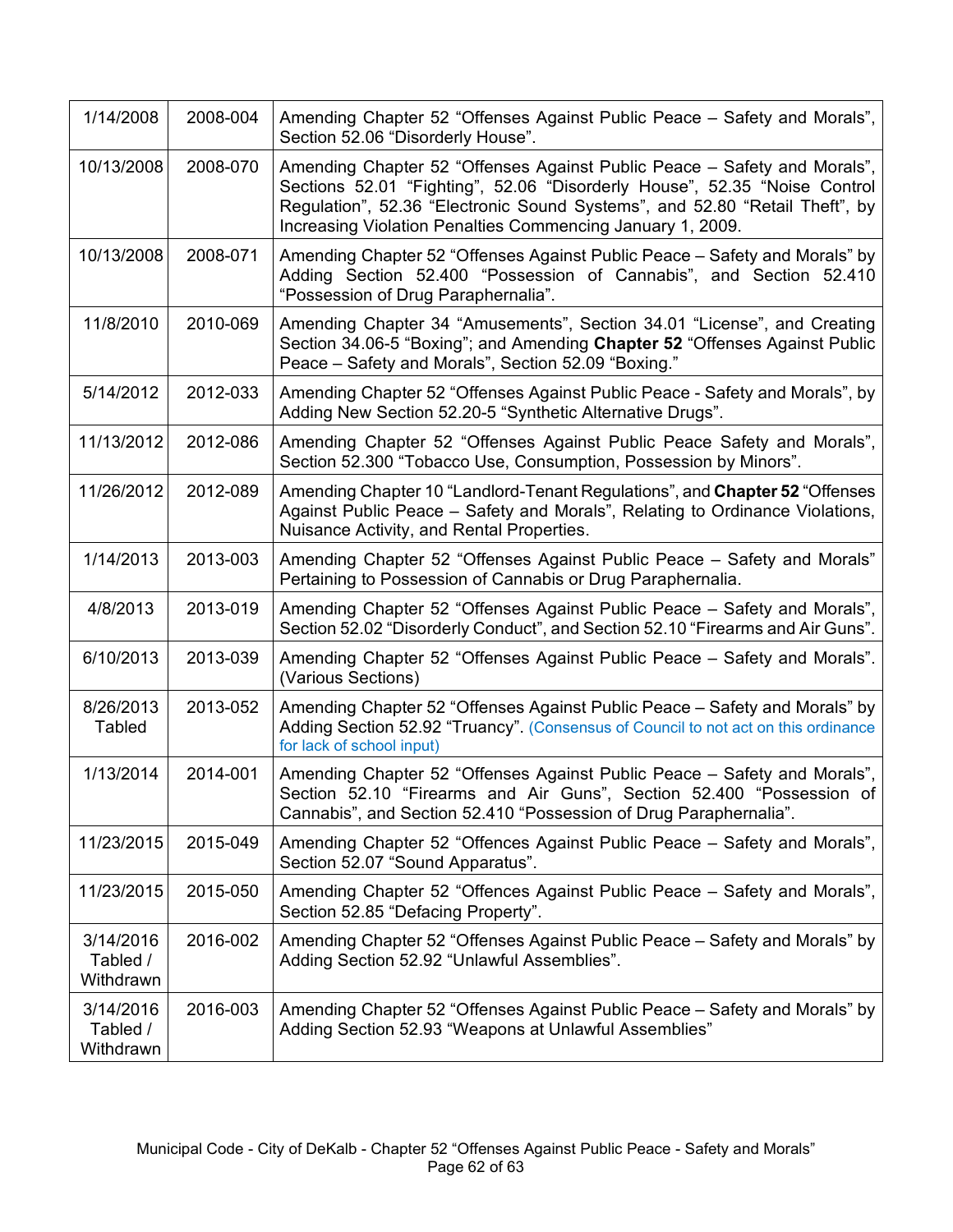| | | |
|---|---|---|
| 1/14/2008 | 2008-004 | Amending Chapter 52 “Offenses Against Public Peace – Safety and Morals”, Section 52.06 “Disorderly House”. |
| 10/13/2008 | 2008-070 | Amending Chapter 52 “Offenses Against Public Peace – Safety and Morals”, Sections 52.01 “Fighting”, 52.06 “Disorderly House”, 52.35 “Noise Control Regulation”, 52.36 “Electronic Sound Systems”, and 52.80 “Retail Theft”, by Increasing Violation Penalties Commencing January 1, 2009. |
| 10/13/2008 | 2008-071 | Amending Chapter 52 “Offenses Against Public Peace – Safety and Morals” by Adding Section 52.400 “Possession of Cannabis”, and Section 52.410 “Possession of Drug Paraphernalia”. |
| 11/8/2010 | 2010-069 | Amending Chapter 34 “Amusements”, Section 34.01 “License”, and Creating Section 34.06-5 “Boxing”; and Amending **Chapter 52** “Offenses Against Public Peace – Safety and Morals”, Section 52.09 “Boxing.” |
| 5/14/2012 | 2012-033 | Amending Chapter 52 “Offenses Against Public Peace - Safety and Morals”, by Adding New Section 52.20-5 “Synthetic Alternative Drugs”. |
| 11/13/2012 | 2012-086 | Amending Chapter 52 “Offenses Against Public Peace Safety and Morals”, Section 52.300 “Tobacco Use, Consumption, Possession by Minors”. |
| 11/26/2012 | 2012-089 | Amending Chapter 10 “Landlord-Tenant Regulations”, and **Chapter 52** “Offenses Against Public Peace – Safety and Morals”, Relating to Ordinance Violations, Nuisance Activity, and Rental Properties. |
| 1/14/2013 | 2013-003 | Amending Chapter 52 “Offenses Against Public Peace – Safety and Morals” Pertaining to Possession of Cannabis or Drug Paraphernalia. |
| 4/8/2013 | 2013-019 | Amending Chapter 52 “Offenses Against Public Peace – Safety and Morals”, Section 52.02 “Disorderly Conduct”, and Section 52.10 “Firearms and Air Guns”. |
| 6/10/2013 | 2013-039 | Amending Chapter 52 “Offenses Against Public Peace – Safety and Morals”. (Various Sections) |
| 8/26/2013 Tabled | 2013-052 | Amending Chapter 52 “Offenses Against Public Peace – Safety and Morals” by Adding Section 52.92 “Truancy”. (Consensus of Council to not act on this ordinance for lack of school input) |
| 1/13/2014 | 2014-001 | Amending Chapter 52 “Offenses Against Public Peace – Safety and Morals”, Section 52.10 “Firearms and Air Guns”, Section 52.400 “Possession of Cannabis”, and Section 52.410 “Possession of Drug Paraphernalia”. |
| 11/23/2015 | 2015-049 | Amending Chapter 52 “Offences Against Public Peace – Safety and Morals”, Section 52.07 “Sound Apparatus”. |
| 11/23/2015 | 2015-050 | Amending Chapter 52 “Offences Against Public Peace – Safety and Morals”, Section 52.85 “Defacing Property”. |
| 3/14/2016 Tabled / Withdrawn | 2016-002 | Amending Chapter 52 “Offenses Against Public Peace – Safety and Morals” by Adding Section 52.92 “Unlawful Assemblies”. |
| 3/14/2016 Tabled / Withdrawn | 2016-003 | Amending Chapter 52 “Offenses Against Public Peace – Safety and Morals” by Adding Section 52.93 “Weapons at Unlawful Assemblies” |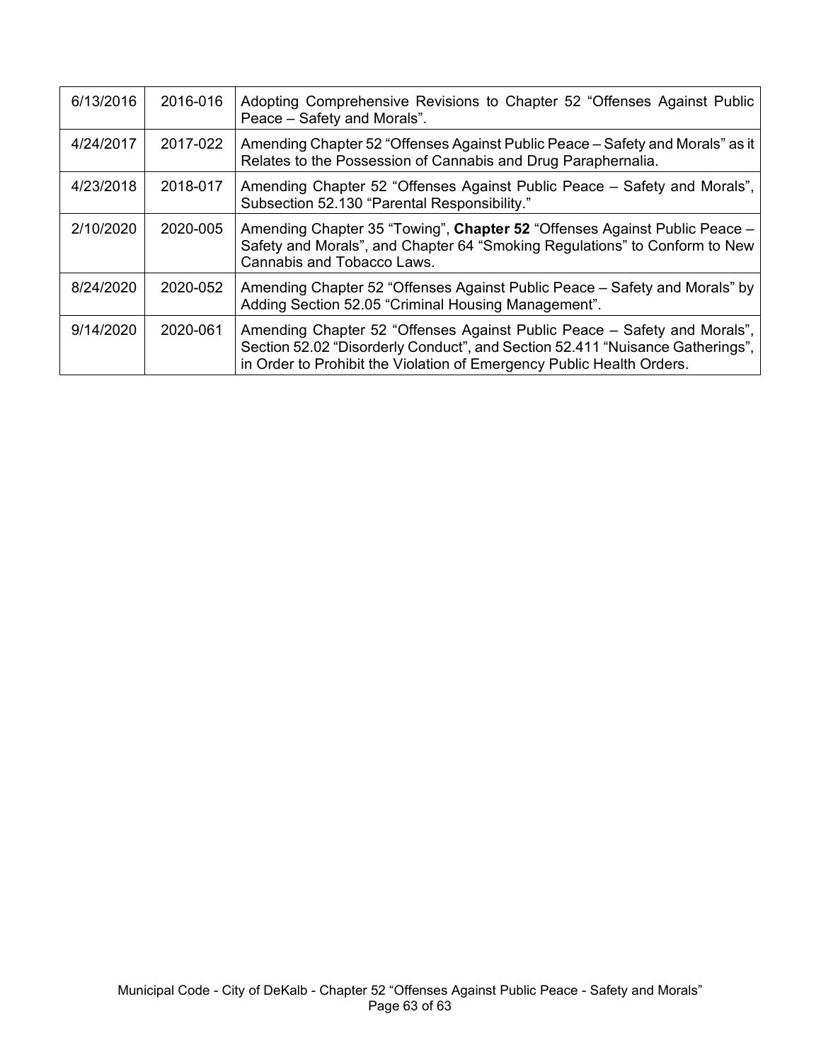| | | |
|---|---|---|
| 6/13/2016 | 2016-016 | Adopting Comprehensive Revisions to Chapter 52 "Offenses Against Public Peace – Safety and Morals". |
| 4/24/2017 | 2017-022 | Amending Chapter 52 "Offenses Against Public Peace – Safety and Morals" as it Relates to the Possession of Cannabis and Drug Paraphernalia. |
| 4/23/2018 | 2018-017 | Amending Chapter 52 "Offenses Against Public Peace – Safety and Morals", Subsection 52.130 "Parental Responsibility." |
| 2/10/2020 | 2020-005 | Amending Chapter 35 "Towing", **Chapter 52** "Offenses Against Public Peace – Safety and Morals", and Chapter 64 "Smoking Regulations" to Conform to New Cannabis and Tobacco Laws. |
| 8/24/2020 | 2020-052 | Amending Chapter 52 "Offenses Against Public Peace – Safety and Morals" by Adding Section 52.05 "Criminal Housing Management". |
| 9/14/2020 | 2020-061 | Amending Chapter 52 "Offenses Against Public Peace – Safety and Morals", Section 52.02 "Disorderly Conduct", and Section 52.411 "Nuisance Gatherings", in Order to Prohibit the Violation of Emergency Public Health Orders. |